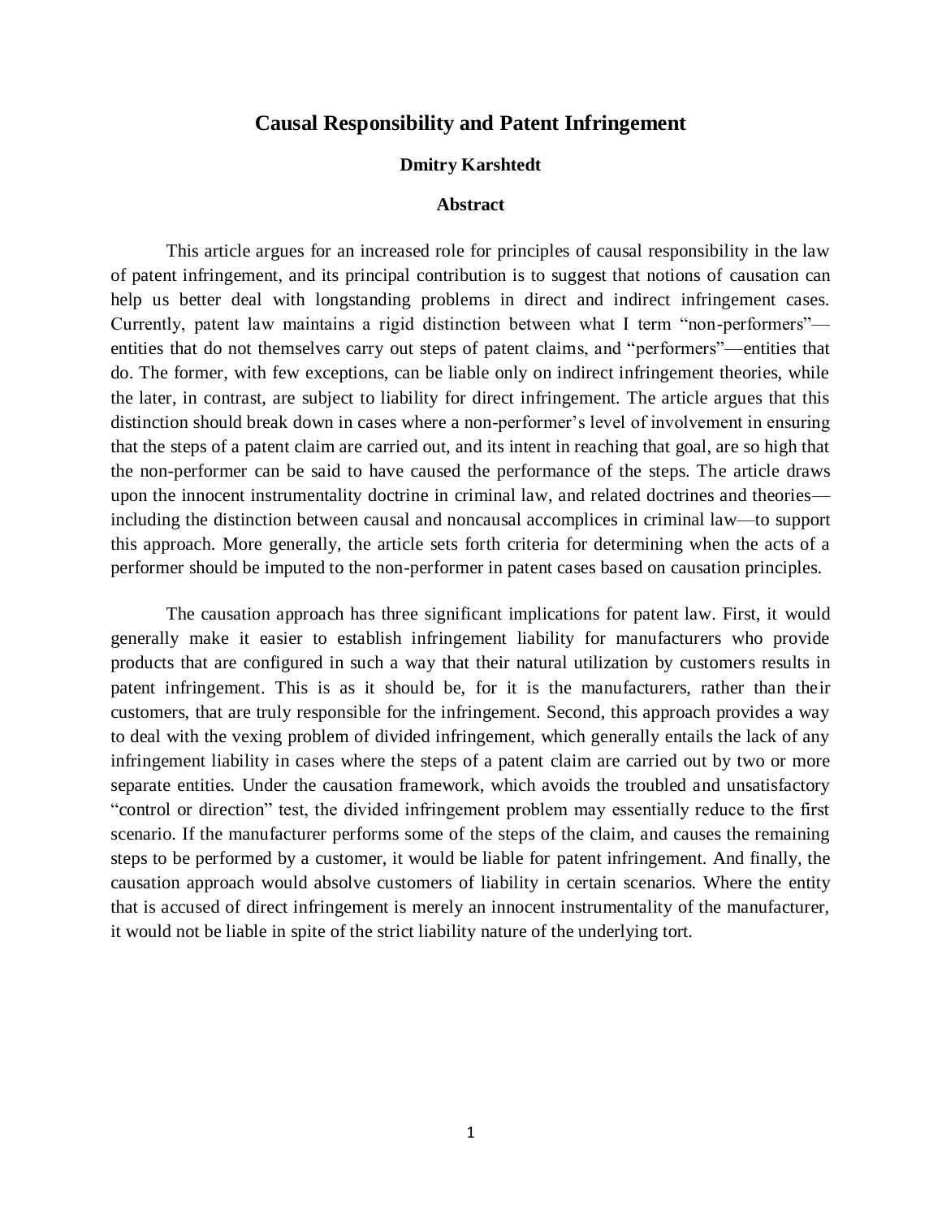# Causal Responsibility and Patent Infringement

**Dmitry Karshtedt**

**Abstract**

This article argues for an increased role for principles of causal responsibility in the law of patent infringement, and its principal contribution is to suggest that notions of causation can help us better deal with longstanding problems in direct and indirect infringement cases. Currently, patent law maintains a rigid distinction between what I term "non-performers"—entities that do not themselves carry out steps of patent claims, and "performers"—entities that do. The former, with few exceptions, can be liable only on indirect infringement theories, while the later, in contrast, are subject to liability for direct infringement. The article argues that this distinction should break down in cases where a non-performer's level of involvement in ensuring that the steps of a patent claim are carried out, and its intent in reaching that goal, are so high that the non-performer can be said to have caused the performance of the steps. The article draws upon the innocent instrumentality doctrine in criminal law, and related doctrines and theories—including the distinction between causal and noncausal accomplices in criminal law—to support this approach. More generally, the article sets forth criteria for determining when the acts of a performer should be imputed to the non-performer in patent cases based on causation principles.

The causation approach has three significant implications for patent law. First, it would generally make it easier to establish infringement liability for manufacturers who provide products that are configured in such a way that their natural utilization by customers results in patent infringement. This is as it should be, for it is the manufacturers, rather than their customers, that are truly responsible for the infringement. Second, this approach provides a way to deal with the vexing problem of divided infringement, which generally entails the lack of any infringement liability in cases where the steps of a patent claim are carried out by two or more separate entities. Under the causation framework, which avoids the troubled and unsatisfactory "control or direction" test, the divided infringement problem may essentially reduce to the first scenario. If the manufacturer performs some of the steps of the claim, and causes the remaining steps to be performed by a customer, it would be liable for patent infringement. And finally, the causation approach would absolve customers of liability in certain scenarios. Where the entity that is accused of direct infringement is merely an innocent instrumentality of the manufacturer, it would not be liable in spite of the strict liability nature of the underlying tort.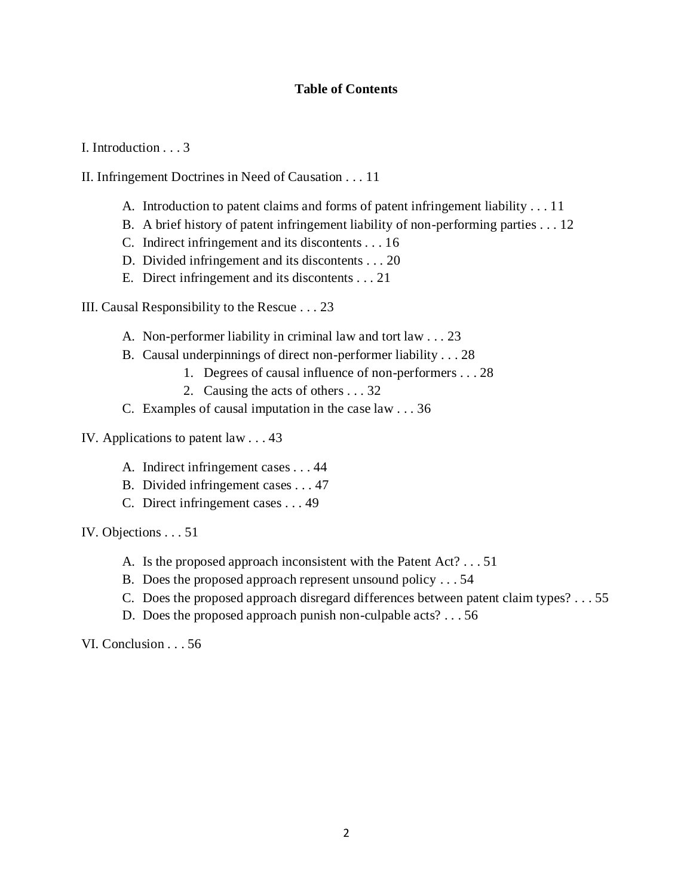# Table of Contents

I. Introduction . . . 3

II. Infringement Doctrines in Need of Causation . . . 11

- A. Introduction to patent claims and forms of patent infringement liability . . . 11
- B. A brief history of patent infringement liability of non-performing parties . . . 12
- C. Indirect infringement and its discontents . . . 16
- D. Divided infringement and its discontents . . . 20
- E. Direct infringement and its discontents . . . 21

III. Causal Responsibility to the Rescue . . . 23

- A. Non-performer liability in criminal law and tort law . . . 23
- B. Causal underpinnings of direct non-performer liability . . . 28
  1. Degrees of causal influence of non-performers . . . 28
  2. Causing the acts of others . . . 32
- C. Examples of causal imputation in the case law . . . 36

IV. Applications to patent law . . . 43

- A. Indirect infringement cases . . . 44
- B. Divided infringement cases . . . 47
- C. Direct infringement cases . . . 49

IV. Objections . . . 51

- A. Is the proposed approach inconsistent with the Patent Act? . . . 51
- B. Does the proposed approach represent unsound policy . . . 54
- C. Does the proposed approach disregard differences between patent claim types? . . . 55
- D. Does the proposed approach punish non-culpable acts? . . . 56

VI. Conclusion . . . 56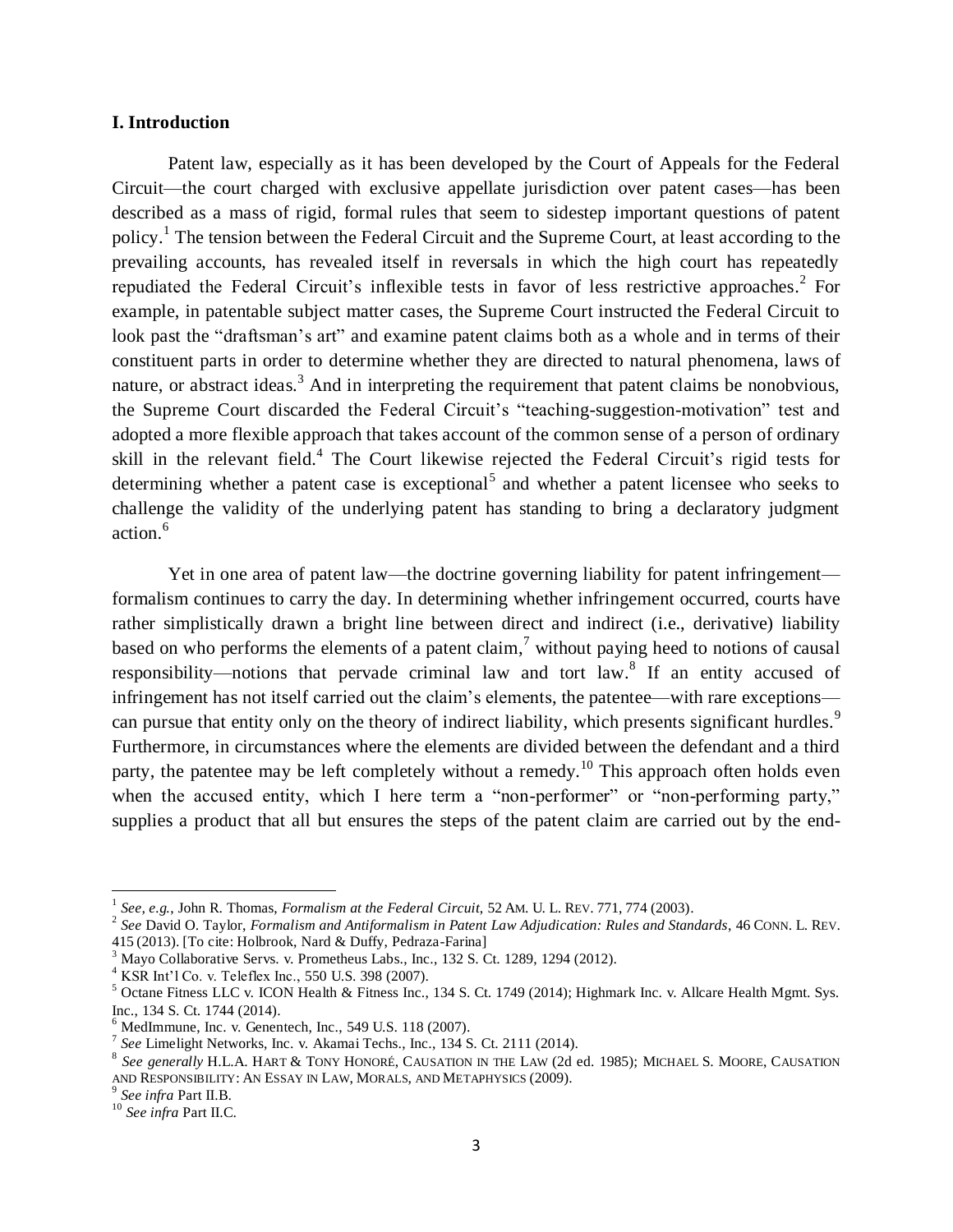## I. Introduction

Patent law, especially as it has been developed by the Court of Appeals for the Federal Circuit—the court charged with exclusive appellate jurisdiction over patent cases—has been described as a mass of rigid, formal rules that seem to sidestep important questions of patent policy.[1] The tension between the Federal Circuit and the Supreme Court, at least according to the prevailing accounts, has revealed itself in reversals in which the high court has repeatedly repudiated the Federal Circuit's inflexible tests in favor of less restrictive approaches.[2] For example, in patentable subject matter cases, the Supreme Court instructed the Federal Circuit to look past the "draftsman's art" and examine patent claims both as a whole and in terms of their constituent parts in order to determine whether they are directed to natural phenomena, laws of nature, or abstract ideas.[3] And in interpreting the requirement that patent claims be nonobvious, the Supreme Court discarded the Federal Circuit's "teaching-suggestion-motivation" test and adopted a more flexible approach that takes account of the common sense of a person of ordinary skill in the relevant field.[4] The Court likewise rejected the Federal Circuit's rigid tests for determining whether a patent case is exceptional[5] and whether a patent licensee who seeks to challenge the validity of the underlying patent has standing to bring a declaratory judgment action.[6]

Yet in one area of patent law—the doctrine governing liability for patent infringement—formalism continues to carry the day. In determining whether infringement occurred, courts have rather simplistically drawn a bright line between direct and indirect (i.e., derivative) liability based on who performs the elements of a patent claim,[7] without paying heed to notions of causal responsibility—notions that pervade criminal law and tort law.[8] If an entity accused of infringement has not itself carried out the claim's elements, the patentee—with rare exceptions—can pursue that entity only on the theory of indirect liability, which presents significant hurdles.[9] Furthermore, in circumstances where the elements are divided between the defendant and a third party, the patentee may be left completely without a remedy.[10] This approach often holds even when the accused entity, which I here term a "non-performer" or "non-performing party," supplies a product that all but ensures the steps of the patent claim are carried out by the end-

---

[1] *See, e.g.*, John R. Thomas, *Formalism at the Federal Circuit*, 52 AM. U. L. REV. 771, 774 (2003).

[2] *See* David O. Taylor, *Formalism and Antiformalism in Patent Law Adjudication: Rules and Standards*, 46 CONN. L. REV. 415 (2013). [To cite: Holbrook, Nard & Duffy, Pedraza-Farina]

[3] Mayo Collaborative Servs. v. Prometheus Labs., Inc., 132 S. Ct. 1289, 1294 (2012).

[4] KSR Int'l Co. v. Teleflex Inc., 550 U.S. 398 (2007).

[5] Octane Fitness LLC v. ICON Health & Fitness Inc., 134 S. Ct. 1749 (2014); Highmark Inc. v. Allcare Health Mgmt. Sys. Inc., 134 S. Ct. 1744 (2014).

[6] MedImmune, Inc. v. Genentech, Inc., 549 U.S. 118 (2007).

[7] *See* Limelight Networks, Inc. v. Akamai Techs., Inc., 134 S. Ct. 2111 (2014).

[8] *See generally* H.L.A. HART & TONY HONORÉ, CAUSATION IN THE LAW (2d ed. 1985); MICHAEL S. MOORE, CAUSATION AND RESPONSIBILITY: AN ESSAY IN LAW, MORALS, AND METAPHYSICS (2009).

[9] *See infra* Part II.B.

[10] *See infra* Part II.C.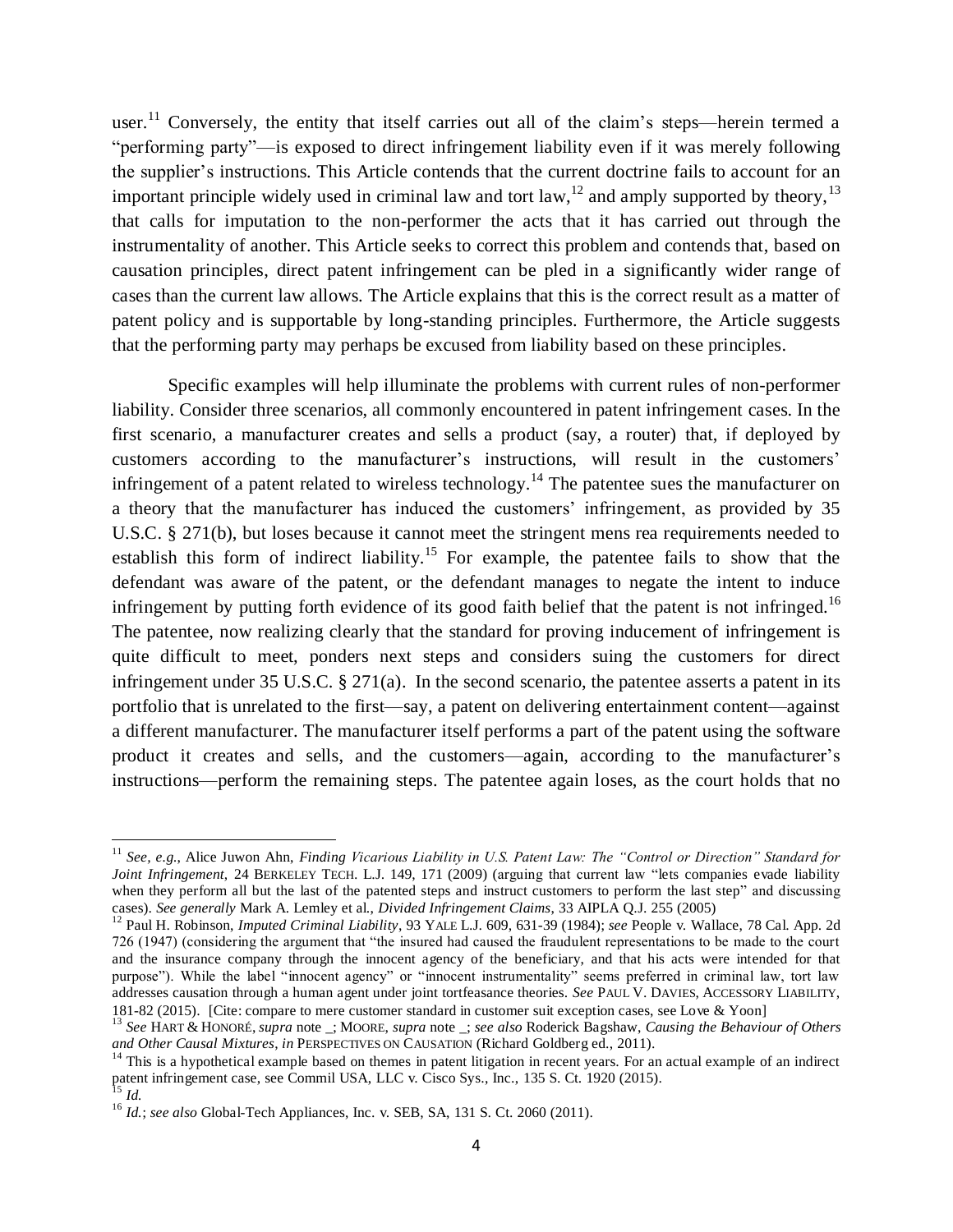user.[11] Conversely, the entity that itself carries out all of the claim's steps—herein termed a "performing party"—is exposed to direct infringement liability even if it was merely following the supplier's instructions. This Article contends that the current doctrine fails to account for an important principle widely used in criminal law and tort law,[12] and amply supported by theory,[13] that calls for imputation to the non-performer the acts that it has carried out through the instrumentality of another. This Article seeks to correct this problem and contends that, based on causation principles, direct patent infringement can be pled in a significantly wider range of cases than the current law allows. The Article explains that this is the correct result as a matter of patent policy and is supportable by long-standing principles. Furthermore, the Article suggests that the performing party may perhaps be excused from liability based on these principles.

Specific examples will help illuminate the problems with current rules of non-performer liability. Consider three scenarios, all commonly encountered in patent infringement cases. In the first scenario, a manufacturer creates and sells a product (say, a router) that, if deployed by customers according to the manufacturer's instructions, will result in the customers' infringement of a patent related to wireless technology.[14] The patentee sues the manufacturer on a theory that the manufacturer has induced the customers' infringement, as provided by 35 U.S.C. § 271(b), but loses because it cannot meet the stringent mens rea requirements needed to establish this form of indirect liability.[15] For example, the patentee fails to show that the defendant was aware of the patent, or the defendant manages to negate the intent to induce infringement by putting forth evidence of its good faith belief that the patent is not infringed.[16] The patentee, now realizing clearly that the standard for proving inducement of infringement is quite difficult to meet, ponders next steps and considers suing the customers for direct infringement under 35 U.S.C. § 271(a). In the second scenario, the patentee asserts a patent in its portfolio that is unrelated to the first—say, a patent on delivering entertainment content—against a different manufacturer. The manufacturer itself performs a part of the patent using the software product it creates and sells, and the customers—again, according to the manufacturer's instructions—perform the remaining steps. The patentee again loses, as the court holds that no

---

[11] *See, e.g.*, Alice Juwon Ahn, *Finding Vicarious Liability in U.S. Patent Law: The "Control or Direction" Standard for Joint Infringement*, 24 BERKELEY TECH. L.J. 149, 171 (2009) (arguing that current law "lets companies evade liability when they perform all but the last of the patented steps and instruct customers to perform the last step" and discussing cases). *See generally* Mark A. Lemley et al., *Divided Infringement Claims*, 33 AIPLA Q.J. 255 (2005)

[12] Paul H. Robinson, *Imputed Criminal Liability*, 93 YALE L.J. 609, 631-39 (1984); *see* People v. Wallace, 78 Cal. App. 2d 726 (1947) (considering the argument that "the insured had caused the fraudulent representations to be made to the court and the insurance company through the innocent agency of the beneficiary, and that his acts were intended for that purpose"). While the label "innocent agency" or "innocent instrumentality" seems preferred in criminal law, tort law addresses causation through a human agent under joint tortfeasance theories. *See* PAUL V. DAVIES, ACCESSORY LIABILITY, 181-82 (2015). [Cite: compare to mere customer standard in customer suit exception cases, see Love & Yoon]

[13] *See* HART & HONORÉ, *supra* note _; MOORE, *supra* note _; *see also* Roderick Bagshaw, *Causing the Behaviour of Others and Other Causal Mixtures*, *in* PERSPECTIVES ON CAUSATION (Richard Goldberg ed., 2011).

[14] This is a hypothetical example based on themes in patent litigation in recent years. For an actual example of an indirect patent infringement case, see Commil USA, LLC v. Cisco Sys., Inc., 135 S. Ct. 1920 (2015).

[15] *Id.*

[16] *Id.*; *see also* Global-Tech Appliances, Inc. v. SEB, SA, 131 S. Ct. 2060 (2011).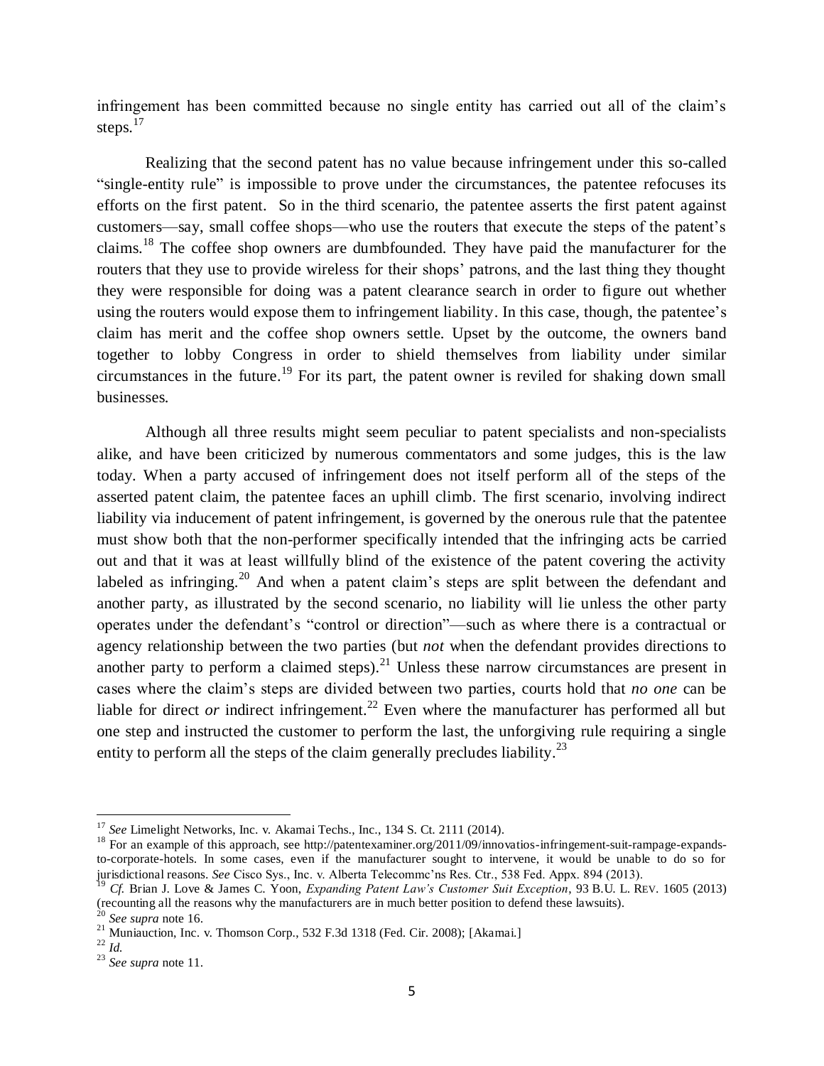infringement has been committed because no single entity has carried out all of the claim's steps.[17]

Realizing that the second patent has no value because infringement under this so-called "single-entity rule" is impossible to prove under the circumstances, the patentee refocuses its efforts on the first patent. So in the third scenario, the patentee asserts the first patent against customers—say, small coffee shops—who use the routers that execute the steps of the patent's claims.[18] The coffee shop owners are dumbfounded. They have paid the manufacturer for the routers that they use to provide wireless for their shops' patrons, and the last thing they thought they were responsible for doing was a patent clearance search in order to figure out whether using the routers would expose them to infringement liability. In this case, though, the patentee's claim has merit and the coffee shop owners settle. Upset by the outcome, the owners band together to lobby Congress in order to shield themselves from liability under similar circumstances in the future.[19] For its part, the patent owner is reviled for shaking down small businesses.

Although all three results might seem peculiar to patent specialists and non-specialists alike, and have been criticized by numerous commentators and some judges, this is the law today. When a party accused of infringement does not itself perform all of the steps of the asserted patent claim, the patentee faces an uphill climb. The first scenario, involving indirect liability via inducement of patent infringement, is governed by the onerous rule that the patentee must show both that the non-performer specifically intended that the infringing acts be carried out and that it was at least willfully blind of the existence of the patent covering the activity labeled as infringing.[20] And when a patent claim's steps are split between the defendant and another party, as illustrated by the second scenario, no liability will lie unless the other party operates under the defendant's "control or direction"—such as where there is a contractual or agency relationship between the two parties (but *not* when the defendant provides directions to another party to perform a claimed steps).[21] Unless these narrow circumstances are present in cases where the claim's steps are divided between two parties, courts hold that *no one* can be liable for direct *or* indirect infringement.[22] Even where the manufacturer has performed all but one step and instructed the customer to perform the last, the unforgiving rule requiring a single entity to perform all the steps of the claim generally precludes liability.[23]

---

[17] *See* Limelight Networks, Inc. v. Akamai Techs., Inc., 134 S. Ct. 2111 (2014).

[18] For an example of this approach, see http://patentexaminer.org/2011/09/innovatios-infringement-suit-rampage-expands-to-corporate-hotels. In some cases, even if the manufacturer sought to intervene, it would be unable to do so for jurisdictional reasons. *See* Cisco Sys., Inc. v. Alberta Telecommc'ns Res. Ctr., 538 Fed. Appx. 894 (2013).

[19] *Cf.* Brian J. Love & James C. Yoon, *Expanding Patent Law's Customer Suit Exception*, 93 B.U. L. REV. 1605 (2013) (recounting all the reasons why the manufacturers are in much better position to defend these lawsuits).

[20] *See supra* note 16.

[21] Muniauction, Inc. v. Thomson Corp., 532 F.3d 1318 (Fed. Cir. 2008); [Akamai.]

[22] *Id.*

[23] *See supra* note 11.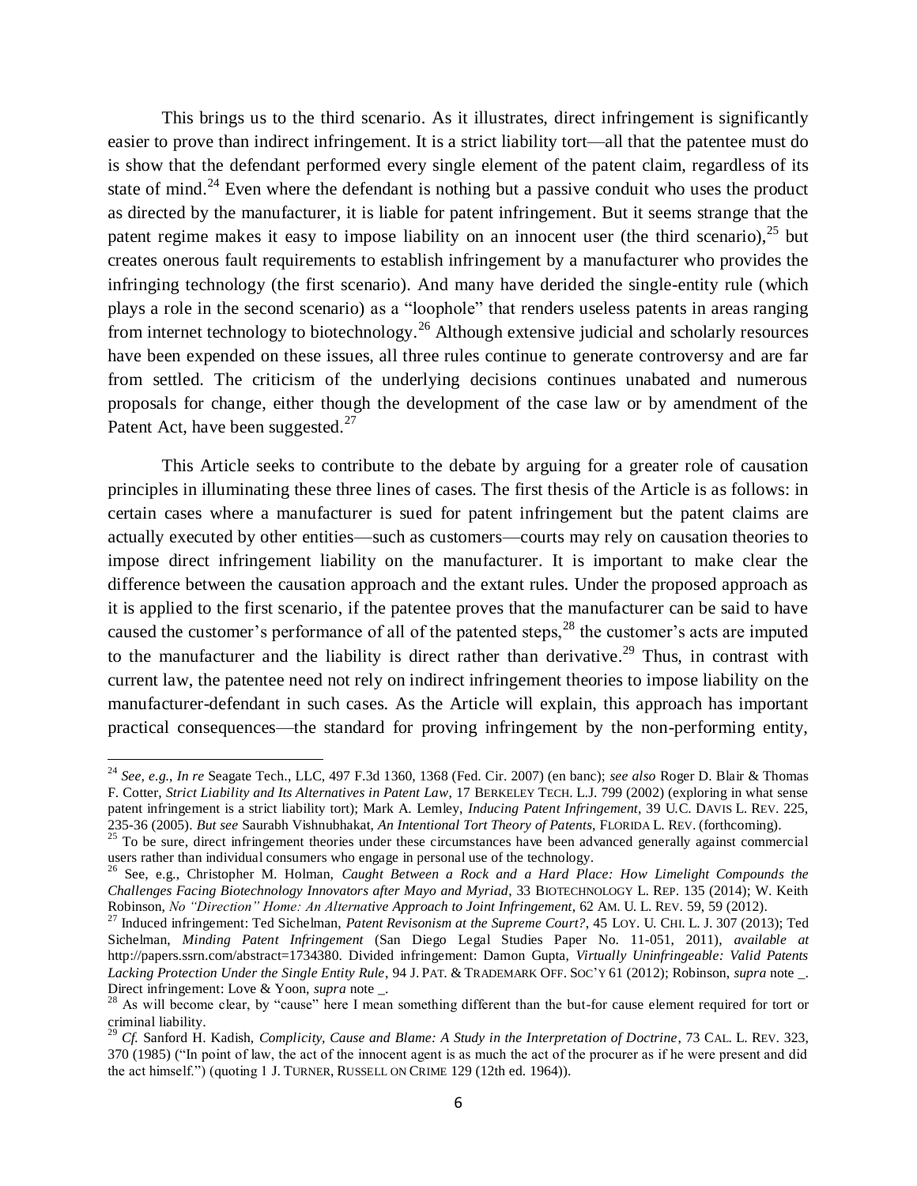This brings us to the third scenario. As it illustrates, direct infringement is significantly easier to prove than indirect infringement. It is a strict liability tort—all that the patentee must do is show that the defendant performed every single element of the patent claim, regardless of its state of mind.[24] Even where the defendant is nothing but a passive conduit who uses the product as directed by the manufacturer, it is liable for patent infringement. But it seems strange that the patent regime makes it easy to impose liability on an innocent user (the third scenario),[25] but creates onerous fault requirements to establish infringement by a manufacturer who provides the infringing technology (the first scenario). And many have derided the single-entity rule (which plays a role in the second scenario) as a "loophole" that renders useless patents in areas ranging from internet technology to biotechnology.[26] Although extensive judicial and scholarly resources have been expended on these issues, all three rules continue to generate controversy and are far from settled. The criticism of the underlying decisions continues unabated and numerous proposals for change, either though the development of the case law or by amendment of the Patent Act, have been suggested.[27]

This Article seeks to contribute to the debate by arguing for a greater role of causation principles in illuminating these three lines of cases. The first thesis of the Article is as follows: in certain cases where a manufacturer is sued for patent infringement but the patent claims are actually executed by other entities—such as customers—courts may rely on causation theories to impose direct infringement liability on the manufacturer. It is important to make clear the difference between the causation approach and the extant rules. Under the proposed approach as it is applied to the first scenario, if the patentee proves that the manufacturer can be said to have caused the customer's performance of all of the patented steps,[28] the customer's acts are imputed to the manufacturer and the liability is direct rather than derivative.[29] Thus, in contrast with current law, the patentee need not rely on indirect infringement theories to impose liability on the manufacturer-defendant in such cases. As the Article will explain, this approach has important practical consequences—the standard for proving infringement by the non-performing entity,

---

[24] *See, e.g.*, *In re* Seagate Tech., LLC, 497 F.3d 1360, 1368 (Fed. Cir. 2007) (en banc); *see also* Roger D. Blair & Thomas F. Cotter, *Strict Liability and Its Alternatives in Patent Law*, 17 BERKELEY TECH. L.J. 799 (2002) (exploring in what sense patent infringement is a strict liability tort); Mark A. Lemley, *Inducing Patent Infringement*, 39 U.C. DAVIS L. REV. 225, 235-36 (2005). *But see* Saurabh Vishnubhakat, *An Intentional Tort Theory of Patents*, FLORIDA L. REV. (forthcoming).

[25] To be sure, direct infringement theories under these circumstances have been advanced generally against commercial users rather than individual consumers who engage in personal use of the technology.

[26] See, e.g., Christopher M. Holman, *Caught Between a Rock and a Hard Place: How Limelight Compounds the Challenges Facing Biotechnology Innovators after Mayo and Myriad*, 33 BIOTECHNOLOGY L. REP. 135 (2014); W. Keith Robinson, *No "Direction" Home: An Alternative Approach to Joint Infringement*, 62 AM. U. L. REV. 59, 59 (2012).

[27] Induced infringement: Ted Sichelman, *Patent Revisonism at the Supreme Court?*, 45 LOY. U. CHI. L. J. 307 (2013); Ted Sichelman, *Minding Patent Infringement* (San Diego Legal Studies Paper No. 11-051, 2011), *available at* http://papers.ssrn.com/abstract=1734380. Divided infringement: Damon Gupta, *Virtually Uninfringeable: Valid Patents Lacking Protection Under the Single Entity Rule*, 94 J. PAT. & TRADEMARK OFF. SOC'Y 61 (2012); Robinson, *supra* note _. Direct infringement: Love & Yoon, *supra* note _.

[28] As will become clear, by "cause" here I mean something different than the but-for cause element required for tort or criminal liability.

[29] *Cf.* Sanford H. Kadish, *Complicity, Cause and Blame: A Study in the Interpretation of Doctrine*, 73 CAL. L. REV. 323, 370 (1985) ("In point of law, the act of the innocent agent is as much the act of the procurer as if he were present and did the act himself.") (quoting 1 J. TURNER, RUSSELL ON CRIME 129 (12th ed. 1964)).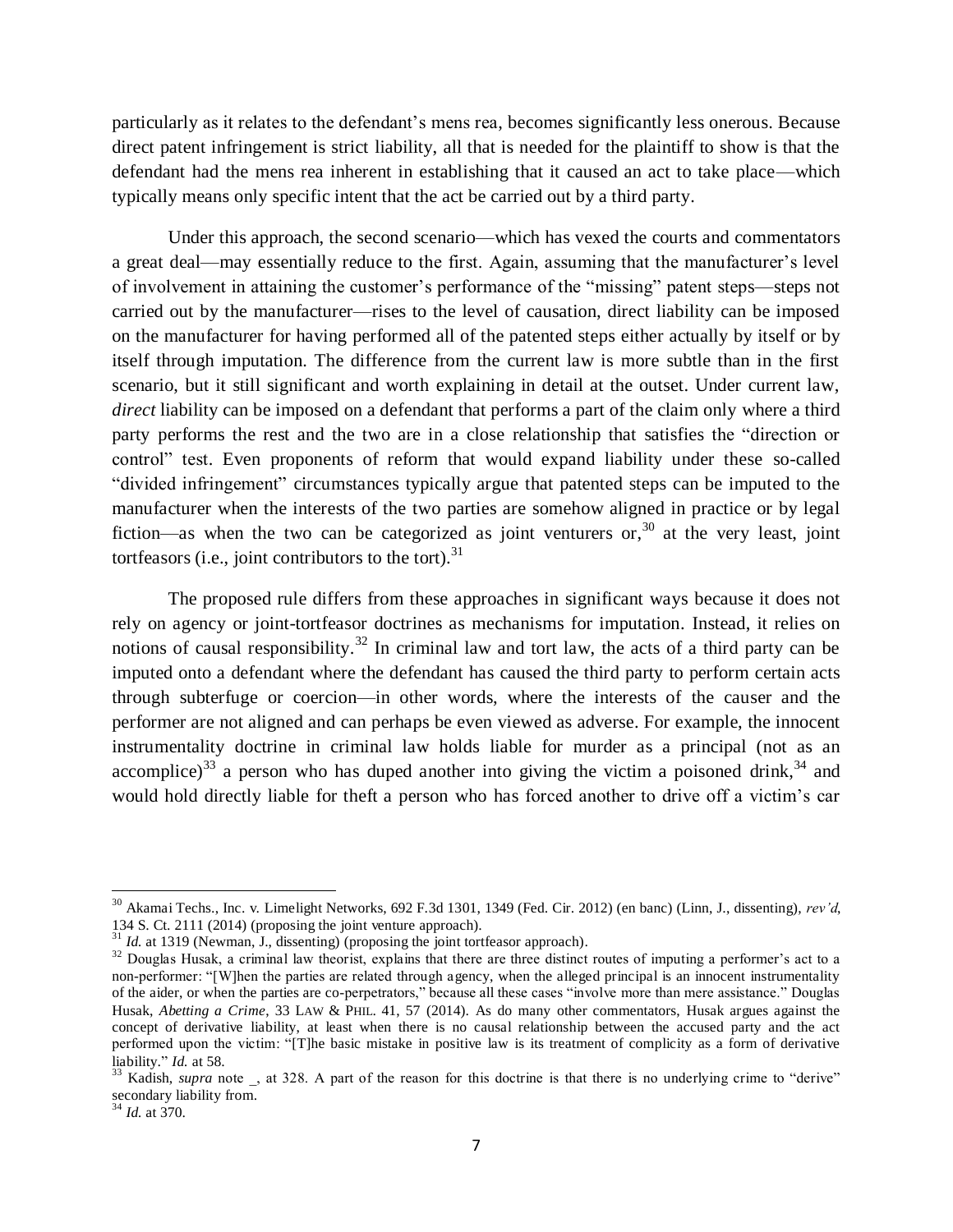particularly as it relates to the defendant's mens rea, becomes significantly less onerous. Because direct patent infringement is strict liability, all that is needed for the plaintiff to show is that the defendant had the mens rea inherent in establishing that it caused an act to take place—which typically means only specific intent that the act be carried out by a third party.

Under this approach, the second scenario—which has vexed the courts and commentators a great deal—may essentially reduce to the first. Again, assuming that the manufacturer's level of involvement in attaining the customer's performance of the "missing" patent steps—steps not carried out by the manufacturer—rises to the level of causation, direct liability can be imposed on the manufacturer for having performed all of the patented steps either actually by itself or by itself through imputation. The difference from the current law is more subtle than in the first scenario, but it still significant and worth explaining in detail at the outset. Under current law, *direct* liability can be imposed on a defendant that performs a part of the claim only where a third party performs the rest and the two are in a close relationship that satisfies the "direction or control" test. Even proponents of reform that would expand liability under these so-called "divided infringement" circumstances typically argue that patented steps can be imputed to the manufacturer when the interests of the two parties are somehow aligned in practice or by legal fiction—as when the two can be categorized as joint venturers or,[30] at the very least, joint tortfeasors (i.e., joint contributors to the tort).[31]

The proposed rule differs from these approaches in significant ways because it does not rely on agency or joint-tortfeasor doctrines as mechanisms for imputation. Instead, it relies on notions of causal responsibility.[32] In criminal law and tort law, the acts of a third party can be imputed onto a defendant where the defendant has caused the third party to perform certain acts through subterfuge or coercion—in other words, where the interests of the causer and the performer are not aligned and can perhaps be even viewed as adverse. For example, the innocent instrumentality doctrine in criminal law holds liable for murder as a principal (not as an accomplice)[33] a person who has duped another into giving the victim a poisoned drink,[34] and would hold directly liable for theft a person who has forced another to drive off a victim's car

---

[30] Akamai Techs., Inc. v. Limelight Networks, 692 F.3d 1301, 1349 (Fed. Cir. 2012) (en banc) (Linn, J., dissenting), *rev'd*, 134 S. Ct. 2111 (2014) (proposing the joint venture approach).

[31] *Id.* at 1319 (Newman, J., dissenting) (proposing the joint tortfeasor approach).

[32] Douglas Husak, a criminal law theorist, explains that there are three distinct routes of imputing a performer's act to a non-performer: "[W]hen the parties are related through agency, when the alleged principal is an innocent instrumentality of the aider, or when the parties are co-perpetrators," because all these cases "involve more than mere assistance." Douglas Husak, *Abetting a Crime*, 33 LAW & PHIL. 41, 57 (2014). As do many other commentators, Husak argues against the concept of derivative liability, at least when there is no causal relationship between the accused party and the act performed upon the victim: "[T]he basic mistake in positive law is its treatment of complicity as a form of derivative liability." *Id.* at 58.

[33] Kadish, *supra* note _, at 328. A part of the reason for this doctrine is that there is no underlying crime to "derive" secondary liability from.

[34] *Id.* at 370.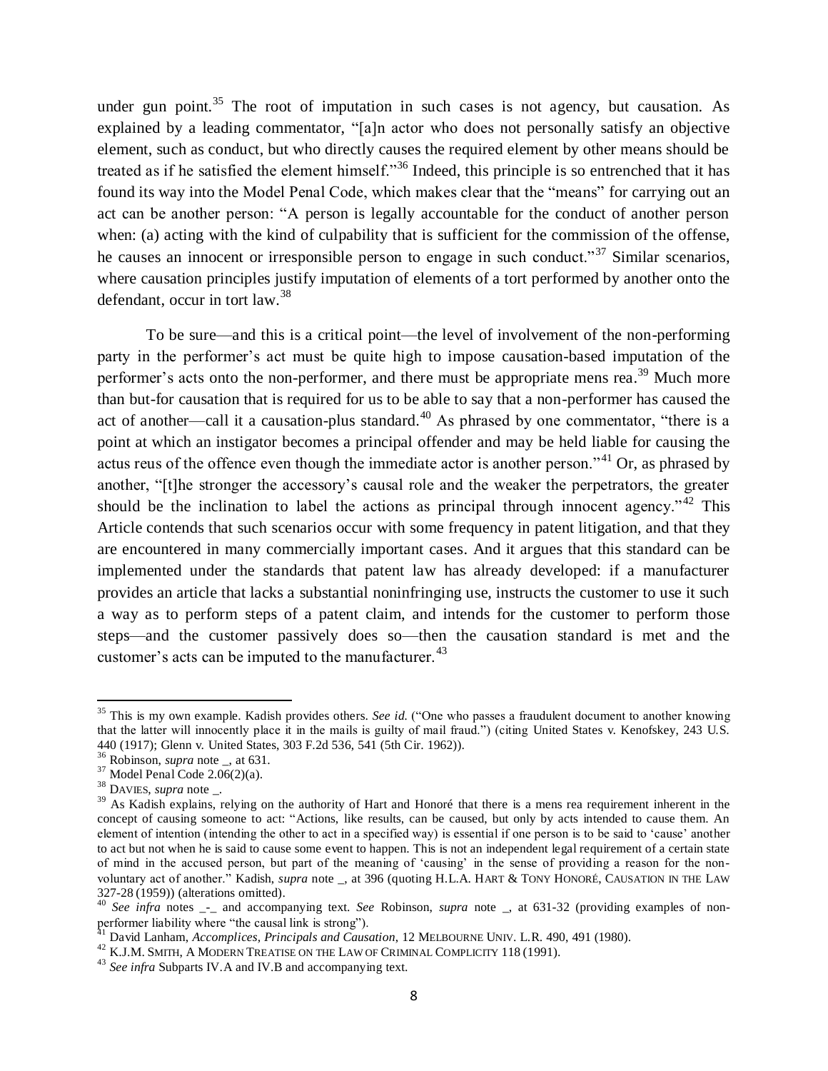under gun point.[35] The root of imputation in such cases is not agency, but causation. As explained by a leading commentator, "[a]n actor who does not personally satisfy an objective element, such as conduct, but who directly causes the required element by other means should be treated as if he satisfied the element himself."[36] Indeed, this principle is so entrenched that it has found its way into the Model Penal Code, which makes clear that the "means" for carrying out an act can be another person: "A person is legally accountable for the conduct of another person when: (a) acting with the kind of culpability that is sufficient for the commission of the offense, he causes an innocent or irresponsible person to engage in such conduct."[37] Similar scenarios, where causation principles justify imputation of elements of a tort performed by another onto the defendant, occur in tort law.[38]

To be sure—and this is a critical point—the level of involvement of the non-performing party in the performer's act must be quite high to impose causation-based imputation of the performer's acts onto the non-performer, and there must be appropriate mens rea.[39] Much more than but-for causation that is required for us to be able to say that a non-performer has caused the act of another—call it a causation-plus standard.[40] As phrased by one commentator, "there is a point at which an instigator becomes a principal offender and may be held liable for causing the actus reus of the offence even though the immediate actor is another person."[41] Or, as phrased by another, "[t]he stronger the accessory's causal role and the weaker the perpetrators, the greater should be the inclination to label the actions as principal through innocent agency."[42] This Article contends that such scenarios occur with some frequency in patent litigation, and that they are encountered in many commercially important cases. And it argues that this standard can be implemented under the standards that patent law has already developed: if a manufacturer provides an article that lacks a substantial noninfringing use, instructs the customer to use it such a way as to perform steps of a patent claim, and intends for the customer to perform those steps—and the customer passively does so—then the causation standard is met and the customer's acts can be imputed to the manufacturer.[43]

---

[35] This is my own example. Kadish provides others. *See id.* ("One who passes a fraudulent document to another knowing that the latter will innocently place it in the mails is guilty of mail fraud.") (citing United States v. Kenofskey, 243 U.S. 440 (1917); Glenn v. United States, 303 F.2d 536, 541 (5th Cir. 1962)).

[36] Robinson, *supra* note _, at 631.

[37] Model Penal Code 2.06(2)(a).

[38] DAVIES, *supra* note _.

[39] As Kadish explains, relying on the authority of Hart and Honoré that there is a mens rea requirement inherent in the concept of causing someone to act: "Actions, like results, can be caused, but only by acts intended to cause them. An element of intention (intending the other to act in a specified way) is essential if one person is to be said to 'cause' another to act but not when he is said to cause some event to happen. This is not an independent legal requirement of a certain state of mind in the accused person, but part of the meaning of 'causing' in the sense of providing a reason for the non-voluntary act of another." Kadish, *supra* note _, at 396 (quoting H.L.A. HART & TONY HONORÉ, CAUSATION IN THE LAW 327-28 (1959)) (alterations omitted).

[40] *See infra* notes _-_ and accompanying text. *See* Robinson, *supra* note _, at 631-32 (providing examples of non-performer liability where "the causal link is strong").

[41] David Lanham, *Accomplices, Principals and Causation*, 12 MELBOURNE UNIV. L.R. 490, 491 (1980).

[42] K.J.M. SMITH, A MODERN TREATISE ON THE LAW OF CRIMINAL COMPLICITY 118 (1991).

[43] *See infra* Subparts IV.A and IV.B and accompanying text.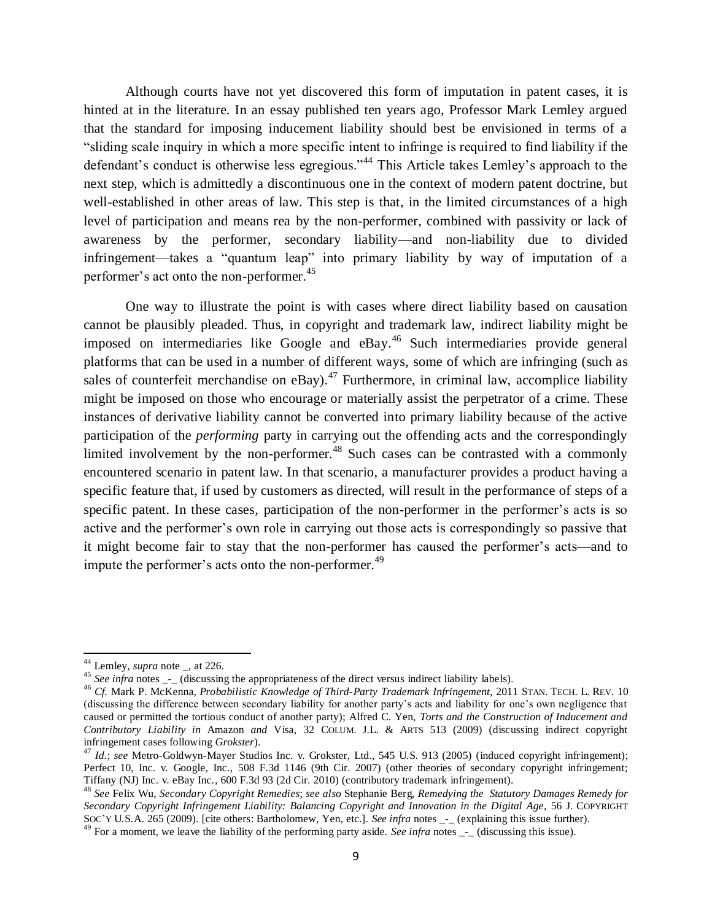Although courts have not yet discovered this form of imputation in patent cases, it is hinted at in the literature. In an essay published ten years ago, Professor Mark Lemley argued that the standard for imposing inducement liability should best be envisioned in terms of a "sliding scale inquiry in which a more specific intent to infringe is required to find liability if the defendant's conduct is otherwise less egregious."[44] This Article takes Lemley's approach to the next step, which is admittedly a discontinuous one in the context of modern patent doctrine, but well-established in other areas of law. This step is that, in the limited circumstances of a high level of participation and means rea by the non-performer, combined with passivity or lack of awareness by the performer, secondary liability—and non-liability due to divided infringement—takes a "quantum leap" into primary liability by way of imputation of a performer's act onto the non-performer.[45]

One way to illustrate the point is with cases where direct liability based on causation cannot be plausibly pleaded. Thus, in copyright and trademark law, indirect liability might be imposed on intermediaries like Google and eBay.[46] Such intermediaries provide general platforms that can be used in a number of different ways, some of which are infringing (such as sales of counterfeit merchandise on eBay).[47] Furthermore, in criminal law, accomplice liability might be imposed on those who encourage or materially assist the perpetrator of a crime. These instances of derivative liability cannot be converted into primary liability because of the active participation of the *performing* party in carrying out the offending acts and the correspondingly limited involvement by the non-performer.[48] Such cases can be contrasted with a commonly encountered scenario in patent law. In that scenario, a manufacturer provides a product having a specific feature that, if used by customers as directed, will result in the performance of steps of a specific patent. In these cases, participation of the non-performer in the performer's acts is so active and the performer's own role in carrying out those acts is correspondingly so passive that it might become fair to stay that the non-performer has caused the performer's acts—and to impute the performer's acts onto the non-performer.[49]

---

[44] Lemley, *supra* note _, at 226.

[45] *See infra* notes _-_ (discussing the appropriateness of the direct versus indirect liability labels).

[46] *Cf.* Mark P. McKenna, *Probabilistic Knowledge of Third-Party Trademark Infringement*, 2011 STAN. TECH. L. REV. 10 (discussing the difference between secondary liability for another party's acts and liability for one's own negligence that caused or permitted the tortious conduct of another party); Alfred C. Yen, *Torts and the Construction of Inducement and Contributory Liability in* Amazon *and* Visa, 32 COLUM. J.L. & ARTS 513 (2009) (discussing indirect copyright infringement cases following *Grokster*).

[47] *Id.*; *see* Metro-Goldwyn-Mayer Studios Inc. v. Grokster, Ltd., 545 U.S. 913 (2005) (induced copyright infringement); Perfect 10, Inc. v. Google, Inc., 508 F.3d 1146 (9th Cir. 2007) (other theories of secondary copyright infringement; Tiffany (NJ) Inc. v. eBay Inc., 600 F.3d 93 (2d Cir. 2010) (contributory trademark infringement).

[48] *See* Felix Wu, *Secondary Copyright Remedies*; *see also* Stephanie Berg, *Remedying the Statutory Damages Remedy for Secondary Copyright Infringement Liability: Balancing Copyright and Innovation in the Digital Age*, 56 J. COPYRIGHT SOC'Y U.S.A. 265 (2009). [cite others: Bartholomew, Yen, etc.]. *See infra* notes _-_ (explaining this issue further).

[49] For a moment, we leave the liability of the performing party aside. *See infra* notes _-_ (discussing this issue).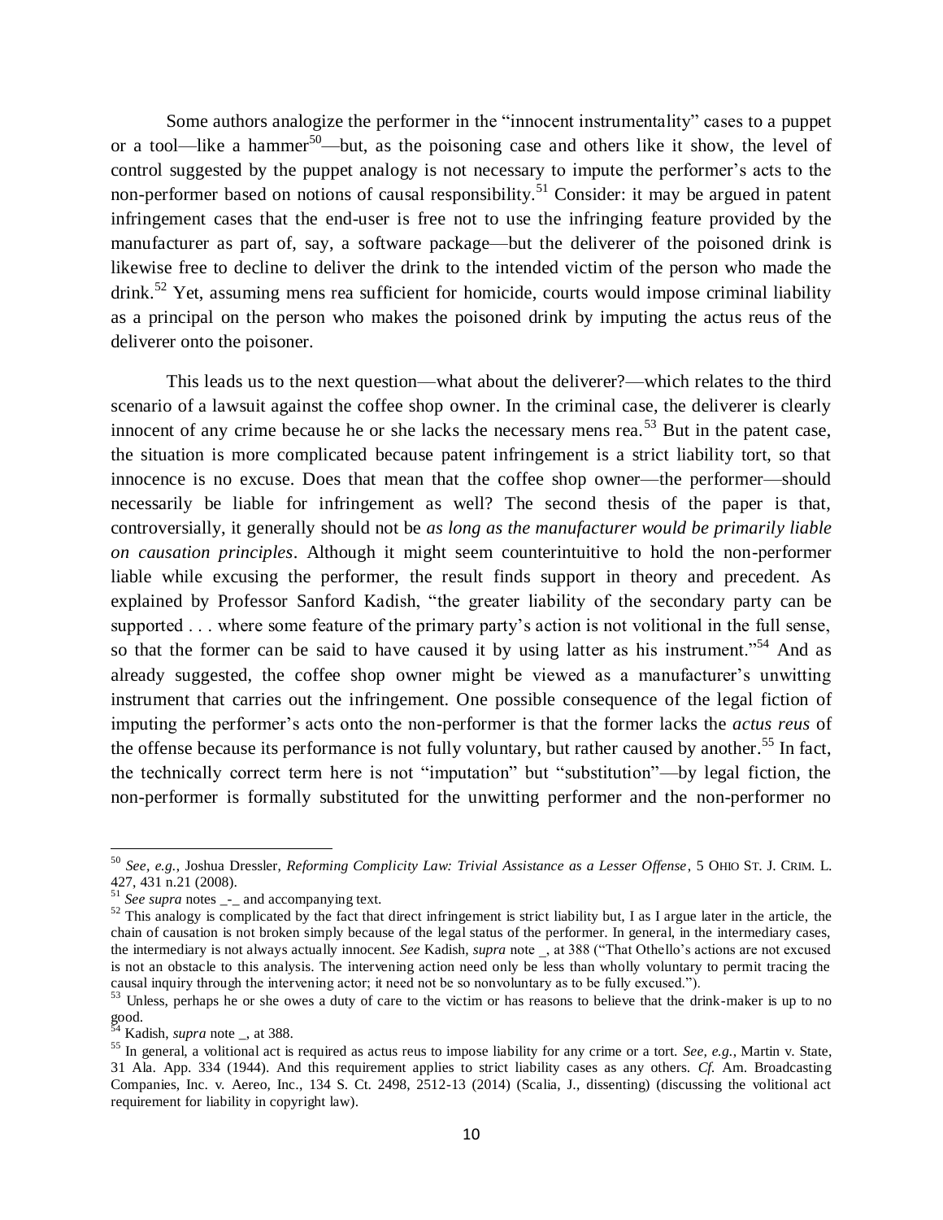Some authors analogize the performer in the "innocent instrumentality" cases to a puppet or a tool—like a hammer[50]—but, as the poisoning case and others like it show, the level of control suggested by the puppet analogy is not necessary to impute the performer's acts to the non-performer based on notions of causal responsibility.[51] Consider: it may be argued in patent infringement cases that the end-user is free not to use the infringing feature provided by the manufacturer as part of, say, a software package—but the deliverer of the poisoned drink is likewise free to decline to deliver the drink to the intended victim of the person who made the drink.[52] Yet, assuming mens rea sufficient for homicide, courts would impose criminal liability as a principal on the person who makes the poisoned drink by imputing the actus reus of the deliverer onto the poisoner.

This leads us to the next question—what about the deliverer?—which relates to the third scenario of a lawsuit against the coffee shop owner. In the criminal case, the deliverer is clearly innocent of any crime because he or she lacks the necessary mens rea.[53] But in the patent case, the situation is more complicated because patent infringement is a strict liability tort, so that innocence is no excuse. Does that mean that the coffee shop owner—the performer—should necessarily be liable for infringement as well? The second thesis of the paper is that, controversially, it generally should not be *as long as the manufacturer would be primarily liable on causation principles*. Although it might seem counterintuitive to hold the non-performer liable while excusing the performer, the result finds support in theory and precedent. As explained by Professor Sanford Kadish, "the greater liability of the secondary party can be supported . . . where some feature of the primary party's action is not volitional in the full sense, so that the former can be said to have caused it by using latter as his instrument."[54] And as already suggested, the coffee shop owner might be viewed as a manufacturer's unwitting instrument that carries out the infringement. One possible consequence of the legal fiction of imputing the performer's acts onto the non-performer is that the former lacks the *actus reus* of the offense because its performance is not fully voluntary, but rather caused by another.[55] In fact, the technically correct term here is not "imputation" but "substitution"—by legal fiction, the non-performer is formally substituted for the unwitting performer and the non-performer no

---

[50] *See, e.g.*, Joshua Dressler, *Reforming Complicity Law: Trivial Assistance as a Lesser Offense*, 5 OHIO ST. J. CRIM. L. 427, 431 n.21 (2008).

[51] *See supra* notes _-_ and accompanying text.

[52] This analogy is complicated by the fact that direct infringement is strict liability but, I as I argue later in the article, the chain of causation is not broken simply because of the legal status of the performer. In general, in the intermediary cases, the intermediary is not always actually innocent. *See* Kadish, *supra* note _, at 388 ("That Othello's actions are not excused is not an obstacle to this analysis. The intervening action need only be less than wholly voluntary to permit tracing the causal inquiry through the intervening actor; it need not be so nonvoluntary as to be fully excused.").

[53] Unless, perhaps he or she owes a duty of care to the victim or has reasons to believe that the drink-maker is up to no good.

[54] Kadish, *supra* note _, at 388.

[55] In general, a volitional act is required as actus reus to impose liability for any crime or a tort. *See, e.g.*, Martin v. State, 31 Ala. App. 334 (1944). And this requirement applies to strict liability cases as any others. *Cf.* Am. Broadcasting Companies, Inc. v. Aereo, Inc., 134 S. Ct. 2498, 2512-13 (2014) (Scalia, J., dissenting) (discussing the volitional act requirement for liability in copyright law).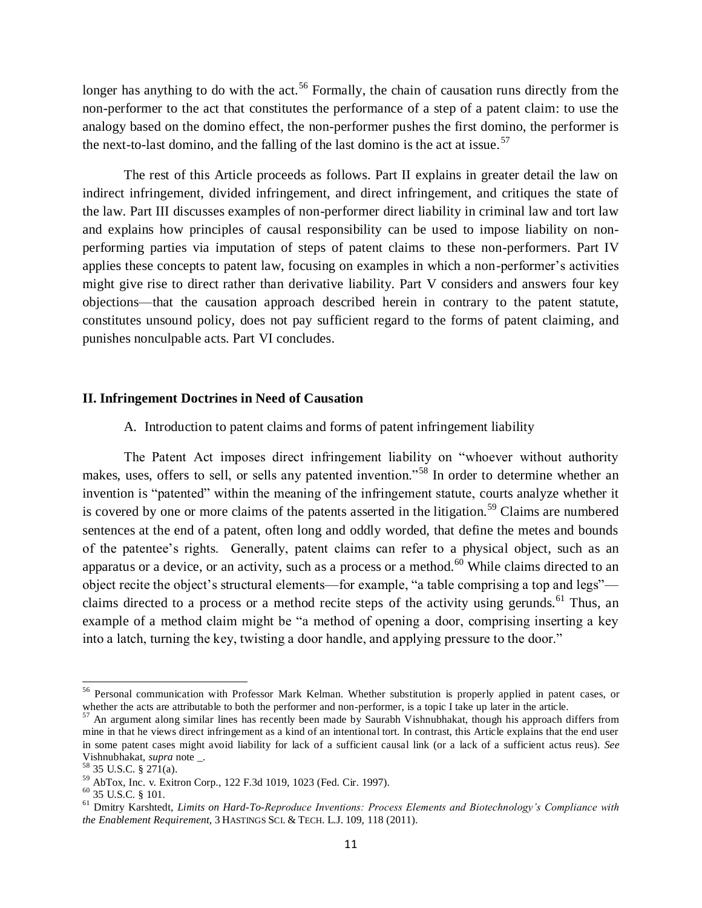longer has anything to do with the act.[56] Formally, the chain of causation runs directly from the non-performer to the act that constitutes the performance of a step of a patent claim: to use the analogy based on the domino effect, the non-performer pushes the first domino, the performer is the next-to-last domino, and the falling of the last domino is the act at issue.[57]

The rest of this Article proceeds as follows. Part II explains in greater detail the law on indirect infringement, divided infringement, and direct infringement, and critiques the state of the law. Part III discusses examples of non-performer direct liability in criminal law and tort law and explains how principles of causal responsibility can be used to impose liability on non-performing parties via imputation of steps of patent claims to these non-performers. Part IV applies these concepts to patent law, focusing on examples in which a non-performer's activities might give rise to direct rather than derivative liability. Part V considers and answers four key objections—that the causation approach described herein in contrary to the patent statute, constitutes unsound policy, does not pay sufficient regard to the forms of patent claiming, and punishes nonculpable acts. Part VI concludes.

## II. Infringement Doctrines in Need of Causation

### A. Introduction to patent claims and forms of patent infringement liability

The Patent Act imposes direct infringement liability on "whoever without authority makes, uses, offers to sell, or sells any patented invention."[58] In order to determine whether an invention is "patented" within the meaning of the infringement statute, courts analyze whether it is covered by one or more claims of the patents asserted in the litigation.[59] Claims are numbered sentences at the end of a patent, often long and oddly worded, that define the metes and bounds of the patentee's rights. Generally, patent claims can refer to a physical object, such as an apparatus or a device, or an activity, such as a process or a method.[60] While claims directed to an object recite the object's structural elements—for example, "a table comprising a top and legs"—claims directed to a process or a method recite steps of the activity using gerunds.[61] Thus, an example of a method claim might be "a method of opening a door, comprising inserting a key into a latch, turning the key, twisting a door handle, and applying pressure to the door."

---

[56] Personal communication with Professor Mark Kelman. Whether substitution is properly applied in patent cases, or whether the acts are attributable to both the performer and non-performer, is a topic I take up later in the article.

[57] An argument along similar lines has recently been made by Saurabh Vishnubhakat, though his approach differs from mine in that he views direct infringement as a kind of an intentional tort. In contrast, this Article explains that the end user in some patent cases might avoid liability for lack of a sufficient causal link (or a lack of a sufficient actus reus). *See* Vishnubhakat, *supra* note _.

[58] 35 U.S.C. § 271(a).

[59] AbTox, Inc. v. Exitron Corp., 122 F.3d 1019, 1023 (Fed. Cir. 1997).

[60] 35 U.S.C. § 101.

[61] Dmitry Karshtedt, *Limits on Hard-To-Reproduce Inventions: Process Elements and Biotechnology's Compliance with the Enablement Requirement*, 3 HASTINGS SCI. & TECH. L.J. 109, 118 (2011).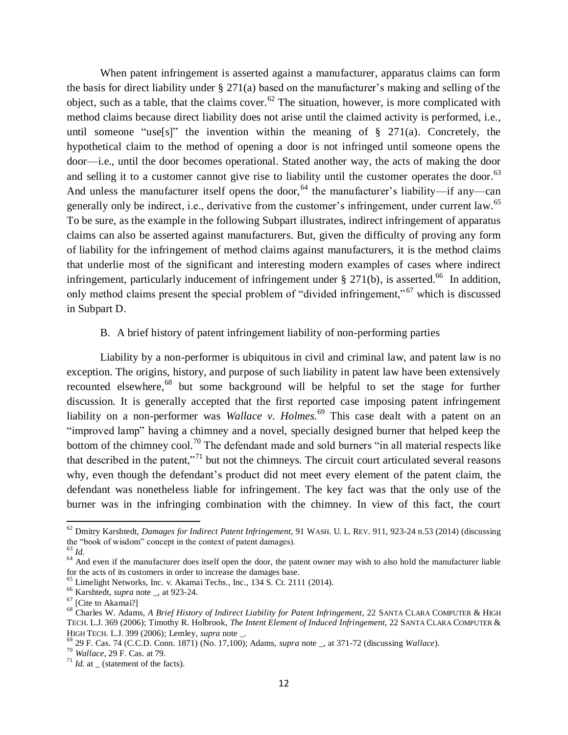When patent infringement is asserted against a manufacturer, apparatus claims can form the basis for direct liability under § 271(a) based on the manufacturer's making and selling of the object, such as a table, that the claims cover.[62] The situation, however, is more complicated with method claims because direct liability does not arise until the claimed activity is performed, i.e., until someone "use[s]" the invention within the meaning of § 271(a). Concretely, the hypothetical claim to the method of opening a door is not infringed until someone opens the door—i.e., until the door becomes operational. Stated another way, the acts of making the door and selling it to a customer cannot give rise to liability until the customer operates the door.[63] And unless the manufacturer itself opens the door,[64] the manufacturer's liability—if any—can generally only be indirect, i.e., derivative from the customer's infringement, under current law.[65] To be sure, as the example in the following Subpart illustrates, indirect infringement of apparatus claims can also be asserted against manufacturers. But, given the difficulty of proving any form of liability for the infringement of method claims against manufacturers, it is the method claims that underlie most of the significant and interesting modern examples of cases where indirect infringement, particularly inducement of infringement under § 271(b), is asserted.[66] In addition, only method claims present the special problem of "divided infringement,"[67] which is discussed in Subpart D.

## B. A brief history of patent infringement liability of non-performing parties

Liability by a non-performer is ubiquitous in civil and criminal law, and patent law is no exception. The origins, history, and purpose of such liability in patent law have been extensively recounted elsewhere,[68] but some background will be helpful to set the stage for further discussion. It is generally accepted that the first reported case imposing patent infringement liability on a non-performer was *Wallace v. Holmes*.[69] This case dealt with a patent on an "improved lamp" having a chimney and a novel, specially designed burner that helped keep the bottom of the chimney cool.[70] The defendant made and sold burners "in all material respects like that described in the patent,"[71] but not the chimneys. The circuit court articulated several reasons why, even though the defendant's product did not meet every element of the patent claim, the defendant was nonetheless liable for infringement. The key fact was that the only use of the burner was in the infringing combination with the chimney. In view of this fact, the court

---

[62] Dmitry Karshtedt, *Damages for Indirect Patent Infringement*, 91 WASH. U. L. REV. 911, 923-24 n.53 (2014) (discussing the "book of wisdom" concept in the context of patent damages).

[63] *Id.*

[64] And even if the manufacturer does itself open the door, the patent owner may wish to also hold the manufacturer liable for the acts of its customers in order to increase the damages base.

[65] Limelight Networks, Inc. v. Akamai Techs., Inc., 134 S. Ct. 2111 (2014).

[66] Karshtedt, *supra* note _, at 923-24.

[67] [Cite to Akamai?]

[68] Charles W. Adams, *A Brief History of Indirect Liability for Patent Infringement*, 22 SANTA CLARA COMPUTER & HIGH TECH. L.J. 369 (2006); Timothy R. Holbrook, *The Intent Element of Induced Infringement*, 22 SANTA CLARA COMPUTER & HIGH TECH. L.J. 399 (2006); Lemley, *supra* note _.

[69] 29 F. Cas. 74 (C.C.D. Conn. 1871) (No. 17,100); Adams, *supra* note _, at 371-72 (discussing *Wallace*).

[70] *Wallace*, 29 F. Cas. at 79.

[71] *Id.* at _ (statement of the facts).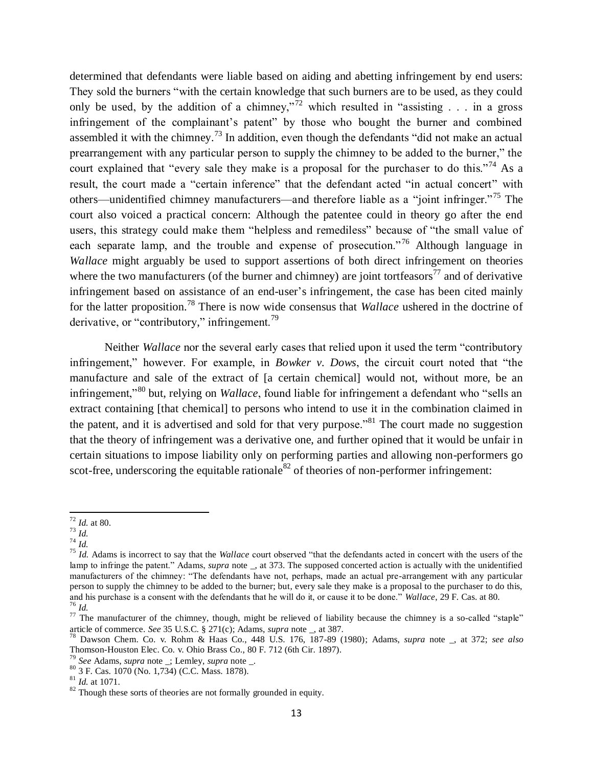determined that defendants were liable based on aiding and abetting infringement by end users: They sold the burners "with the certain knowledge that such burners are to be used, as they could only be used, by the addition of a chimney,"[72] which resulted in "assisting . . . in a gross infringement of the complainant's patent" by those who bought the burner and combined assembled it with the chimney.[73] In addition, even though the defendants "did not make an actual prearrangement with any particular person to supply the chimney to be added to the burner," the court explained that "every sale they make is a proposal for the purchaser to do this."[74] As a result, the court made a "certain inference" that the defendant acted "in actual concert" with others—unidentified chimney manufacturers—and therefore liable as a "joint infringer."[75] The court also voiced a practical concern: Although the patentee could in theory go after the end users, this strategy could make them "helpless and remediless" because of "the small value of each separate lamp, and the trouble and expense of prosecution."[76] Although language in *Wallace* might arguably be used to support assertions of both direct infringement on theories where the two manufacturers (of the burner and chimney) are joint tortfeasors[77] and of derivative infringement based on assistance of an end-user's infringement, the case has been cited mainly for the latter proposition.[78] There is now wide consensus that *Wallace* ushered in the doctrine of derivative, or "contributory," infringement.[79]

Neither *Wallace* nor the several early cases that relied upon it used the term "contributory infringement," however. For example, in *Bowker v. Dows*, the circuit court noted that "the manufacture and sale of the extract of [a certain chemical] would not, without more, be an infringement,"[80] but, relying on *Wallace*, found liable for infringement a defendant who "sells an extract containing [that chemical] to persons who intend to use it in the combination claimed in the patent, and it is advertised and sold for that very purpose."[81] The court made no suggestion that the theory of infringement was a derivative one, and further opined that it would be unfair in certain situations to impose liability only on performing parties and allowing non-performers go scot-free, underscoring the equitable rationale[82] of theories of non-performer infringement:

---

[72] *Id.* at 80.

[73] *Id.*

[74] *Id.*

[75] *Id.* Adams is incorrect to say that the *Wallace* court observed "that the defendants acted in concert with the users of the lamp to infringe the patent." Adams, *supra* note _, at 373. The supposed concerted action is actually with the unidentified manufacturers of the chimney: "The defendants have not, perhaps, made an actual pre-arrangement with any particular person to supply the chimney to be added to the burner; but, every sale they make is a proposal to the purchaser to do this, and his purchase is a consent with the defendants that he will do it, or cause it to be done." *Wallace*, 29 F. Cas. at 80.

[76] *Id.*

[77] The manufacturer of the chimney, though, might be relieved of liability because the chimney is a so-called "staple" article of commerce. *See* 35 U.S.C. § 271(c); Adams, *supra* note _, at 387.

[78] Dawson Chem. Co. v. Rohm & Haas Co., 448 U.S. 176, 187-89 (1980); Adams, *supra* note _, at 372; *see also* Thomson-Houston Elec. Co. v. Ohio Brass Co., 80 F. 712 (6th Cir. 1897).

[79] *See* Adams, *supra* note _; Lemley, *supra* note _.

[80] 3 F. Cas. 1070 (No. 1,734) (C.C. Mass. 1878).

[81] *Id.* at 1071.

[82] Though these sorts of theories are not formally grounded in equity.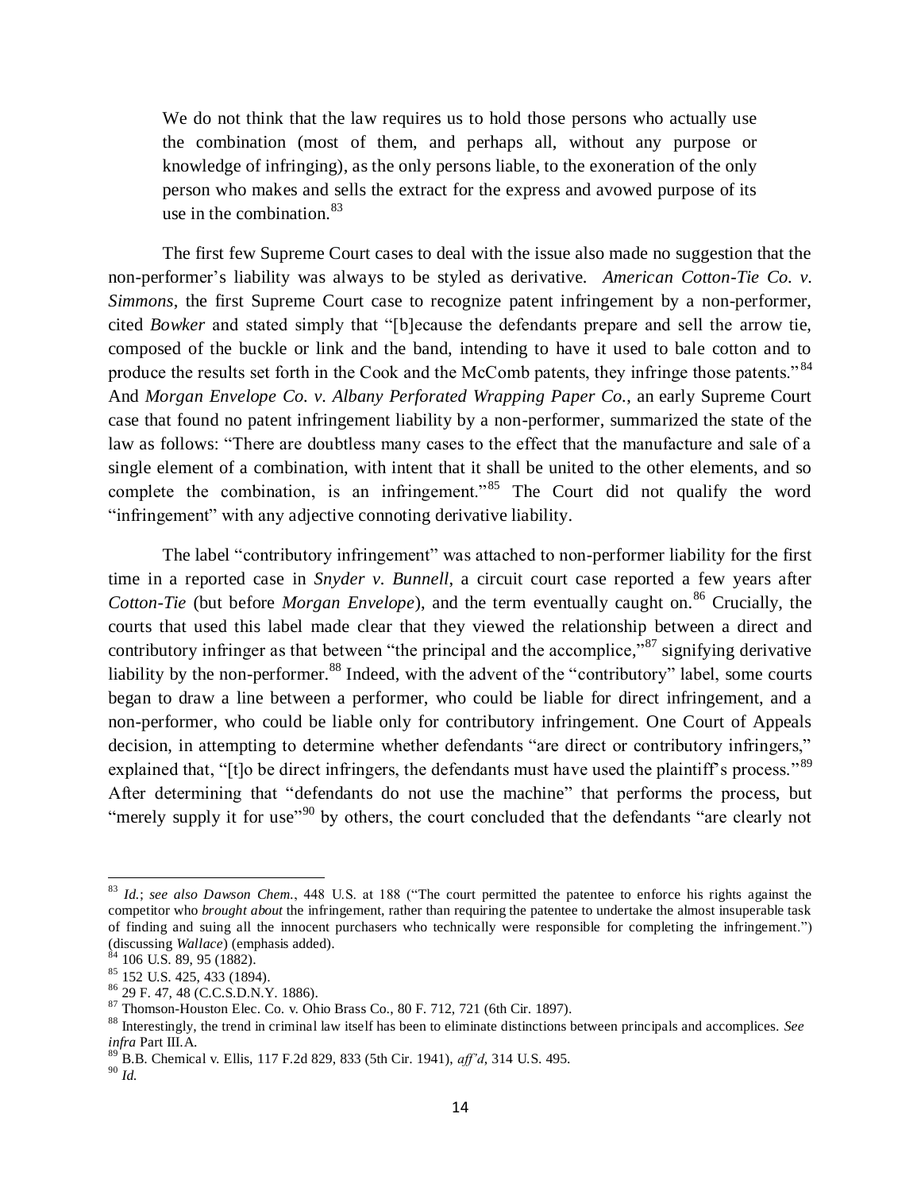> We do not think that the law requires us to hold those persons who actually use the combination (most of them, and perhaps all, without any purpose or knowledge of infringing), as the only persons liable, to the exoneration of the only person who makes and sells the extract for the express and avowed purpose of its use in the combination.[83]

The first few Supreme Court cases to deal with the issue also made no suggestion that the non-performer's liability was always to be styled as derivative. *American Cotton-Tie Co. v. Simmons*, the first Supreme Court case to recognize patent infringement by a non-performer, cited *Bowker* and stated simply that "[b]ecause the defendants prepare and sell the arrow tie, composed of the buckle or link and the band, intending to have it used to bale cotton and to produce the results set forth in the Cook and the McComb patents, they infringe those patents."[84] And *Morgan Envelope Co. v. Albany Perforated Wrapping Paper Co.*, an early Supreme Court case that found no patent infringement liability by a non-performer, summarized the state of the law as follows: "There are doubtless many cases to the effect that the manufacture and sale of a single element of a combination, with intent that it shall be united to the other elements, and so complete the combination, is an infringement."[85] The Court did not qualify the word "infringement" with any adjective connoting derivative liability.

The label "contributory infringement" was attached to non-performer liability for the first time in a reported case in *Snyder v. Bunnell*, a circuit court case reported a few years after *Cotton-Tie* (but before *Morgan Envelope*), and the term eventually caught on.[86] Crucially, the courts that used this label made clear that they viewed the relationship between a direct and contributory infringer as that between "the principal and the accomplice,"[87] signifying derivative liability by the non-performer.[88] Indeed, with the advent of the "contributory" label, some courts began to draw a line between a performer, who could be liable for direct infringement, and a non-performer, who could be liable only for contributory infringement. One Court of Appeals decision, in attempting to determine whether defendants "are direct or contributory infringers," explained that, "[t]o be direct infringers, the defendants must have used the plaintiff's process."[89] After determining that "defendants do not use the machine" that performs the process, but "merely supply it for use"[90] by others, the court concluded that the defendants "are clearly not

---

[83] *Id.*; *see also Dawson Chem.*, 448 U.S. at 188 ("The court permitted the patentee to enforce his rights against the competitor who *brought about* the infringement, rather than requiring the patentee to undertake the almost insuperable task of finding and suing all the innocent purchasers who technically were responsible for completing the infringement.") (discussing *Wallace*) (emphasis added).

[84] 106 U.S. 89, 95 (1882).

[85] 152 U.S. 425, 433 (1894).

[86] 29 F. 47, 48 (C.C.S.D.N.Y. 1886).

[87] Thomson-Houston Elec. Co. v. Ohio Brass Co., 80 F. 712, 721 (6th Cir. 1897).

[88] Interestingly, the trend in criminal law itself has been to eliminate distinctions between principals and accomplices. *See infra* Part III.A.

[89] B.B. Chemical v. Ellis, 117 F.2d 829, 833 (5th Cir. 1941), *aff'd*, 314 U.S. 495.

[90] *Id.*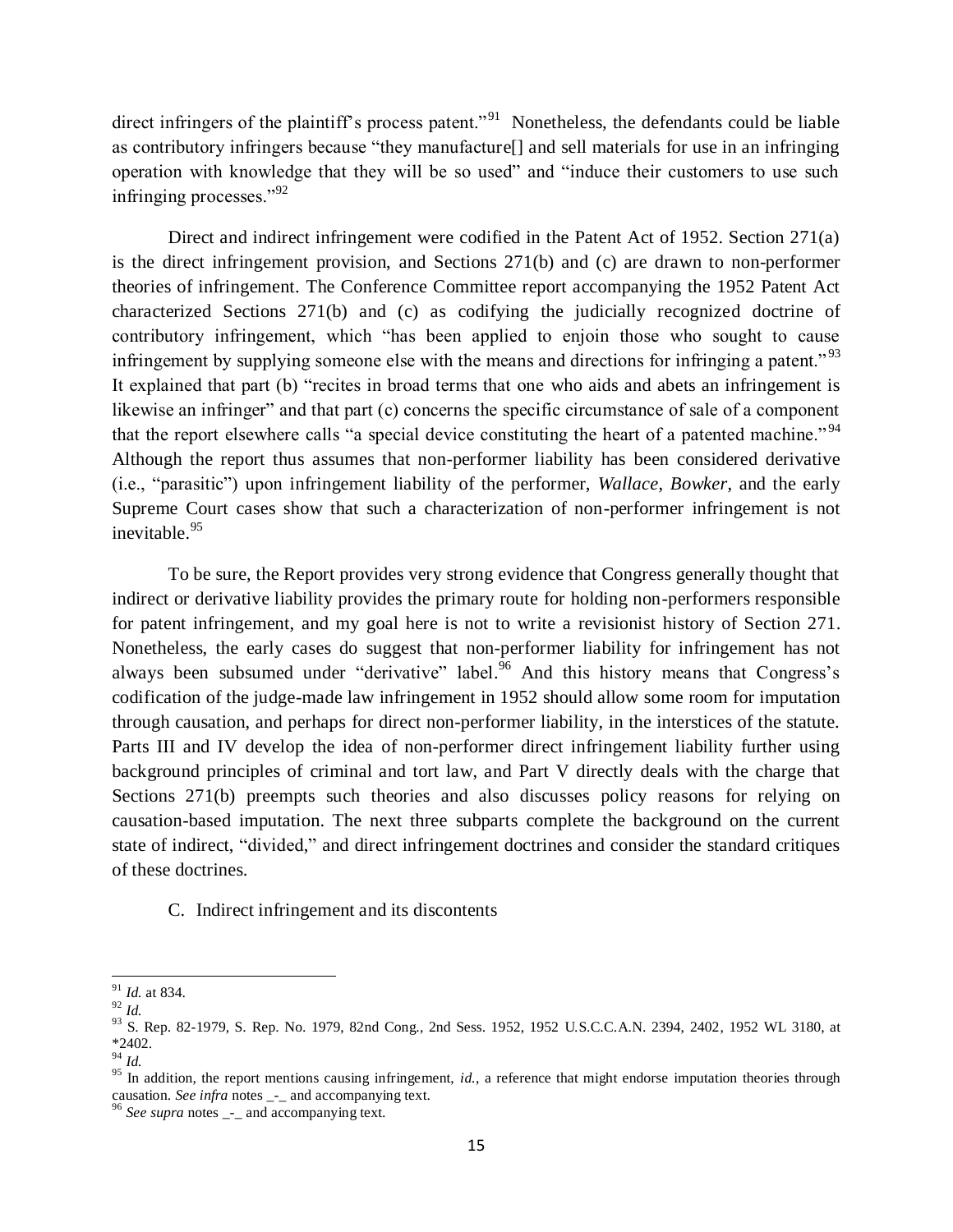direct infringers of the plaintiff's process patent."[91] Nonetheless, the defendants could be liable as contributory infringers because "they manufacture[] and sell materials for use in an infringing operation with knowledge that they will be so used" and "induce their customers to use such infringing processes."[92]

Direct and indirect infringement were codified in the Patent Act of 1952. Section 271(a) is the direct infringement provision, and Sections 271(b) and (c) are drawn to non-performer theories of infringement. The Conference Committee report accompanying the 1952 Patent Act characterized Sections 271(b) and (c) as codifying the judicially recognized doctrine of contributory infringement, which "has been applied to enjoin those who sought to cause infringement by supplying someone else with the means and directions for infringing a patent."[93] It explained that part (b) "recites in broad terms that one who aids and abets an infringement is likewise an infringer" and that part (c) concerns the specific circumstance of sale of a component that the report elsewhere calls "a special device constituting the heart of a patented machine."[94] Although the report thus assumes that non-performer liability has been considered derivative (i.e., "parasitic") upon infringement liability of the performer, *Wallace*, *Bowker*, and the early Supreme Court cases show that such a characterization of non-performer infringement is not inevitable.[95]

To be sure, the Report provides very strong evidence that Congress generally thought that indirect or derivative liability provides the primary route for holding non-performers responsible for patent infringement, and my goal here is not to write a revisionist history of Section 271. Nonetheless, the early cases do suggest that non-performer liability for infringement has not always been subsumed under "derivative" label.[96] And this history means that Congress's codification of the judge-made law infringement in 1952 should allow some room for imputation through causation, and perhaps for direct non-performer liability, in the interstices of the statute. Parts III and IV develop the idea of non-performer direct infringement liability further using background principles of criminal and tort law, and Part V directly deals with the charge that Sections 271(b) preempts such theories and also discusses policy reasons for relying on causation-based imputation. The next three subparts complete the background on the current state of indirect, "divided," and direct infringement doctrines and consider the standard critiques of these doctrines.

### C. Indirect infringement and its discontents

---

[91] *Id.* at 834.

[92] *Id.*

[93] S. Rep. 82-1979, S. Rep. No. 1979, 82nd Cong., 2nd Sess. 1952, 1952 U.S.C.C.A.N. 2394, 2402, 1952 WL 3180, at *2402.

[94] *Id.*

[95] In addition, the report mentions causing infringement, *id.*, a reference that might endorse imputation theories through causation. *See infra* notes _-_ and accompanying text.

[96] *See supra* notes _-_ and accompanying text.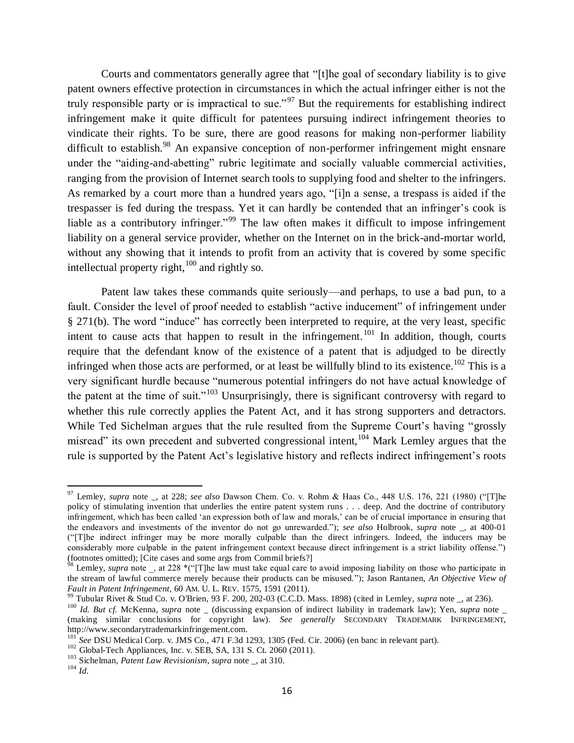Courts and commentators generally agree that "[t]he goal of secondary liability is to give patent owners effective protection in circumstances in which the actual infringer either is not the truly responsible party or is impractical to sue."[97] But the requirements for establishing indirect infringement make it quite difficult for patentees pursuing indirect infringement theories to vindicate their rights. To be sure, there are good reasons for making non-performer liability difficult to establish.[98] An expansive conception of non-performer infringement might ensnare under the "aiding-and-abetting" rubric legitimate and socially valuable commercial activities, ranging from the provision of Internet search tools to supplying food and shelter to the infringers. As remarked by a court more than a hundred years ago, "[i]n a sense, a trespass is aided if the trespasser is fed during the trespass. Yet it can hardly be contended that an infringer's cook is liable as a contributory infringer."[99] The law often makes it difficult to impose infringement liability on a general service provider, whether on the Internet on in the brick-and-mortar world, without any showing that it intends to profit from an activity that is covered by some specific intellectual property right,[100] and rightly so.

Patent law takes these commands quite seriously—and perhaps, to use a bad pun, to a fault. Consider the level of proof needed to establish "active inducement" of infringement under § 271(b). The word "induce" has correctly been interpreted to require, at the very least, specific intent to cause acts that happen to result in the infringement.[101] In addition, though, courts require that the defendant know of the existence of a patent that is adjudged to be directly infringed when those acts are performed, or at least be willfully blind to its existence.[102] This is a very significant hurdle because "numerous potential infringers do not have actual knowledge of the patent at the time of suit."[103] Unsurprisingly, there is significant controversy with regard to whether this rule correctly applies the Patent Act, and it has strong supporters and detractors. While Ted Sichelman argues that the rule resulted from the Supreme Court's having "grossly misread" its own precedent and subverted congressional intent,[104] Mark Lemley argues that the rule is supported by the Patent Act's legislative history and reflects indirect infringement's roots

---

[97] Lemley, *supra* note _, at 228; *see also* Dawson Chem. Co. v. Rohm & Haas Co., 448 U.S. 176, 221 (1980) ("[T]he policy of stimulating invention that underlies the entire patent system runs . . . deep. And the doctrine of contributory infringement, which has been called 'an expression both of law and morals,' can be of crucial importance in ensuring that the endeavors and investments of the inventor do not go unrewarded."); *see also* Holbrook, *supra* note _, at 400-01 ("[T]he indirect infringer may be more morally culpable than the direct infringers. Indeed, the inducers may be considerably more culpable in the patent infringement context because direct infringement is a strict liability offense.") (footnotes omitted); [Cite cases and some args from Commil briefs?]

[98] Lemley, *supra* note _, at 228 *("[T]he law must take equal care to avoid imposing liability on those who participate in the stream of lawful commerce merely because their products can be misused."); Jason Rantanen, *An Objective View of Fault in Patent Infringement*, 60 AM. U. L. REV. 1575, 1591 (2011).

[99] Tubular Rivet & Stud Co. v. O'Brien, 93 F. 200, 202-03 (C.C.D. Mass. 1898) (cited in Lemley, *supra* note _, at 236).

[100] *Id. But cf.* McKenna, *supra* note _ (discussing expansion of indirect liability in trademark law); Yen, *supra* note _ (making similar conclusions for copyright law). *See generally* SECONDARY TRADEMARK INFRINGEMENT, http://www.secondarytrademarkinfringement.com.

[101] *See* DSU Medical Corp. v. JMS Co., 471 F.3d 1293, 1305 (Fed. Cir. 2006) (en banc in relevant part).

[102] Global-Tech Appliances, Inc. v. SEB, SA, 131 S. Ct. 2060 (2011).

[103] Sichelman, *Patent Law Revisionism*, *supra* note _, at 310.

[104] *Id.*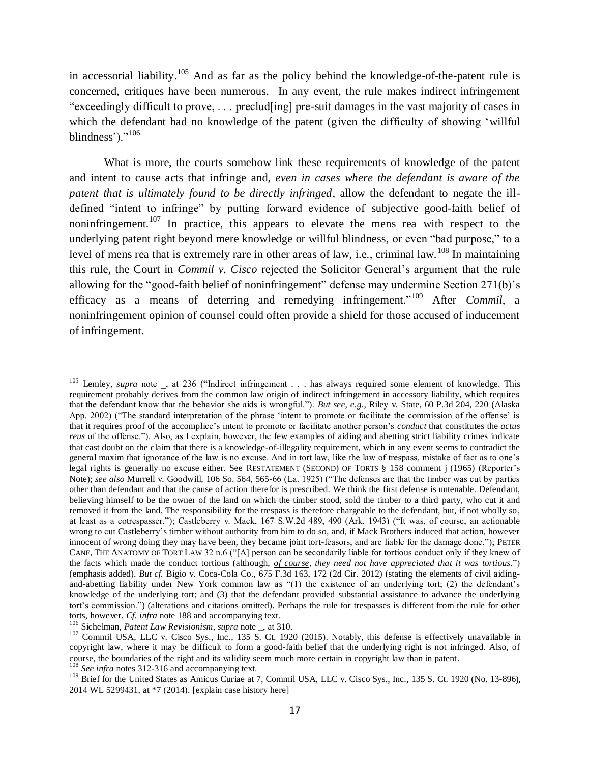in accessorial liability.[105] And as far as the policy behind the knowledge-of-the-patent rule is concerned, critiques have been numerous. In any event, the rule makes indirect infringement "exceedingly difficult to prove, . . . preclud[ing] pre-suit damages in the vast majority of cases in which the defendant had no knowledge of the patent (given the difficulty of showing 'willful blindness')."[106]

What is more, the courts somehow link these requirements of knowledge of the patent and intent to cause acts that infringe and, *even in cases where the defendant is aware of the patent that is ultimately found to be directly infringed*, allow the defendant to negate the ill-defined "intent to infringe" by putting forward evidence of subjective good-faith belief of noninfringement.[107] In practice, this appears to elevate the mens rea with respect to the underlying patent right beyond mere knowledge or willful blindness, or even "bad purpose," to a level of mens rea that is extremely rare in other areas of law, i.e., criminal law.[108] In maintaining this rule, the Court in *Commil v. Cisco* rejected the Solicitor General's argument that the rule allowing for the "good-faith belief of noninfringement" defense may undermine Section 271(b)'s efficacy as a means of deterring and remedying infringement."[109] After *Commil*, a noninfringement opinion of counsel could often provide a shield for those accused of inducement of infringement.

---

[105] Lemley, *supra* note _, at 236 ("Indirect infringement . . . has always required some element of knowledge. This requirement probably derives from the common law origin of indirect infringement in accessory liability, which requires that the defendant know that the behavior she aids is wrongful."). *But see, e.g.*, Riley v. State, 60 P.3d 204, 220 (Alaska App. 2002) ("The standard interpretation of the phrase 'intent to promote or facilitate the commission of the offense' is that it requires proof of the accomplice's intent to promote or facilitate another person's *conduct* that constitutes the *actus reus* of the offense."). Also, as I explain, however, the few examples of aiding and abetting strict liability crimes indicate that cast doubt on the claim that there is a knowledge-of-illegality requirement, which in any event seems to contradict the general maxim that ignorance of the law is no excuse. And in tort law, like the law of trespass, mistake of fact as to one's legal rights is generally no excuse either. See RESTATEMENT (SECOND) OF TORTS § 158 comment j (1965) (Reporter's Note); *see also* Murrell v. Goodwill, 106 So. 564, 565-66 (La. 1925) ("The defenses are that the timber was cut by parties other than defendant and that the cause of action therefor is prescribed. We think the first defense is untenable. Defendant, believing himself to be the owner of the land on which the timber stood, sold the timber to a third party, who cut it and removed it from the land. The responsibility for the trespass is therefore chargeable to the defendant, but, if not wholly so, at least as a cotrespasser."); Castleberry v. Mack, 167 S.W.2d 489, 490 (Ark. 1943) ("It was, of course, an actionable wrong to cut Castleberry's timber without authority from him to do so, and, if Mack Brothers induced that action, however innocent of wrong doing they may have been, they became joint tort-feasors, and are liable for the damage done."); PETER CANE, THE ANATOMY OF TORT LAW 32 n.6 ("[A] person can be secondarily liable for tortious conduct only if they knew of the facts which made the conduct tortious (although, ***of course***, *they need not have appreciated that it was tortious*.") (emphasis added). *But cf.* Bigio v. Coca-Cola Co., 675 F.3d 163, 172 (2d Cir. 2012) (stating the elements of civil aiding-and-abetting liability under New York common law as "(1) the existence of an underlying tort; (2) the defendant's knowledge of the underlying tort; and (3) that the defendant provided substantial assistance to advance the underlying tort's commission.") (alterations and citations omitted). Perhaps the rule for trespasses is different from the rule for other torts, however. *Cf. infra* note 188 and accompanying text.

[106] Sichelman, *Patent Law Revisionism*, *supra* note _, at 310.

[107] Commil USA, LLC v. Cisco Sys., Inc., 135 S. Ct. 1920 (2015). Notably, this defense is effectively unavailable in copyright law, where it may be difficult to form a good-faith belief that the underlying right is not infringed. Also, of course, the boundaries of the right and its validity seem much more certain in copyright law than in patent.

[108] *See infra* notes 312-316 and accompanying text.

[109] Brief for the United States as Amicus Curiae at 7, Commil USA, LLC v. Cisco Sys., Inc., 135 S. Ct. 1920 (No. 13-896), 2014 WL 5299431, at *7 (2014). [explain case history here]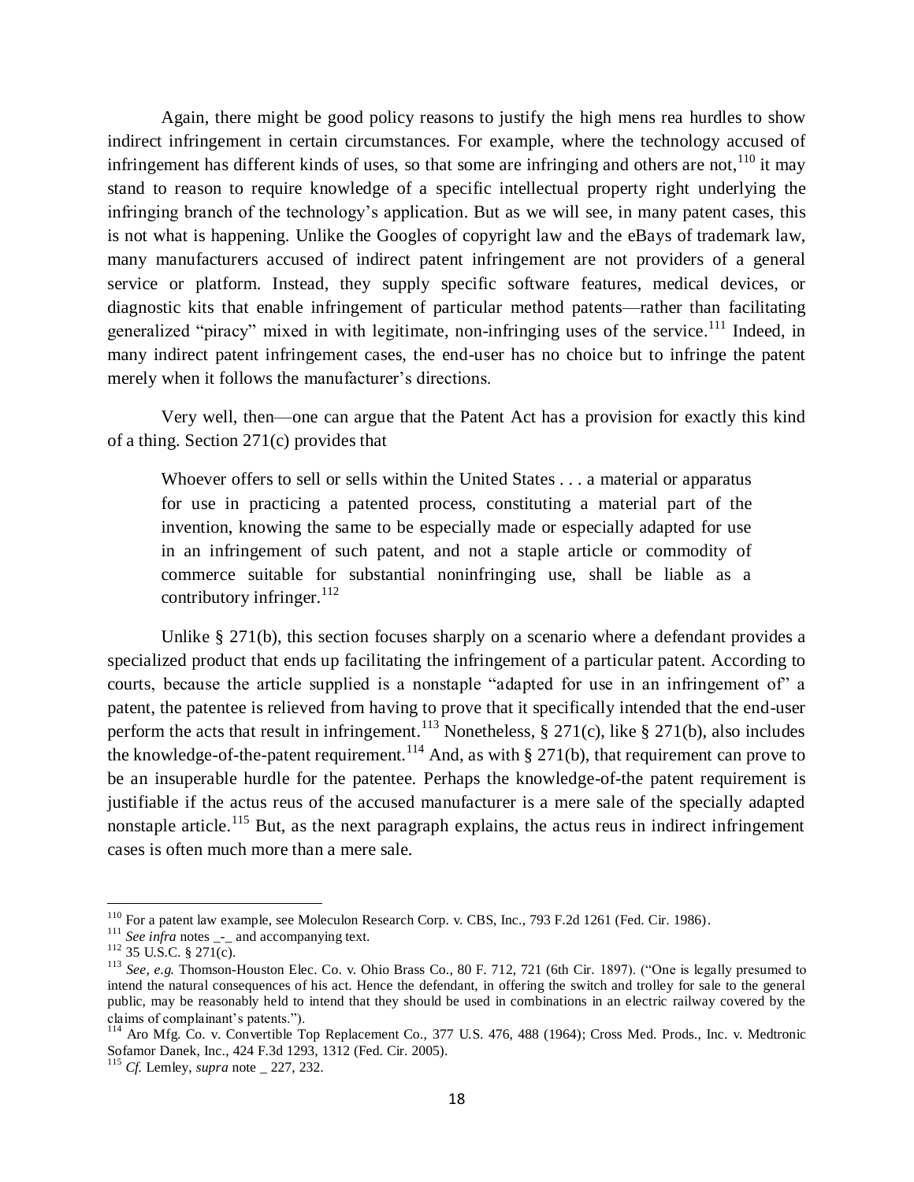Again, there might be good policy reasons to justify the high mens rea hurdles to show indirect infringement in certain circumstances. For example, where the technology accused of infringement has different kinds of uses, so that some are infringing and others are not,[110] it may stand to reason to require knowledge of a specific intellectual property right underlying the infringing branch of the technology's application. But as we will see, in many patent cases, this is not what is happening. Unlike the Googles of copyright law and the eBays of trademark law, many manufacturers accused of indirect patent infringement are not providers of a general service or platform. Instead, they supply specific software features, medical devices, or diagnostic kits that enable infringement of particular method patents—rather than facilitating generalized "piracy" mixed in with legitimate, non-infringing uses of the service.[111] Indeed, in many indirect patent infringement cases, the end-user has no choice but to infringe the patent merely when it follows the manufacturer's directions.

Very well, then—one can argue that the Patent Act has a provision for exactly this kind of a thing. Section 271(c) provides that

> Whoever offers to sell or sells within the United States . . . a material or apparatus for use in practicing a patented process, constituting a material part of the invention, knowing the same to be especially made or especially adapted for use in an infringement of such patent, and not a staple article or commodity of commerce suitable for substantial noninfringing use, shall be liable as a contributory infringer.[112]

Unlike § 271(b), this section focuses sharply on a scenario where a defendant provides a specialized product that ends up facilitating the infringement of a particular patent. According to courts, because the article supplied is a nonstaple "adapted for use in an infringement of" a patent, the patentee is relieved from having to prove that it specifically intended that the end-user perform the acts that result in infringement.[113] Nonetheless, § 271(c), like § 271(b), also includes the knowledge-of-the-patent requirement.[114] And, as with § 271(b), that requirement can prove to be an insuperable hurdle for the patentee. Perhaps the knowledge-of-the patent requirement is justifiable if the actus reus of the accused manufacturer is a mere sale of the specially adapted nonstaple article.[115] But, as the next paragraph explains, the actus reus in indirect infringement cases is often much more than a mere sale.

---

[110] For a patent law example, see Moleculon Research Corp. v. CBS, Inc., 793 F.2d 1261 (Fed. Cir. 1986).

[111] *See infra* notes _-_ and accompanying text.

[112] 35 U.S.C. § 271(c).

[113] *See, e.g.* Thomson-Houston Elec. Co. v. Ohio Brass Co., 80 F. 712, 721 (6th Cir. 1897). ("One is legally presumed to intend the natural consequences of his act. Hence the defendant, in offering the switch and trolley for sale to the general public, may be reasonably held to intend that they should be used in combinations in an electric railway covered by the claims of complainant's patents.").

[114] Aro Mfg. Co. v. Convertible Top Replacement Co., 377 U.S. 476, 488 (1964); Cross Med. Prods., Inc. v. Medtronic Sofamor Danek, Inc., 424 F.3d 1293, 1312 (Fed. Cir. 2005).

[115] *Cf.* Lemley, *supra* note _ 227, 232.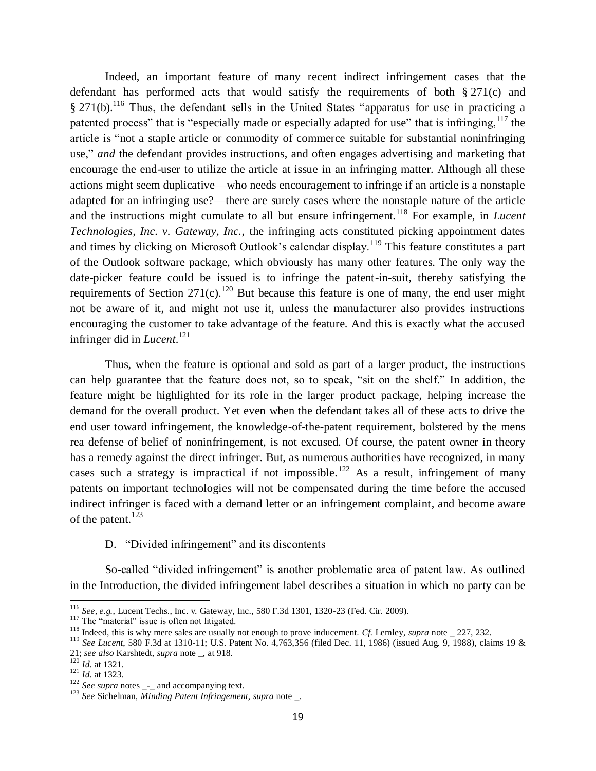Indeed, an important feature of many recent indirect infringement cases that the defendant has performed acts that would satisfy the requirements of both § 271(c) and § 271(b).[116] Thus, the defendant sells in the United States "apparatus for use in practicing a patented process" that is "especially made or especially adapted for use" that is infringing,[117] the article is "not a staple article or commodity of commerce suitable for substantial noninfringing use," *and* the defendant provides instructions, and often engages advertising and marketing that encourage the end-user to utilize the article at issue in an infringing matter. Although all these actions might seem duplicative—who needs encouragement to infringe if an article is a nonstaple adapted for an infringing use?—there are surely cases where the nonstaple nature of the article and the instructions might cumulate to all but ensure infringement.[118] For example, in *Lucent Technologies, Inc. v. Gateway, Inc.*, the infringing acts constituted picking appointment dates and times by clicking on Microsoft Outlook's calendar display.[119] This feature constitutes a part of the Outlook software package, which obviously has many other features. The only way the date-picker feature could be issued is to infringe the patent-in-suit, thereby satisfying the requirements of Section 271(c).[120] But because this feature is one of many, the end user might not be aware of it, and might not use it, unless the manufacturer also provides instructions encouraging the customer to take advantage of the feature. And this is exactly what the accused infringer did in *Lucent*.[121]

Thus, when the feature is optional and sold as part of a larger product, the instructions can help guarantee that the feature does not, so to speak, "sit on the shelf." In addition, the feature might be highlighted for its role in the larger product package, helping increase the demand for the overall product. Yet even when the defendant takes all of these acts to drive the end user toward infringement, the knowledge-of-the-patent requirement, bolstered by the mens rea defense of belief of noninfringement, is not excused. Of course, the patent owner in theory has a remedy against the direct infringer. But, as numerous authorities have recognized, in many cases such a strategy is impractical if not impossible.[122] As a result, infringement of many patents on important technologies will not be compensated during the time before the accused indirect infringer is faced with a demand letter or an infringement complaint, and become aware of the patent.[123]

### D. "Divided infringement" and its discontents

So-called "divided infringement" is another problematic area of patent law. As outlined in the Introduction, the divided infringement label describes a situation in which no party can be

---

[116] *See, e.g.*, Lucent Techs., Inc. v. Gateway, Inc., 580 F.3d 1301, 1320-23 (Fed. Cir. 2009).

[117] The "material" issue is often not litigated.

[118] Indeed, this is why mere sales are usually not enough to prove inducement. *Cf.* Lemley, *supra* note _ 227, 232.

[119] *See Lucent*, 580 F.3d at 1310-11; U.S. Patent No. 4,763,356 (filed Dec. 11, 1986) (issued Aug. 9, 1988), claims 19 & 21; *see also* Karshtedt, *supra* note _, at 918.

[120] *Id.* at 1321.

[121] *Id.* at 1323.

[122] *See supra* notes _-_ and accompanying text.

[123] *See* Sichelman, *Minding Patent Infringement*, *supra* note _.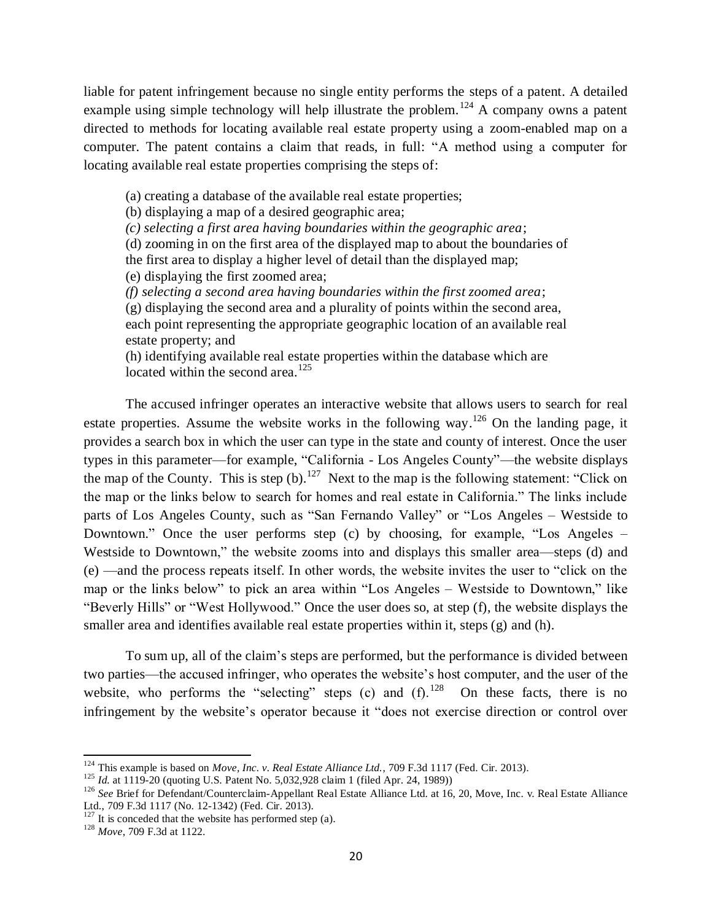liable for patent infringement because no single entity performs the steps of a patent. A detailed example using simple technology will help illustrate the problem.[124] A company owns a patent directed to methods for locating available real estate property using a zoom-enabled map on a computer. The patent contains a claim that reads, in full: "A method using a computer for locating available real estate properties comprising the steps of:

> (a) creating a database of the available real estate properties;
> (b) displaying a map of a desired geographic area;
> *(c) selecting a first area having boundaries within the geographic area*;
> (d) zooming in on the first area of the displayed map to about the boundaries of the first area to display a higher level of detail than the displayed map;
> (e) displaying the first zoomed area;
> *(f) selecting a second area having boundaries within the first zoomed area*;
> (g) displaying the second area and a plurality of points within the second area, each point representing the appropriate geographic location of an available real estate property; and
> (h) identifying available real estate properties within the database which are located within the second area.[125]

The accused infringer operates an interactive website that allows users to search for real estate properties. Assume the website works in the following way.[126] On the landing page, it provides a search box in which the user can type in the state and county of interest. Once the user types in this parameter—for example, "California - Los Angeles County"—the website displays the map of the County. This is step (b).[127] Next to the map is the following statement: "Click on the map or the links below to search for homes and real estate in California." The links include parts of Los Angeles County, such as "San Fernando Valley" or "Los Angeles – Westside to Downtown." Once the user performs step (c) by choosing, for example, "Los Angeles – Westside to Downtown," the website zooms into and displays this smaller area—steps (d) and (e) —and the process repeats itself. In other words, the website invites the user to "click on the map or the links below" to pick an area within "Los Angeles – Westside to Downtown," like "Beverly Hills" or "West Hollywood." Once the user does so, at step (f), the website displays the smaller area and identifies available real estate properties within it, steps (g) and (h).

To sum up, all of the claim's steps are performed, but the performance is divided between two parties—the accused infringer, who operates the website's host computer, and the user of the website, who performs the "selecting" steps (c) and (f).[128] On these facts, there is no infringement by the website's operator because it "does not exercise direction or control over

---

[124] This example is based on *Move, Inc. v. Real Estate Alliance Ltd.*, 709 F.3d 1117 (Fed. Cir. 2013).

[125] *Id.* at 1119-20 (quoting U.S. Patent No. 5,032,928 claim 1 (filed Apr. 24, 1989))

[126] *See* Brief for Defendant/Counterclaim-Appellant Real Estate Alliance Ltd. at 16, 20, Move, Inc. v. Real Estate Alliance Ltd., 709 F.3d 1117 (No. 12-1342) (Fed. Cir. 2013).

[127] It is conceded that the website has performed step (a).

[128] *Move*, 709 F.3d at 1122.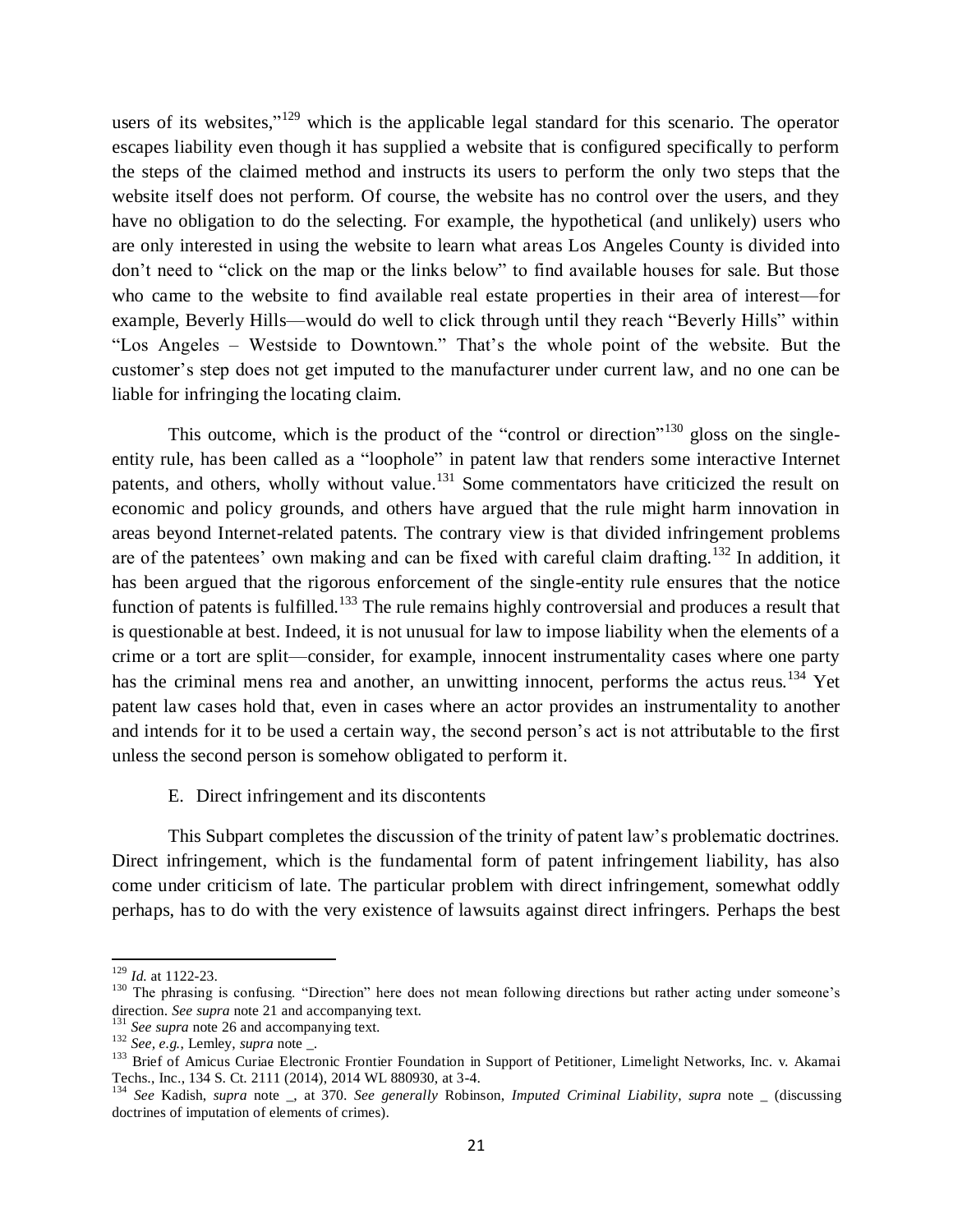users of its websites,"[129] which is the applicable legal standard for this scenario. The operator escapes liability even though it has supplied a website that is configured specifically to perform the steps of the claimed method and instructs its users to perform the only two steps that the website itself does not perform. Of course, the website has no control over the users, and they have no obligation to do the selecting. For example, the hypothetical (and unlikely) users who are only interested in using the website to learn what areas Los Angeles County is divided into don't need to "click on the map or the links below" to find available houses for sale. But those who came to the website to find available real estate properties in their area of interest—for example, Beverly Hills—would do well to click through until they reach "Beverly Hills" within "Los Angeles – Westside to Downtown." That's the whole point of the website. But the customer's step does not get imputed to the manufacturer under current law, and no one can be liable for infringing the locating claim.

This outcome, which is the product of the "control or direction"[130] gloss on the single-entity rule, has been called as a "loophole" in patent law that renders some interactive Internet patents, and others, wholly without value.[131] Some commentators have criticized the result on economic and policy grounds, and others have argued that the rule might harm innovation in areas beyond Internet-related patents. The contrary view is that divided infringement problems are of the patentees' own making and can be fixed with careful claim drafting.[132] In addition, it has been argued that the rigorous enforcement of the single-entity rule ensures that the notice function of patents is fulfilled.[133] The rule remains highly controversial and produces a result that is questionable at best. Indeed, it is not unusual for law to impose liability when the elements of a crime or a tort are split—consider, for example, innocent instrumentality cases where one party has the criminal mens rea and another, an unwitting innocent, performs the actus reus.[134] Yet patent law cases hold that, even in cases where an actor provides an instrumentality to another and intends for it to be used a certain way, the second person's act is not attributable to the first unless the second person is somehow obligated to perform it.

### E. Direct infringement and its discontents

This Subpart completes the discussion of the trinity of patent law's problematic doctrines. Direct infringement, which is the fundamental form of patent infringement liability, has also come under criticism of late. The particular problem with direct infringement, somewhat oddly perhaps, has to do with the very existence of lawsuits against direct infringers. Perhaps the best

---

[129] *Id.* at 1122-23.

[130] The phrasing is confusing. "Direction" here does not mean following directions but rather acting under someone's direction. *See supra* note 21 and accompanying text.

[131] *See supra* note 26 and accompanying text.

[132] *See, e.g.*, Lemley, *supra* note _.

[133] Brief of Amicus Curiae Electronic Frontier Foundation in Support of Petitioner, Limelight Networks, Inc. v. Akamai Techs., Inc., 134 S. Ct. 2111 (2014), 2014 WL 880930, at 3-4.

[134] *See* Kadish, *supra* note _, at 370. *See generally* Robinson, *Imputed Criminal Liability*, *supra* note _ (discussing doctrines of imputation of elements of crimes).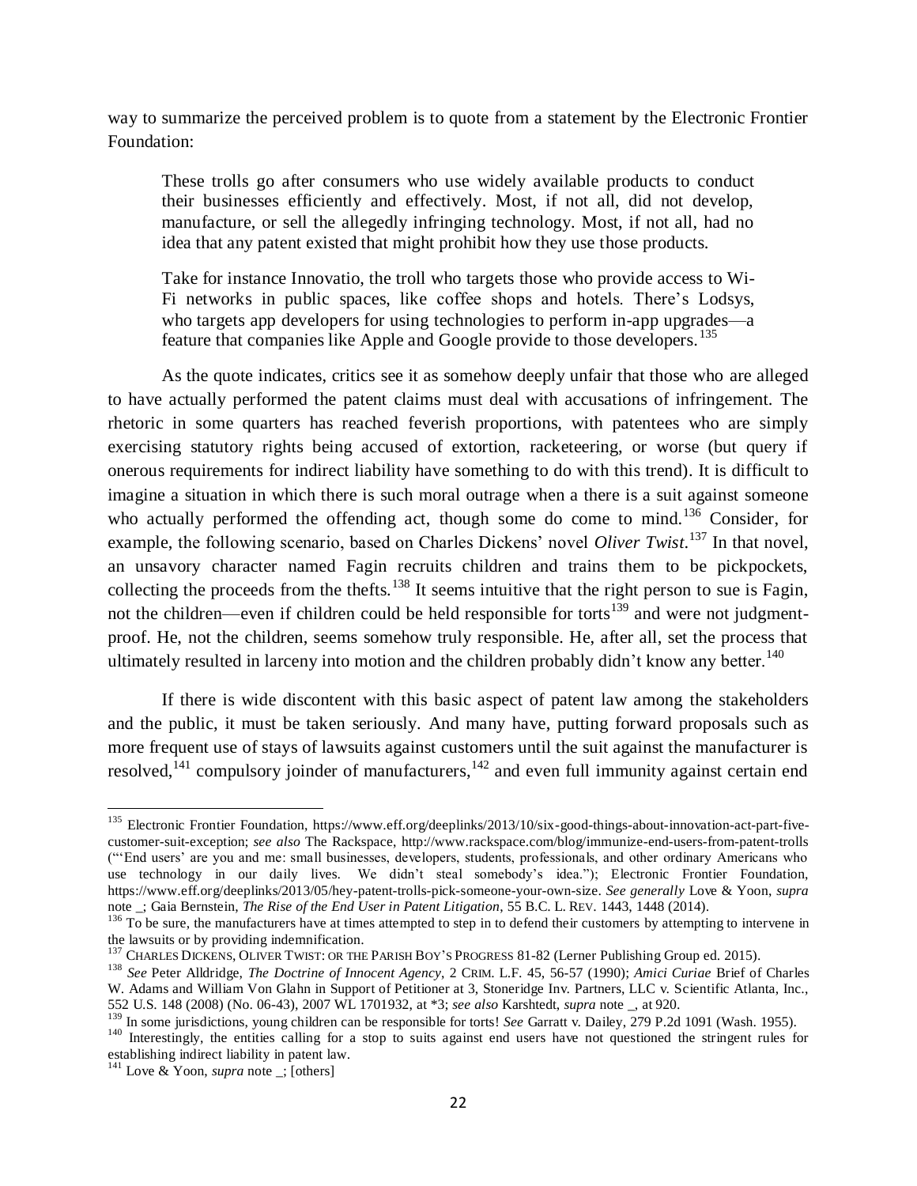way to summarize the perceived problem is to quote from a statement by the Electronic Frontier Foundation:

> These trolls go after consumers who use widely available products to conduct their businesses efficiently and effectively. Most, if not all, did not develop, manufacture, or sell the allegedly infringing technology. Most, if not all, had no idea that any patent existed that might prohibit how they use those products.
>
> Take for instance Innovatio, the troll who targets those who provide access to Wi-Fi networks in public spaces, like coffee shops and hotels. There's Lodsys, who targets app developers for using technologies to perform in-app upgrades—a feature that companies like Apple and Google provide to those developers.[135]

As the quote indicates, critics see it as somehow deeply unfair that those who are alleged to have actually performed the patent claims must deal with accusations of infringement. The rhetoric in some quarters has reached feverish proportions, with patentees who are simply exercising statutory rights being accused of extortion, racketeering, or worse (but query if onerous requirements for indirect liability have something to do with this trend). It is difficult to imagine a situation in which there is such moral outrage when a there is a suit against someone who actually performed the offending act, though some do come to mind.[136] Consider, for example, the following scenario, based on Charles Dickens' novel *Oliver Twist*.[137] In that novel, an unsavory character named Fagin recruits children and trains them to be pickpockets, collecting the proceeds from the thefts.[138] It seems intuitive that the right person to sue is Fagin, not the children—even if children could be held responsible for torts[139] and were not judgment-proof. He, not the children, seems somehow truly responsible. He, after all, set the process that ultimately resulted in larceny into motion and the children probably didn't know any better.[140]

If there is wide discontent with this basic aspect of patent law among the stakeholders and the public, it must be taken seriously. And many have, putting forward proposals such as more frequent use of stays of lawsuits against customers until the suit against the manufacturer is resolved,[141] compulsory joinder of manufacturers,[142] and even full immunity against certain end

---

[135] Electronic Frontier Foundation, https://www.eff.org/deeplinks/2013/10/six-good-things-about-innovation-act-part-five-customer-suit-exception; *see also* The Rackspace, http://www.rackspace.com/blog/immunize-end-users-from-patent-trolls ("'End users' are you and me: small businesses, developers, students, professionals, and other ordinary Americans who use technology in our daily lives. We didn't steal somebody's idea."); Electronic Frontier Foundation, https://www.eff.org/deeplinks/2013/05/hey-patent-trolls-pick-someone-your-own-size. *See generally* Love & Yoon, *supra* note _; Gaia Bernstein, *The Rise of the End User in Patent Litigation*, 55 B.C. L. REV. 1443, 1448 (2014).

[136] To be sure, the manufacturers have at times attempted to step in to defend their customers by attempting to intervene in the lawsuits or by providing indemnification.

[137] CHARLES DICKENS, OLIVER TWIST: OR THE PARISH BOY'S PROGRESS 81-82 (Lerner Publishing Group ed. 2015).

[138] *See* Peter Alldridge, *The Doctrine of Innocent Agency*, 2 CRIM. L.F. 45, 56-57 (1990); *Amici Curiae* Brief of Charles W. Adams and William Von Glahn in Support of Petitioner at 3, Stoneridge Inv. Partners, LLC v. Scientific Atlanta, Inc., 552 U.S. 148 (2008) (No. 06-43), 2007 WL 1701932, at *3; *see also* Karshtedt, *supra* note _, at 920.

[139] In some jurisdictions, young children can be responsible for torts! *See* Garratt v. Dailey, 279 P.2d 1091 (Wash. 1955).

[140] Interestingly, the entities calling for a stop to suits against end users have not questioned the stringent rules for establishing indirect liability in patent law.

[141] Love & Yoon, *supra* note _; [others]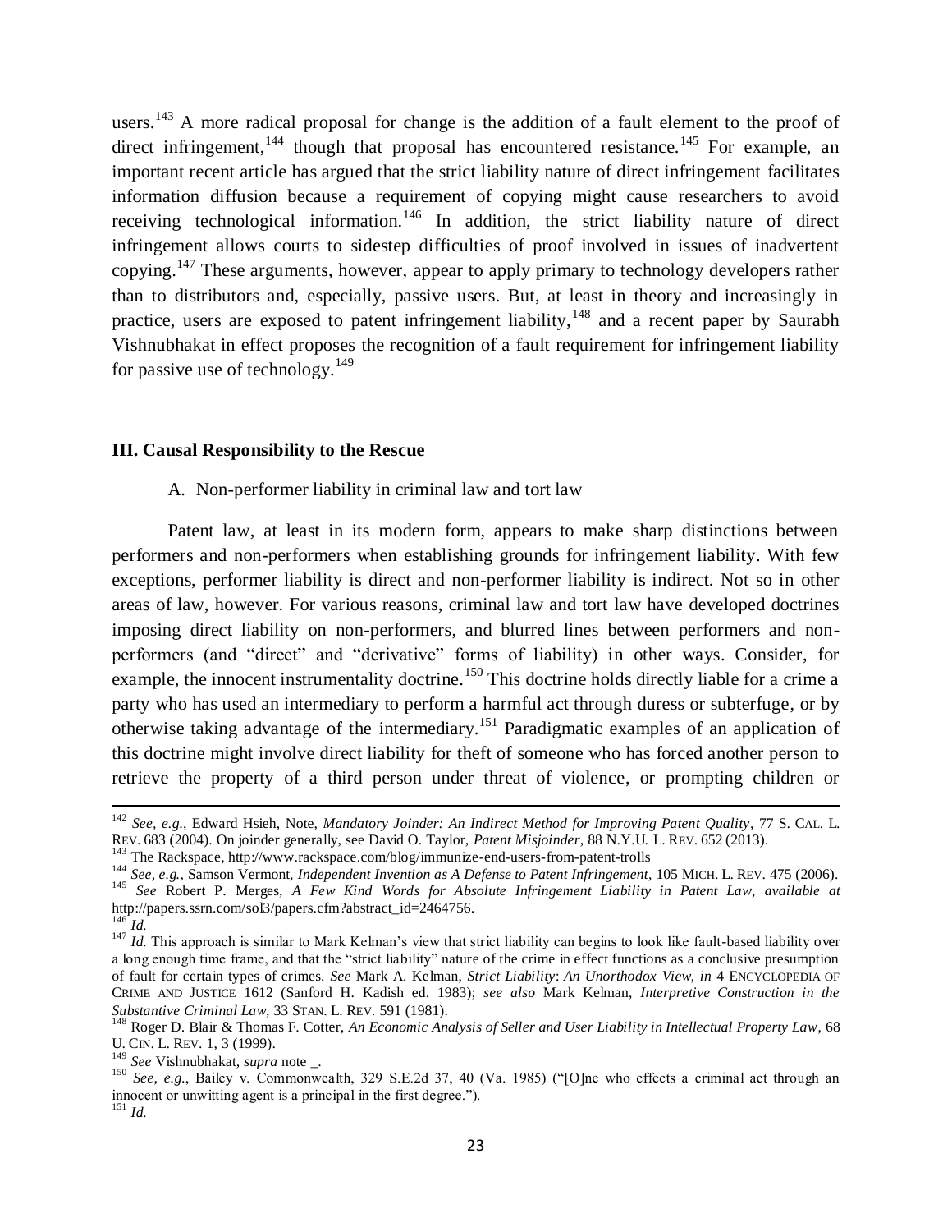users.[143] A more radical proposal for change is the addition of a fault element to the proof of direct infringement,[144] though that proposal has encountered resistance.[145] For example, an important recent article has argued that the strict liability nature of direct infringement facilitates information diffusion because a requirement of copying might cause researchers to avoid receiving technological information.[146] In addition, the strict liability nature of direct infringement allows courts to sidestep difficulties of proof involved in issues of inadvertent copying.[147] These arguments, however, appear to apply primary to technology developers rather than to distributors and, especially, passive users. But, at least in theory and increasingly in practice, users are exposed to patent infringement liability,[148] and a recent paper by Saurabh Vishnubhakat in effect proposes the recognition of a fault requirement for infringement liability for passive use of technology.[149]

### III. Causal Responsibility to the Rescue

A. Non-performer liability in criminal law and tort law

Patent law, at least in its modern form, appears to make sharp distinctions between performers and non-performers when establishing grounds for infringement liability. With few exceptions, performer liability is direct and non-performer liability is indirect. Not so in other areas of law, however. For various reasons, criminal law and tort law have developed doctrines imposing direct liability on non-performers, and blurred lines between performers and non-performers (and "direct" and "derivative" forms of liability) in other ways. Consider, for example, the innocent instrumentality doctrine.[150] This doctrine holds directly liable for a crime a party who has used an intermediary to perform a harmful act through duress or subterfuge, or by otherwise taking advantage of the intermediary.[151] Paradigmatic examples of an application of this doctrine might involve direct liability for theft of someone who has forced another person to retrieve the property of a third person under threat of violence, or prompting children or

---

[142] *See, e.g.*, Edward Hsieh, Note, *Mandatory Joinder: An Indirect Method for Improving Patent Quality*, 77 S. CAL. L. REV. 683 (2004). On joinder generally, see David O. Taylor, *Patent Misjoinder*, 88 N.Y.U. L. REV. 652 (2013).

[143] The Rackspace, http://www.rackspace.com/blog/immunize-end-users-from-patent-trolls

[144] *See, e.g.*, Samson Vermont, *Independent Invention as A Defense to Patent Infringement*, 105 MICH. L. REV. 475 (2006).

[145] *See* Robert P. Merges, *A Few Kind Words for Absolute Infringement Liability in Patent Law*, *available at* http://papers.ssrn.com/sol3/papers.cfm?abstract_id=2464756.

[146] *Id.*

[147] *Id.* This approach is similar to Mark Kelman's view that strict liability can begins to look like fault-based liability over a long enough time frame, and that the "strict liability" nature of the crime in effect functions as a conclusive presumption of fault for certain types of crimes. *See* Mark A. Kelman, *Strict Liability*: *An Unorthodox View*, *in* 4 ENCYCLOPEDIA OF CRIME AND JUSTICE 1612 (Sanford H. Kadish ed. 1983); *see also* Mark Kelman, *Interpretive Construction in the Substantive Criminal Law*, 33 STAN. L. REV. 591 (1981).

[148] Roger D. Blair & Thomas F. Cotter, *An Economic Analysis of Seller and User Liability in Intellectual Property Law*, 68 U. CIN. L. REV. 1, 3 (1999).

[149] *See* Vishnubhakat, *supra* note _.

[150] *See, e.g.*, Bailey v. Commonwealth, 329 S.E.2d 37, 40 (Va. 1985) ("[O]ne who effects a criminal act through an innocent or unwitting agent is a principal in the first degree.").

[151] *Id.*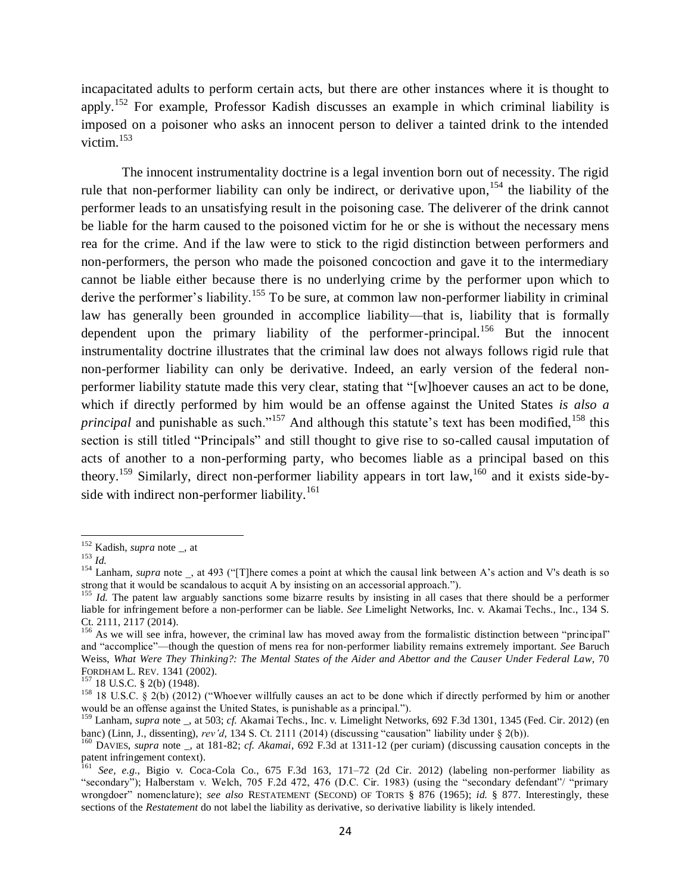incapacitated adults to perform certain acts, but there are other instances where it is thought to apply.[152] For example, Professor Kadish discusses an example in which criminal liability is imposed on a poisoner who asks an innocent person to deliver a tainted drink to the intended victim.[153]

The innocent instrumentality doctrine is a legal invention born out of necessity. The rigid rule that non-performer liability can only be indirect, or derivative upon,[154] the liability of the performer leads to an unsatisfying result in the poisoning case. The deliverer of the drink cannot be liable for the harm caused to the poisoned victim for he or she is without the necessary mens rea for the crime. And if the law were to stick to the rigid distinction between performers and non-performers, the person who made the poisoned concoction and gave it to the intermediary cannot be liable either because there is no underlying crime by the performer upon which to derive the performer's liability.[155] To be sure, at common law non-performer liability in criminal law has generally been grounded in accomplice liability—that is, liability that is formally dependent upon the primary liability of the performer-principal.[156] But the innocent instrumentality doctrine illustrates that the criminal law does not always follows rigid rule that non-performer liability can only be derivative. Indeed, an early version of the federal non-performer liability statute made this very clear, stating that "[w]hoever causes an act to be done, which if directly performed by him would be an offense against the United States *is also a principal* and punishable as such."[157] And although this statute's text has been modified,[158] this section is still titled "Principals" and still thought to give rise to so-called causal imputation of acts of another to a non-performing party, who becomes liable as a principal based on this theory.[159] Similarly, direct non-performer liability appears in tort law,[160] and it exists side-by-side with indirect non-performer liability.[161]

---

[152] Kadish, *supra* note _, at

[153] *Id.*

[154] Lanham, *supra* note _, at 493 ("[T]here comes a point at which the causal link between A's action and V's death is so strong that it would be scandalous to acquit A by insisting on an accessorial approach.").

[155] *Id.* The patent law arguably sanctions some bizarre results by insisting in all cases that there should be a performer liable for infringement before a non-performer can be liable. *See* Limelight Networks, Inc. v. Akamai Techs., Inc., 134 S. Ct. 2111, 2117 (2014).

[156] As we will see infra, however, the criminal law has moved away from the formalistic distinction between "principal" and "accomplice"—though the question of mens rea for non-performer liability remains extremely important. *See* Baruch Weiss, *What Were They Thinking?: The Mental States of the Aider and Abettor and the Causer Under Federal Law*, 70 FORDHAM L. REV. 1341 (2002).

[157] 18 U.S.C. § 2(b) (1948).

[158] 18 U.S.C. § 2(b) (2012) ("Whoever willfully causes an act to be done which if directly performed by him or another would be an offense against the United States, is punishable as a principal.").

[159] Lanham, *supra* note _, at 503; *cf.* Akamai Techs., Inc. v. Limelight Networks, 692 F.3d 1301, 1345 (Fed. Cir. 2012) (en banc) (Linn, J., dissenting), *rev'd*, 134 S. Ct. 2111 (2014) (discussing "causation" liability under § 2(b)).

[160] DAVIES, *supra* note _, at 181-82; *cf. Akamai*, 692 F.3d at 1311-12 (per curiam) (discussing causation concepts in the patent infringement context).

[161] *See, e.g.*, Bigio v. Coca-Cola Co., 675 F.3d 163, 171–72 (2d Cir. 2012) (labeling non-performer liability as "secondary"); Halberstam v. Welch, 705 F.2d 472, 476 (D.C. Cir. 1983) (using the "secondary defendant"/ "primary wrongdoer" nomenclature); *see also* RESTATEMENT (SECOND) OF TORTS § 876 (1965); *id.* § 877. Interestingly, these sections of the *Restatement* do not label the liability as derivative, so derivative liability is likely intended.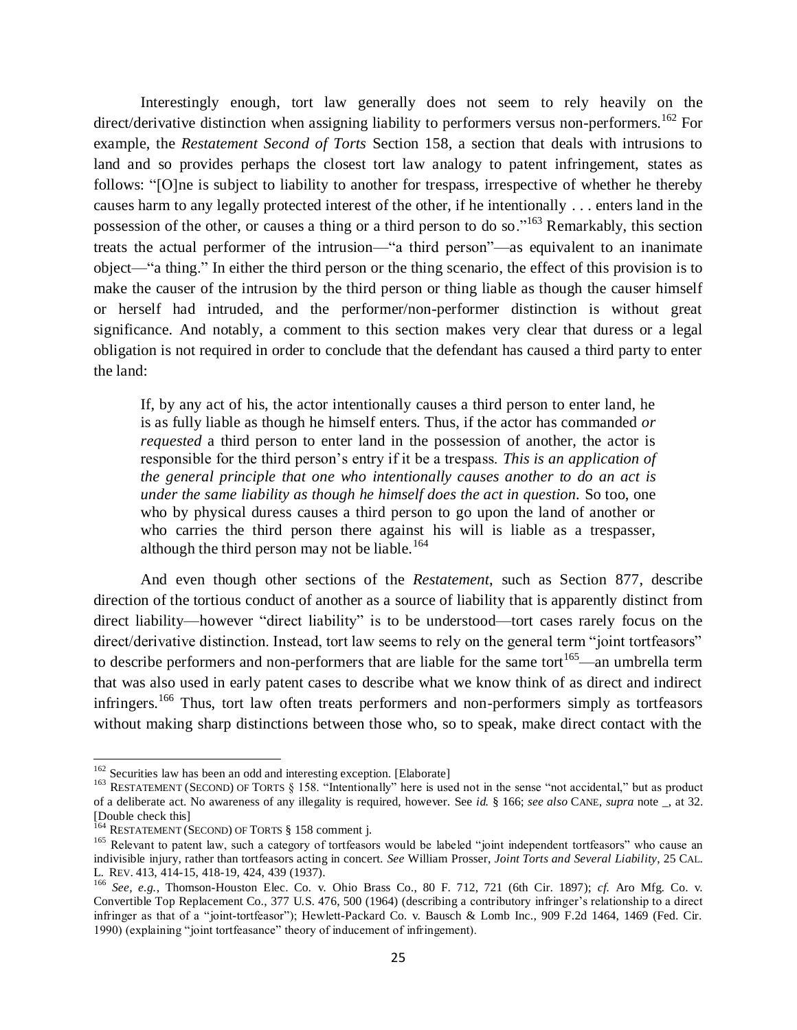Interestingly enough, tort law generally does not seem to rely heavily on the direct/derivative distinction when assigning liability to performers versus non-performers.[162] For example, the *Restatement Second of Torts* Section 158, a section that deals with intrusions to land and so provides perhaps the closest tort law analogy to patent infringement, states as follows: "[O]ne is subject to liability to another for trespass, irrespective of whether he thereby causes harm to any legally protected interest of the other, if he intentionally . . . enters land in the possession of the other, or causes a thing or a third person to do so."[163] Remarkably, this section treats the actual performer of the intrusion—"a third person"—as equivalent to an inanimate object—"a thing." In either the third person or the thing scenario, the effect of this provision is to make the causer of the intrusion by the third person or thing liable as though the causer himself or herself had intruded, and the performer/non-performer distinction is without great significance. And notably, a comment to this section makes very clear that duress or a legal obligation is not required in order to conclude that the defendant has caused a third party to enter the land:

> If, by any act of his, the actor intentionally causes a third person to enter land, he is as fully liable as though he himself enters. Thus, if the actor has commanded *or requested* a third person to enter land in the possession of another, the actor is responsible for the third person's entry if it be a trespass. *This is an application of the general principle that one who intentionally causes another to do an act is under the same liability as though he himself does the act in question.* So too, one who by physical duress causes a third person to go upon the land of another or who carries the third person there against his will is liable as a trespasser, although the third person may not be liable.[164]

And even though other sections of the *Restatement*, such as Section 877, describe direction of the tortious conduct of another as a source of liability that is apparently distinct from direct liability—however "direct liability" is to be understood—tort cases rarely focus on the direct/derivative distinction. Instead, tort law seems to rely on the general term "joint tortfeasors" to describe performers and non-performers that are liable for the same tort[165]—an umbrella term that was also used in early patent cases to describe what we know think of as direct and indirect infringers.[166] Thus, tort law often treats performers and non-performers simply as tortfeasors without making sharp distinctions between those who, so to speak, make direct contact with the

---

[162] Securities law has been an odd and interesting exception. [Elaborate]

[163] RESTATEMENT (SECOND) OF TORTS § 158. "Intentionally" here is used not in the sense "not accidental," but as product of a deliberate act. No awareness of any illegality is required, however. See *id.* § 166; *see also* CANE, *supra* note _, at 32. [Double check this]

[164] RESTATEMENT (SECOND) OF TORTS § 158 comment j.

[165] Relevant to patent law, such a category of tortfeasors would be labeled "joint independent tortfeasors" who cause an indivisible injury, rather than tortfeasors acting in concert. *See* William Prosser, *Joint Torts and Several Liability*, 25 CAL. L. REV. 413, 414-15, 418-19, 424, 439 (1937).

[166] *See, e.g.*, Thomson-Houston Elec. Co. v. Ohio Brass Co., 80 F. 712, 721 (6th Cir. 1897); *cf.* Aro Mfg. Co. v. Convertible Top Replacement Co., 377 U.S. 476, 500 (1964) (describing a contributory infringer's relationship to a direct infringer as that of a "joint-tortfeasor"); Hewlett-Packard Co. v. Bausch & Lomb Inc., 909 F.2d 1464, 1469 (Fed. Cir. 1990) (explaining "joint tortfeasance" theory of inducement of infringement).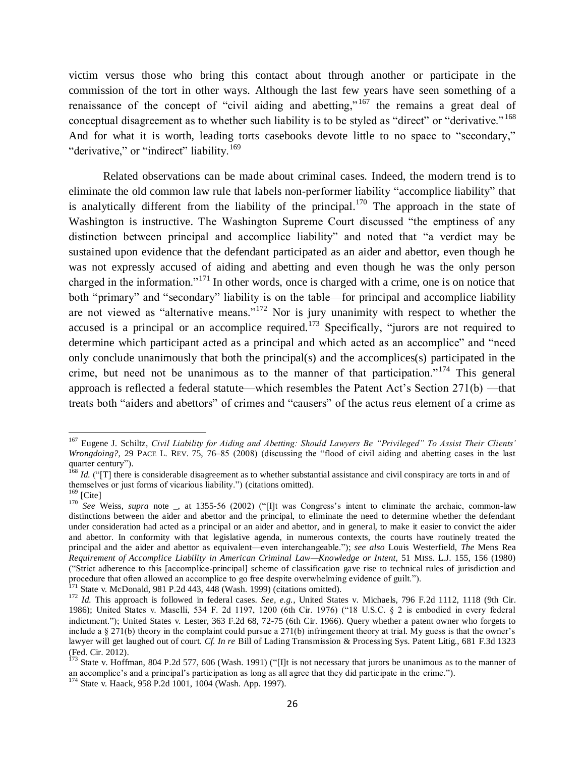victim versus those who bring this contact about through another or participate in the commission of the tort in other ways. Although the last few years have seen something of a renaissance of the concept of "civil aiding and abetting,"[167] the remains a great deal of conceptual disagreement as to whether such liability is to be styled as "direct" or "derivative."[168] And for what it is worth, leading torts casebooks devote little to no space to "secondary," "derivative," or "indirect" liability.[169]

Related observations can be made about criminal cases. Indeed, the modern trend is to eliminate the old common law rule that labels non-performer liability "accomplice liability" that is analytically different from the liability of the principal.[170] The approach in the state of Washington is instructive. The Washington Supreme Court discussed "the emptiness of any distinction between principal and accomplice liability" and noted that "a verdict may be sustained upon evidence that the defendant participated as an aider and abettor, even though he was not expressly accused of aiding and abetting and even though he was the only person charged in the information."[171] In other words, once is charged with a crime, one is on notice that both "primary" and "secondary" liability is on the table—for principal and accomplice liability are not viewed as "alternative means."[172] Nor is jury unanimity with respect to whether the accused is a principal or an accomplice required.[173] Specifically, "jurors are not required to determine which participant acted as a principal and which acted as an accomplice" and "need only conclude unanimously that both the principal(s) and the accomplices(s) participated in the crime, but need not be unanimous as to the manner of that participation."[174] This general approach is reflected a federal statute—which resembles the Patent Act's Section 271(b) —that treats both "aiders and abettors" of crimes and "causers" of the actus reus element of a crime as

---

[167] Eugene J. Schiltz, *Civil Liability for Aiding and Abetting: Should Lawyers Be "Privileged" To Assist Their Clients' Wrongdoing?*, 29 PACE L. REV. 75, 76–85 (2008) (discussing the "flood of civil aiding and abetting cases in the last quarter century").

[168] *Id.* ("[T] there is considerable disagreement as to whether substantial assistance and civil conspiracy are torts in and of themselves or just forms of vicarious liability.") (citations omitted).

[169] [Cite]

[170] *See* Weiss, *supra* note _, at 1355-56 (2002) ("[I]t was Congress's intent to eliminate the archaic, common-law distinctions between the aider and abettor and the principal, to eliminate the need to determine whether the defendant under consideration had acted as a principal or an aider and abettor, and in general, to make it easier to convict the aider and abettor. In conformity with that legislative agenda, in numerous contexts, the courts have routinely treated the principal and the aider and abettor as equivalent—even interchangeable."); *see also* Louis Westerfield, *The* Mens Rea *Requirement of Accomplice Liability in American Criminal Law—Knowledge or Intent*, 51 MISS. L.J. 155, 156 (1980) ("Strict adherence to this [accomplice-principal] scheme of classification gave rise to technical rules of jurisdiction and procedure that often allowed an accomplice to go free despite overwhelming evidence of guilt.").

[171] State v. McDonald, 981 P.2d 443, 448 (Wash. 1999) (citations omitted).

[172] *Id.* This approach is followed in federal cases. *See, e.g.*, United States v. Michaels, 796 F.2d 1112, 1118 (9th Cir. 1986); United States v. Maselli, 534 F. 2d 1197, 1200 (6th Cir. 1976) ("18 U.S.C. § 2 is embodied in every federal indictment."); United States v. Lester, 363 F.2d 68, 72-75 (6th Cir. 1966). Query whether a patent owner who forgets to include a § 271(b) theory in the complaint could pursue a 271(b) infringement theory at trial. My guess is that the owner's lawyer will get laughed out of court. *Cf. In re* Bill of Lading Transmission & Processing Sys. Patent Litig., 681 F.3d 1323 (Fed. Cir. 2012).

[173] State v. Hoffman, 804 P.2d 577, 606 (Wash. 1991) ("[I]t is not necessary that jurors be unanimous as to the manner of an accomplice's and a principal's participation as long as all agree that they did participate in the crime.").

[174] State v. Haack, 958 P.2d 1001, 1004 (Wash. App. 1997).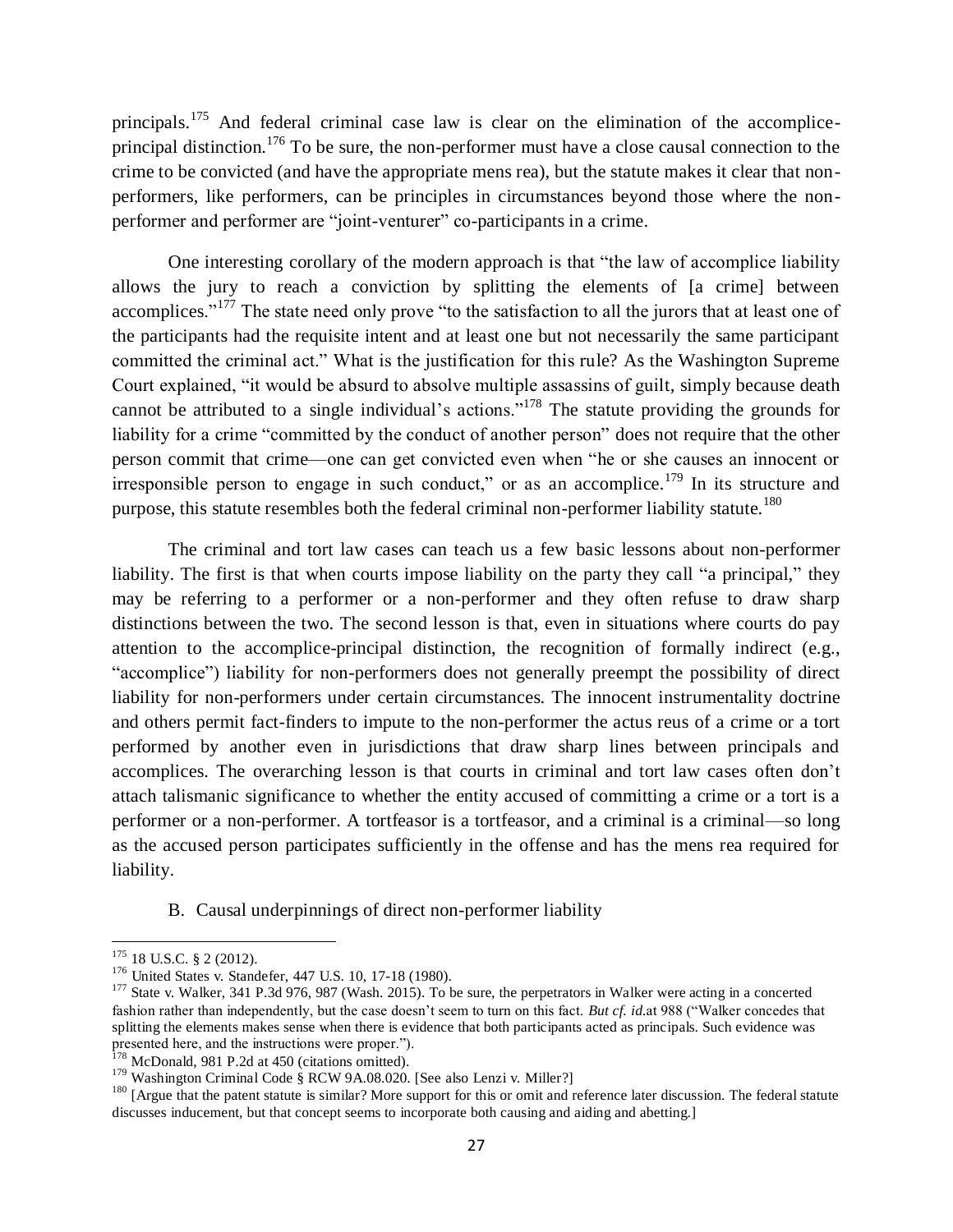principals.[175] And federal criminal case law is clear on the elimination of the accomplice-principal distinction.[176] To be sure, the non-performer must have a close causal connection to the crime to be convicted (and have the appropriate mens rea), but the statute makes it clear that non-performers, like performers, can be principles in circumstances beyond those where the non-performer and performer are "joint-venturer" co-participants in a crime.

One interesting corollary of the modern approach is that "the law of accomplice liability allows the jury to reach a conviction by splitting the elements of [a crime] between accomplices."[177] The state need only prove "to the satisfaction to all the jurors that at least one of the participants had the requisite intent and at least one but not necessarily the same participant committed the criminal act." What is the justification for this rule? As the Washington Supreme Court explained, "it would be absurd to absolve multiple assassins of guilt, simply because death cannot be attributed to a single individual's actions."[178] The statute providing the grounds for liability for a crime "committed by the conduct of another person" does not require that the other person commit that crime—one can get convicted even when "he or she causes an innocent or irresponsible person to engage in such conduct," or as an accomplice.[179] In its structure and purpose, this statute resembles both the federal criminal non-performer liability statute.[180]

The criminal and tort law cases can teach us a few basic lessons about non-performer liability. The first is that when courts impose liability on the party they call "a principal," they may be referring to a performer or a non-performer and they often refuse to draw sharp distinctions between the two. The second lesson is that, even in situations where courts do pay attention to the accomplice-principal distinction, the recognition of formally indirect (e.g., "accomplice") liability for non-performers does not generally preempt the possibility of direct liability for non-performers under certain circumstances. The innocent instrumentality doctrine and others permit fact-finders to impute to the non-performer the actus reus of a crime or a tort performed by another even in jurisdictions that draw sharp lines between principals and accomplices. The overarching lesson is that courts in criminal and tort law cases often don't attach talismanic significance to whether the entity accused of committing a crime or a tort is a performer or a non-performer. A tortfeasor is a tortfeasor, and a criminal is a criminal—so long as the accused person participates sufficiently in the offense and has the mens rea required for liability.

B. Causal underpinnings of direct non-performer liability

---

[175] 18 U.S.C. § 2 (2012).

[176] United States v. Standefer, 447 U.S. 10, 17-18 (1980).

[177] State v. Walker, 341 P.3d 976, 987 (Wash. 2015). To be sure, the perpetrators in Walker were acting in a concerted fashion rather than independently, but the case doesn't seem to turn on this fact. *But cf. id.*at 988 ("Walker concedes that splitting the elements makes sense when there is evidence that both participants acted as principals. Such evidence was presented here, and the instructions were proper.").

[178] McDonald, 981 P.2d at 450 (citations omitted).

[179] Washington Criminal Code § RCW 9A.08.020. [See also Lenzi v. Miller?]

[180] [Argue that the patent statute is similar? More support for this or omit and reference later discussion. The federal statute discusses inducement, but that concept seems to incorporate both causing and aiding and abetting.]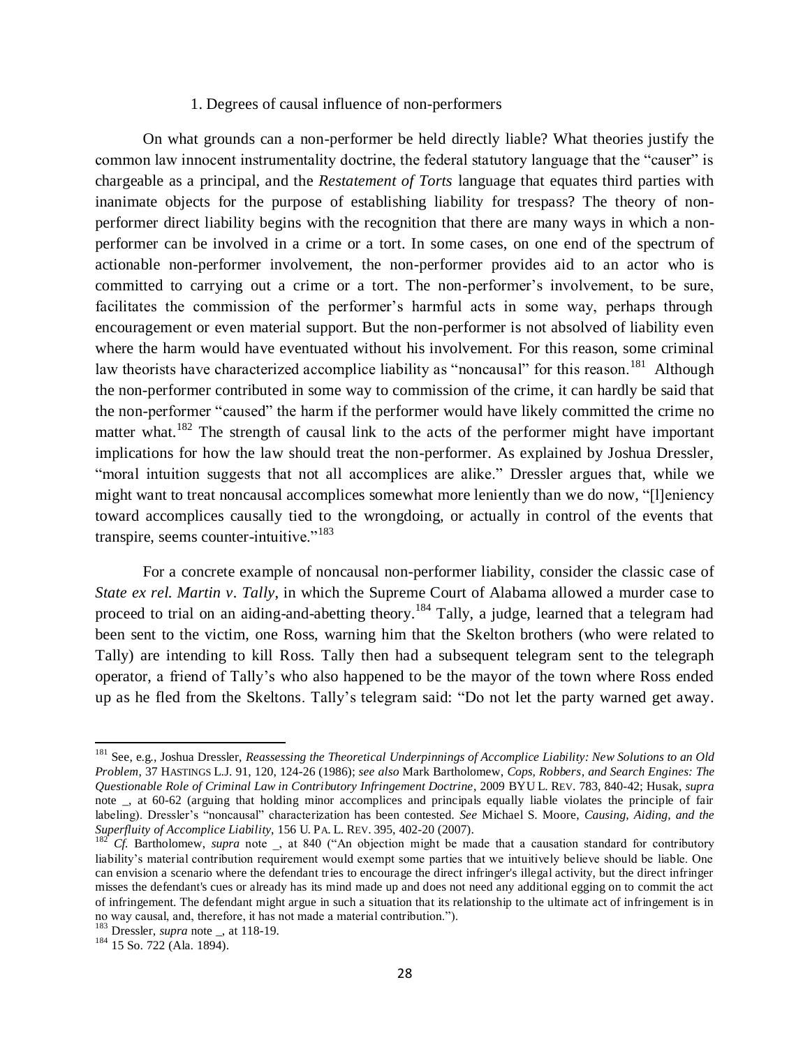### 1. Degrees of causal influence of non-performers

On what grounds can a non-performer be held directly liable? What theories justify the common law innocent instrumentality doctrine, the federal statutory language that the "causer" is chargeable as a principal, and the *Restatement of Torts* language that equates third parties with inanimate objects for the purpose of establishing liability for trespass? The theory of non-performer direct liability begins with the recognition that there are many ways in which a non-performer can be involved in a crime or a tort. In some cases, on one end of the spectrum of actionable non-performer involvement, the non-performer provides aid to an actor who is committed to carrying out a crime or a tort. The non-performer's involvement, to be sure, facilitates the commission of the performer's harmful acts in some way, perhaps through encouragement or even material support. But the non-performer is not absolved of liability even where the harm would have eventuated without his involvement. For this reason, some criminal law theorists have characterized accomplice liability as "noncausal" for this reason.[181] Although the non-performer contributed in some way to commission of the crime, it can hardly be said that the non-performer "caused" the harm if the performer would have likely committed the crime no matter what.[182] The strength of causal link to the acts of the performer might have important implications for how the law should treat the non-performer. As explained by Joshua Dressler, "moral intuition suggests that not all accomplices are alike." Dressler argues that, while we might want to treat noncausal accomplices somewhat more leniently than we do now, "[l]eniency toward accomplices causally tied to the wrongdoing, or actually in control of the events that transpire, seems counter-intuitive."[183]

For a concrete example of noncausal non-performer liability, consider the classic case of *State ex rel. Martin v. Tally*, in which the Supreme Court of Alabama allowed a murder case to proceed to trial on an aiding-and-abetting theory.[184] Tally, a judge, learned that a telegram had been sent to the victim, one Ross, warning him that the Skelton brothers (who were related to Tally) are intending to kill Ross. Tally then had a subsequent telegram sent to the telegraph operator, a friend of Tally's who also happened to be the mayor of the town where Ross ended up as he fled from the Skeltons. Tally's telegram said: "Do not let the party warned get away.

---

[181] See, e.g., Joshua Dressler, *Reassessing the Theoretical Underpinnings of Accomplice Liability: New Solutions to an Old Problem*, 37 HASTINGS L.J. 91, 120, 124-26 (1986); *see also* Mark Bartholomew, *Cops, Robbers, and Search Engines: The Questionable Role of Criminal Law in Contributory Infringement Doctrine*, 2009 BYU L. REV. 783, 840-42; Husak, *supra* note _, at 60-62 (arguing that holding minor accomplices and principals equally liable violates the principle of fair labeling). Dressler's "noncausal" characterization has been contested. *See* Michael S. Moore, *Causing, Aiding, and the Superfluity of Accomplice Liability*, 156 U. PA. L. REV. 395, 402-20 (2007).

[182] *Cf.* Bartholomew, *supra* note _, at 840 ("An objection might be made that a causation standard for contributory liability's material contribution requirement would exempt some parties that we intuitively believe should be liable. One can envision a scenario where the defendant tries to encourage the direct infringer's illegal activity, but the direct infringer misses the defendant's cues or already has its mind made up and does not need any additional egging on to commit the act of infringement. The defendant might argue in such a situation that its relationship to the ultimate act of infringement is in no way causal, and, therefore, it has not made a material contribution.").

[183] Dressler, *supra* note _, at 118-19.

[184] 15 So. 722 (Ala. 1894).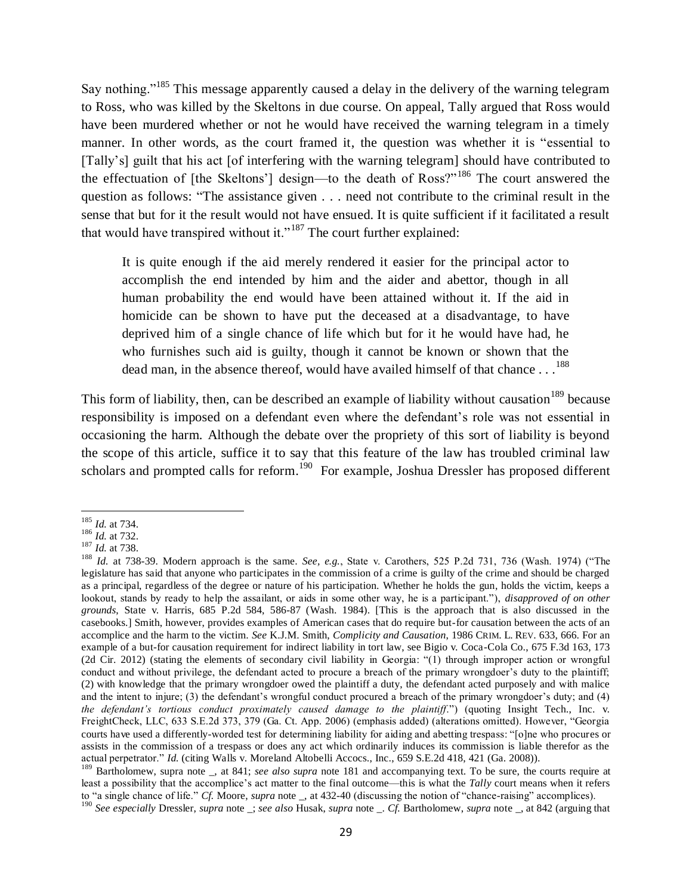Say nothing."[185] This message apparently caused a delay in the delivery of the warning telegram to Ross, who was killed by the Skeltons in due course. On appeal, Tally argued that Ross would have been murdered whether or not he would have received the warning telegram in a timely manner. In other words, as the court framed it, the question was whether it is "essential to [Tally's] guilt that his act [of interfering with the warning telegram] should have contributed to the effectuation of [the Skeltons'] design—to the death of Ross?"[186] The court answered the question as follows: "The assistance given . . . need not contribute to the criminal result in the sense that but for it the result would not have ensued. It is quite sufficient if it facilitated a result that would have transpired without it."[187] The court further explained:

> It is quite enough if the aid merely rendered it easier for the principal actor to accomplish the end intended by him and the aider and abettor, though in all human probability the end would have been attained without it. If the aid in homicide can be shown to have put the deceased at a disadvantage, to have deprived him of a single chance of life which but for it he would have had, he who furnishes such aid is guilty, though it cannot be known or shown that the dead man, in the absence thereof, would have availed himself of that chance . . .[188]

This form of liability, then, can be described an example of liability without causation[189] because responsibility is imposed on a defendant even where the defendant's role was not essential in occasioning the harm. Although the debate over the propriety of this sort of liability is beyond the scope of this article, suffice it to say that this feature of the law has troubled criminal law scholars and prompted calls for reform.[190] For example, Joshua Dressler has proposed different

---

[185] *Id.* at 734.

[186] *Id.* at 732.

[187] *Id.* at 738.

[188] *Id.* at 738-39. Modern approach is the same. *See, e.g.*, State v. Carothers, 525 P.2d 731, 736 (Wash. 1974) ("The legislature has said that anyone who participates in the commission of a crime is guilty of the crime and should be charged as a principal, regardless of the degree or nature of his participation. Whether he holds the gun, holds the victim, keeps a lookout, stands by ready to help the assailant, or aids in some other way, he is a participant."), *disapproved of on other grounds*, State v. Harris, 685 P.2d 584, 586-87 (Wash. 1984). [This is the approach that is also discussed in the casebooks.] Smith, however, provides examples of American cases that do require but-for causation between the acts of an accomplice and the harm to the victim. *See* K.J.M. Smith, *Complicity and Causation*, 1986 CRIM. L. REV. 633, 666. For an example of a but-for causation requirement for indirect liability in tort law, see Bigio v. Coca-Cola Co., 675 F.3d 163, 173 (2d Cir. 2012) (stating the elements of secondary civil liability in Georgia: "(1) through improper action or wrongful conduct and without privilege, the defendant acted to procure a breach of the primary wrongdoer's duty to the plaintiff; (2) with knowledge that the primary wrongdoer owed the plaintiff a duty, the defendant acted purposely and with malice and the intent to injure; (3) the defendant's wrongful conduct procured a breach of the primary wrongdoer's duty; and (4) *the defendant's tortious conduct proximately caused damage to the plaintiff*.") (quoting Insight Tech., Inc. v. FreightCheck, LLC, 633 S.E.2d 373, 379 (Ga. Ct. App. 2006) (emphasis added) (alterations omitted). However, "Georgia courts have used a differently-worded test for determining liability for aiding and abetting trespass: "[o]ne who procures or assists in the commission of a trespass or does any act which ordinarily induces its commission is liable therefor as the actual perpetrator." *Id.* (citing Walls v. Moreland Altobelli Accocs., Inc., 659 S.E.2d 418, 421 (Ga. 2008)).

[189] Bartholomew, supra note _, at 841; *see also supra* note 181 and accompanying text. To be sure, the courts require at least a possibility that the accomplice's act matter to the final outcome—this is what the *Tally* court means when it refers to "a single chance of life." *Cf.* Moore, *supra* note _, at 432-40 (discussing the notion of "chance-raising" accomplices).

[190] *See especially* Dressler, *supra* note _; *see also* Husak, *supra* note _. *Cf.* Bartholomew, *supra* note _, at 842 (arguing that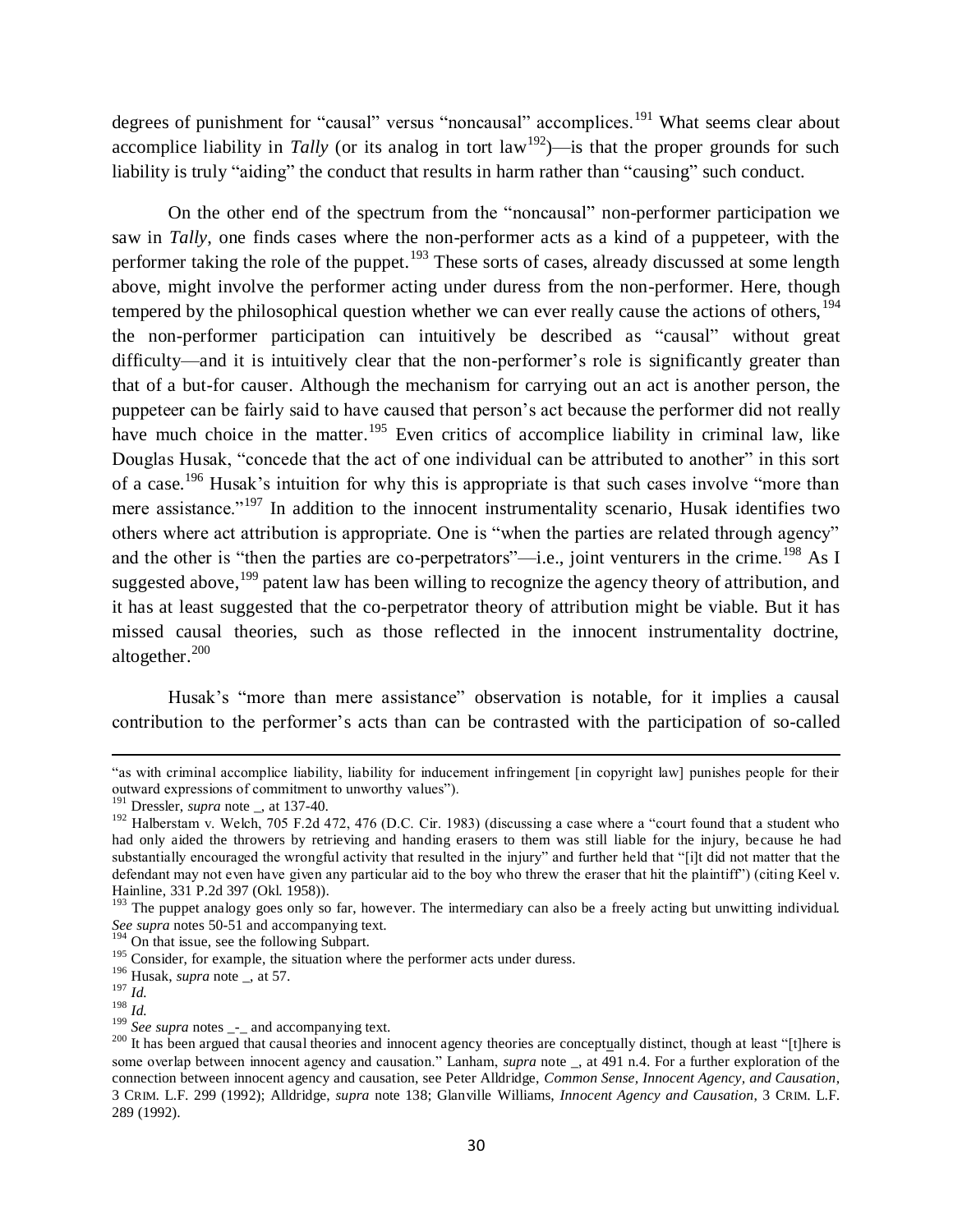degrees of punishment for "causal" versus "noncausal" accomplices.[191] What seems clear about accomplice liability in *Tally* (or its analog in tort law[192])—is that the proper grounds for such liability is truly "aiding" the conduct that results in harm rather than "causing" such conduct.

On the other end of the spectrum from the "noncausal" non-performer participation we saw in *Tally*, one finds cases where the non-performer acts as a kind of a puppeteer, with the performer taking the role of the puppet.[193] These sorts of cases, already discussed at some length above, might involve the performer acting under duress from the non-performer. Here, though tempered by the philosophical question whether we can ever really cause the actions of others,[194] the non-performer participation can intuitively be described as "causal" without great difficulty—and it is intuitively clear that the non-performer's role is significantly greater than that of a but-for causer. Although the mechanism for carrying out an act is another person, the puppeteer can be fairly said to have caused that person's act because the performer did not really have much choice in the matter.[195] Even critics of accomplice liability in criminal law, like Douglas Husak, "concede that the act of one individual can be attributed to another" in this sort of a case.[196] Husak's intuition for why this is appropriate is that such cases involve "more than mere assistance."[197] In addition to the innocent instrumentality scenario, Husak identifies two others where act attribution is appropriate. One is "when the parties are related through agency" and the other is "then the parties are co-perpetrators"—i.e., joint venturers in the crime.[198] As I suggested above,[199] patent law has been willing to recognize the agency theory of attribution, and it has at least suggested that the co-perpetrator theory of attribution might be viable. But it has missed causal theories, such as those reflected in the innocent instrumentality doctrine, altogether.[200]

Husak's "more than mere assistance" observation is notable, for it implies a causal contribution to the performer's acts than can be contrasted with the participation of so-called

---

"as with criminal accomplice liability, liability for inducement infringement [in copyright law] punishes people for their outward expressions of commitment to unworthy values").

[191] Dressler, *supra* note _, at 137-40.

[192] Halberstam v. Welch, 705 F.2d 472, 476 (D.C. Cir. 1983) (discussing a case where a "court found that a student who had only aided the throwers by retrieving and handing erasers to them was still liable for the injury, because he had substantially encouraged the wrongful activity that resulted in the injury" and further held that "[i]t did not matter that the defendant may not even have given any particular aid to the boy who threw the eraser that hit the plaintiff") (citing Keel v. Hainline, 331 P.2d 397 (Okl. 1958)).

[193] The puppet analogy goes only so far, however. The intermediary can also be a freely acting but unwitting individual. *See supra* notes 50-51 and accompanying text.

[194] On that issue, see the following Subpart.

[195] Consider, for example, the situation where the performer acts under duress.

[196] Husak, *supra* note _, at 57.

[197] *Id.*

[198] *Id.*

[199] *See supra* notes _-_ and accompanying text.

[200] It has been argued that causal theories and innocent agency theories are conceptually distinct, though at least "[t]here is some overlap between innocent agency and causation." Lanham, *supra* note _, at 491 n.4. For a further exploration of the connection between innocent agency and causation, see Peter Alldridge, *Common Sense, Innocent Agency, and Causation*, 3 CRIM. L.F. 299 (1992); Alldridge, *supra* note 138; Glanville Williams, *Innocent Agency and Causation*, 3 CRIM. L.F. 289 (1992).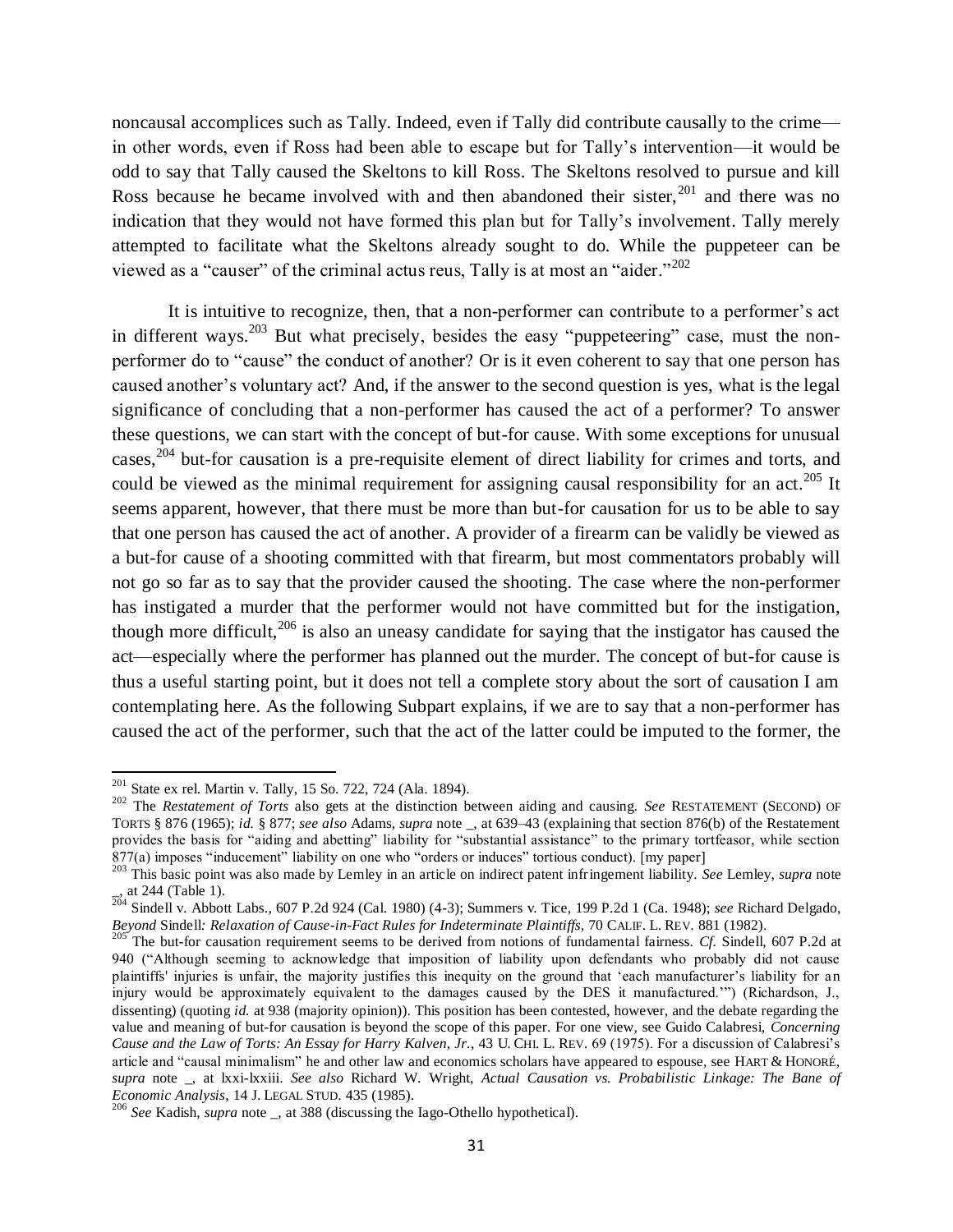noncausal accomplices such as Tally. Indeed, even if Tally did contribute causally to the crime—in other words, even if Ross had been able to escape but for Tally's intervention—it would be odd to say that Tally caused the Skeltons to kill Ross. The Skeltons resolved to pursue and kill Ross because he became involved with and then abandoned their sister,[201] and there was no indication that they would not have formed this plan but for Tally's involvement. Tally merely attempted to facilitate what the Skeltons already sought to do. While the puppeteer can be viewed as a "causer" of the criminal actus reus, Tally is at most an "aider."[202]

It is intuitive to recognize, then, that a non-performer can contribute to a performer's act in different ways.[203] But what precisely, besides the easy "puppeteering" case, must the non-performer do to "cause" the conduct of another? Or is it even coherent to say that one person has caused another's voluntary act? And, if the answer to the second question is yes, what is the legal significance of concluding that a non-performer has caused the act of a performer? To answer these questions, we can start with the concept of but-for cause. With some exceptions for unusual cases,[204] but-for causation is a pre-requisite element of direct liability for crimes and torts, and could be viewed as the minimal requirement for assigning causal responsibility for an act.[205] It seems apparent, however, that there must be more than but-for causation for us to be able to say that one person has caused the act of another. A provider of a firearm can be validly be viewed as a but-for cause of a shooting committed with that firearm, but most commentators probably will not go so far as to say that the provider caused the shooting. The case where the non-performer has instigated a murder that the performer would not have committed but for the instigation, though more difficult,[206] is also an uneasy candidate for saying that the instigator has caused the act—especially where the performer has planned out the murder. The concept of but-for cause is thus a useful starting point, but it does not tell a complete story about the sort of causation I am contemplating here. As the following Subpart explains, if we are to say that a non-performer has caused the act of the performer, such that the act of the latter could be imputed to the former, the

---

[201] State ex rel. Martin v. Tally, 15 So. 722, 724 (Ala. 1894).

[202] The *Restatement of Torts* also gets at the distinction between aiding and causing. *See* RESTATEMENT (SECOND) OF TORTS § 876 (1965); *id.* § 877; *see also* Adams, *supra* note _, at 639–43 (explaining that section 876(b) of the Restatement provides the basis for "aiding and abetting" liability for "substantial assistance" to the primary tortfeasor, while section 877(a) imposes "inducement" liability on one who "orders or induces" tortious conduct). [my paper]

[203] This basic point was also made by Lemley in an article on indirect patent infringement liability. *See* Lemley, *supra* note _, at 244 (Table 1).

[204] Sindell v. Abbott Labs., 607 P.2d 924 (Cal. 1980) (4-3); Summers v. Tice, 199 P.2d 1 (Ca. 1948); *see* Richard Delgado, *Beyond* Sindell*: Relaxation of Cause-in-Fact Rules for Indeterminate Plaintiffs*, 70 CALIF. L. REV. 881 (1982).

[205] The but-for causation requirement seems to be derived from notions of fundamental fairness. *Cf.* Sindell, 607 P.2d at 940 ("Although seeming to acknowledge that imposition of liability upon defendants who probably did not cause plaintiffs' injuries is unfair, the majority justifies this inequity on the ground that 'each manufacturer's liability for an injury would be approximately equivalent to the damages caused by the DES it manufactured.'") (Richardson, J., dissenting) (quoting *id.* at 938 (majority opinion)). This position has been contested, however, and the debate regarding the value and meaning of but-for causation is beyond the scope of this paper. For one view, see Guido Calabresi, *Concerning Cause and the Law of Torts: An Essay for Harry Kalven, Jr.*, 43 U. CHI. L. REV. 69 (1975). For a discussion of Calabresi's article and "causal minimalism" he and other law and economics scholars have appeared to espouse, see HART & HONORÉ, *supra* note _, at lxxi-lxxiii. *See also* Richard W. Wright, *Actual Causation vs. Probabilistic Linkage: The Bane of Economic Analysis*, 14 J. LEGAL STUD. 435 (1985).

[206] *See* Kadish, *supra* note _, at 388 (discussing the Iago-Othello hypothetical).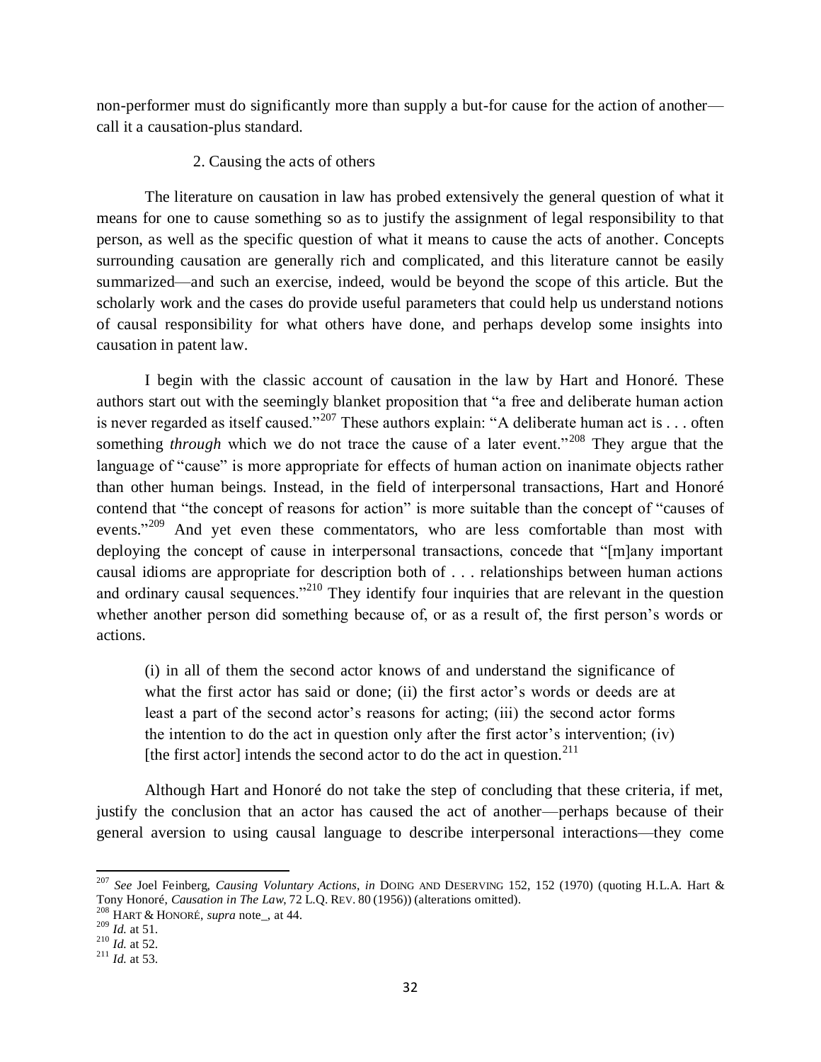non-performer must do significantly more than supply a but-for cause for the action of another—call it a causation-plus standard.

### 2. Causing the acts of others

The literature on causation in law has probed extensively the general question of what it means for one to cause something so as to justify the assignment of legal responsibility to that person, as well as the specific question of what it means to cause the acts of another. Concepts surrounding causation are generally rich and complicated, and this literature cannot be easily summarized—and such an exercise, indeed, would be beyond the scope of this article. But the scholarly work and the cases do provide useful parameters that could help us understand notions of causal responsibility for what others have done, and perhaps develop some insights into causation in patent law.

I begin with the classic account of causation in the law by Hart and Honoré. These authors start out with the seemingly blanket proposition that "a free and deliberate human action is never regarded as itself caused."[207] These authors explain: "A deliberate human act is . . . often something *through* which we do not trace the cause of a later event."[208] They argue that the language of "cause" is more appropriate for effects of human action on inanimate objects rather than other human beings. Instead, in the field of interpersonal transactions, Hart and Honoré contend that "the concept of reasons for action" is more suitable than the concept of "causes of events."[209] And yet even these commentators, who are less comfortable than most with deploying the concept of cause in interpersonal transactions, concede that "[m]any important causal idioms are appropriate for description both of . . . relationships between human actions and ordinary causal sequences."[210] They identify four inquiries that are relevant in the question whether another person did something because of, or as a result of, the first person's words or actions.

> (i) in all of them the second actor knows of and understand the significance of what the first actor has said or done; (ii) the first actor's words or deeds are at least a part of the second actor's reasons for acting; (iii) the second actor forms the intention to do the act in question only after the first actor's intervention; (iv) [the first actor] intends the second actor to do the act in question.[211]

Although Hart and Honoré do not take the step of concluding that these criteria, if met, justify the conclusion that an actor has caused the act of another—perhaps because of their general aversion to using causal language to describe interpersonal interactions—they come

---

[207] *See* Joel Feinberg, *Causing Voluntary Actions*, *in* DOING AND DESERVING 152, 152 (1970) (quoting H.L.A. Hart & Tony Honoré, *Causation in The Law*, 72 L.Q. REV. 80 (1956)) (alterations omitted).

[208] HART & HONORÉ, *supra* note_, at 44.

[209] *Id.* at 51.

[210] *Id.* at 52.

[211] *Id.* at 53.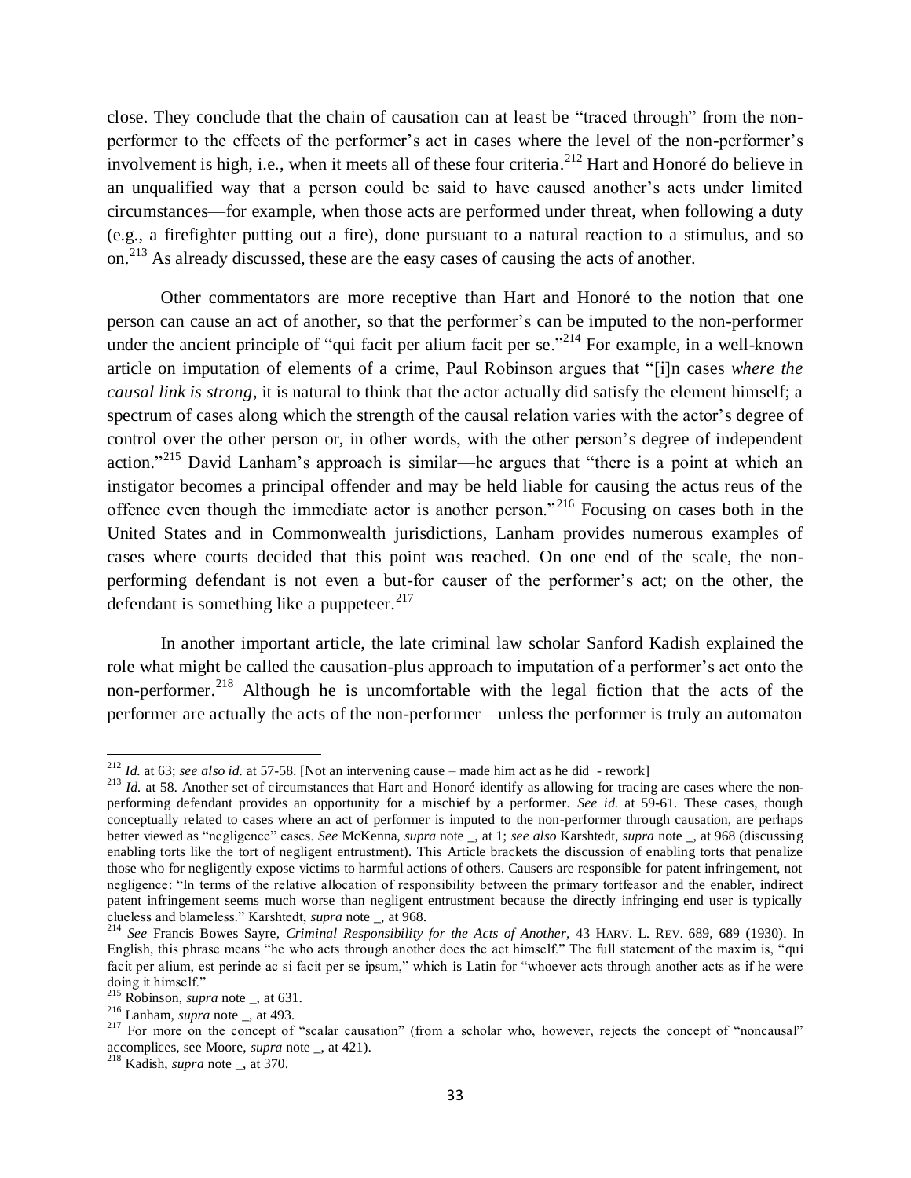close. They conclude that the chain of causation can at least be "traced through" from the non-performer to the effects of the performer's act in cases where the level of the non-performer's involvement is high, i.e., when it meets all of these four criteria.[212] Hart and Honoré do believe in an unqualified way that a person could be said to have caused another's acts under limited circumstances—for example, when those acts are performed under threat, when following a duty (e.g., a firefighter putting out a fire), done pursuant to a natural reaction to a stimulus, and so on.[213] As already discussed, these are the easy cases of causing the acts of another.

Other commentators are more receptive than Hart and Honoré to the notion that one person can cause an act of another, so that the performer's can be imputed to the non-performer under the ancient principle of "qui facit per alium facit per se."[214] For example, in a well-known article on imputation of elements of a crime, Paul Robinson argues that "[i]n cases *where the causal link is strong*, it is natural to think that the actor actually did satisfy the element himself; a spectrum of cases along which the strength of the causal relation varies with the actor's degree of control over the other person or, in other words, with the other person's degree of independent action."[215] David Lanham's approach is similar—he argues that "there is a point at which an instigator becomes a principal offender and may be held liable for causing the actus reus of the offence even though the immediate actor is another person."[216] Focusing on cases both in the United States and in Commonwealth jurisdictions, Lanham provides numerous examples of cases where courts decided that this point was reached. On one end of the scale, the non-performing defendant is not even a but-for causer of the performer's act; on the other, the defendant is something like a puppeteer.[217]

In another important article, the late criminal law scholar Sanford Kadish explained the role what might be called the causation-plus approach to imputation of a performer's act onto the non-performer.[218] Although he is uncomfortable with the legal fiction that the acts of the performer are actually the acts of the non-performer—unless the performer is truly an automaton

---

[212] *Id.* at 63; *see also id.* at 57-58. [Not an intervening cause – made him act as he did - rework]

[213] *Id.* at 58. Another set of circumstances that Hart and Honoré identify as allowing for tracing are cases where the non-performing defendant provides an opportunity for a mischief by a performer. *See id.* at 59-61. These cases, though conceptually related to cases where an act of performer is imputed to the non-performer through causation, are perhaps better viewed as "negligence" cases. *See* McKenna, *supra* note _, at 1; *see also* Karshtedt, *supra* note _, at 968 (discussing enabling torts like the tort of negligent entrustment). This Article brackets the discussion of enabling torts that penalize those who for negligently expose victims to harmful actions of others. Causers are responsible for patent infringement, not negligence: "In terms of the relative allocation of responsibility between the primary tortfeasor and the enabler, indirect patent infringement seems much worse than negligent entrustment because the directly infringing end user is typically clueless and blameless." Karshtedt, *supra* note _, at 968.

[214] *See* Francis Bowes Sayre, *Criminal Responsibility for the Acts of Another*, 43 HARV. L. REV. 689, 689 (1930). In English, this phrase means "he who acts through another does the act himself." The full statement of the maxim is, "qui facit per alium, est perinde ac si facit per se ipsum," which is Latin for "whoever acts through another acts as if he were doing it himself."

[215] Robinson, *supra* note _, at 631.

[216] Lanham, *supra* note _, at 493.

[217] For more on the concept of "scalar causation" (from a scholar who, however, rejects the concept of "noncausal" accomplices, see Moore, *supra* note _, at 421).

[218] Kadish, *supra* note _, at 370.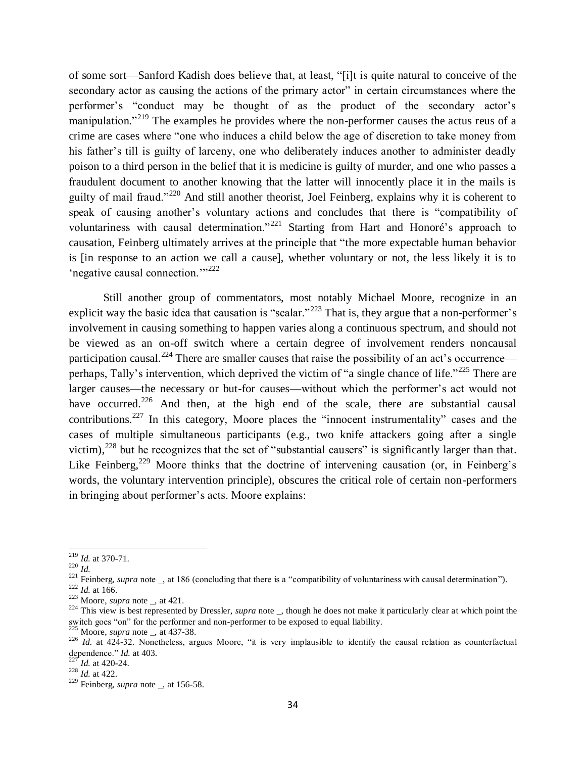of some sort—Sanford Kadish does believe that, at least, "[i]t is quite natural to conceive of the secondary actor as causing the actions of the primary actor" in certain circumstances where the performer's "conduct may be thought of as the product of the secondary actor's manipulation."[219] The examples he provides where the non-performer causes the actus reus of a crime are cases where "one who induces a child below the age of discretion to take money from his father's till is guilty of larceny, one who deliberately induces another to administer deadly poison to a third person in the belief that it is medicine is guilty of murder, and one who passes a fraudulent document to another knowing that the latter will innocently place it in the mails is guilty of mail fraud."[220] And still another theorist, Joel Feinberg, explains why it is coherent to speak of causing another's voluntary actions and concludes that there is "compatibility of voluntariness with causal determination."[221] Starting from Hart and Honoré's approach to causation, Feinberg ultimately arrives at the principle that "the more expectable human behavior is [in response to an action we call a cause], whether voluntary or not, the less likely it is to 'negative causal connection.'"[222]

Still another group of commentators, most notably Michael Moore, recognize in an explicit way the basic idea that causation is "scalar."[223] That is, they argue that a non-performer's involvement in causing something to happen varies along a continuous spectrum, and should not be viewed as an on-off switch where a certain degree of involvement renders noncausal participation causal.[224] There are smaller causes that raise the possibility of an act's occurrence—perhaps, Tally's intervention, which deprived the victim of "a single chance of life."[225] There are larger causes—the necessary or but-for causes—without which the performer's act would not have occurred.[226] And then, at the high end of the scale, there are substantial causal contributions.[227] In this category, Moore places the "innocent instrumentality" cases and the cases of multiple simultaneous participants (e.g., two knife attackers going after a single victim),[228] but he recognizes that the set of "substantial causers" is significantly larger than that. Like Feinberg,[229] Moore thinks that the doctrine of intervening causation (or, in Feinberg's words, the voluntary intervention principle), obscures the critical role of certain non-performers in bringing about performer's acts. Moore explains:

---

[219] *Id.* at 370-71.

[220] *Id.*

[221] Feinberg, *supra* note _, at 186 (concluding that there is a "compatibility of voluntariness with causal determination").

[222] *Id.* at 166.

[223] Moore, *supra* note _, at 421.

[224] This view is best represented by Dressler, *supra* note _, though he does not make it particularly clear at which point the switch goes "on" for the performer and non-performer to be exposed to equal liability.

[225] Moore, *supra* note _, at 437-38.

[226] *Id.* at 424-32. Nonetheless, argues Moore, "it is very implausible to identify the causal relation as counterfactual dependence." *Id.* at 403.

[227] *Id.* at 420-24.

[228] *Id.* at 422.

[229] Feinberg, *supra* note _, at 156-58.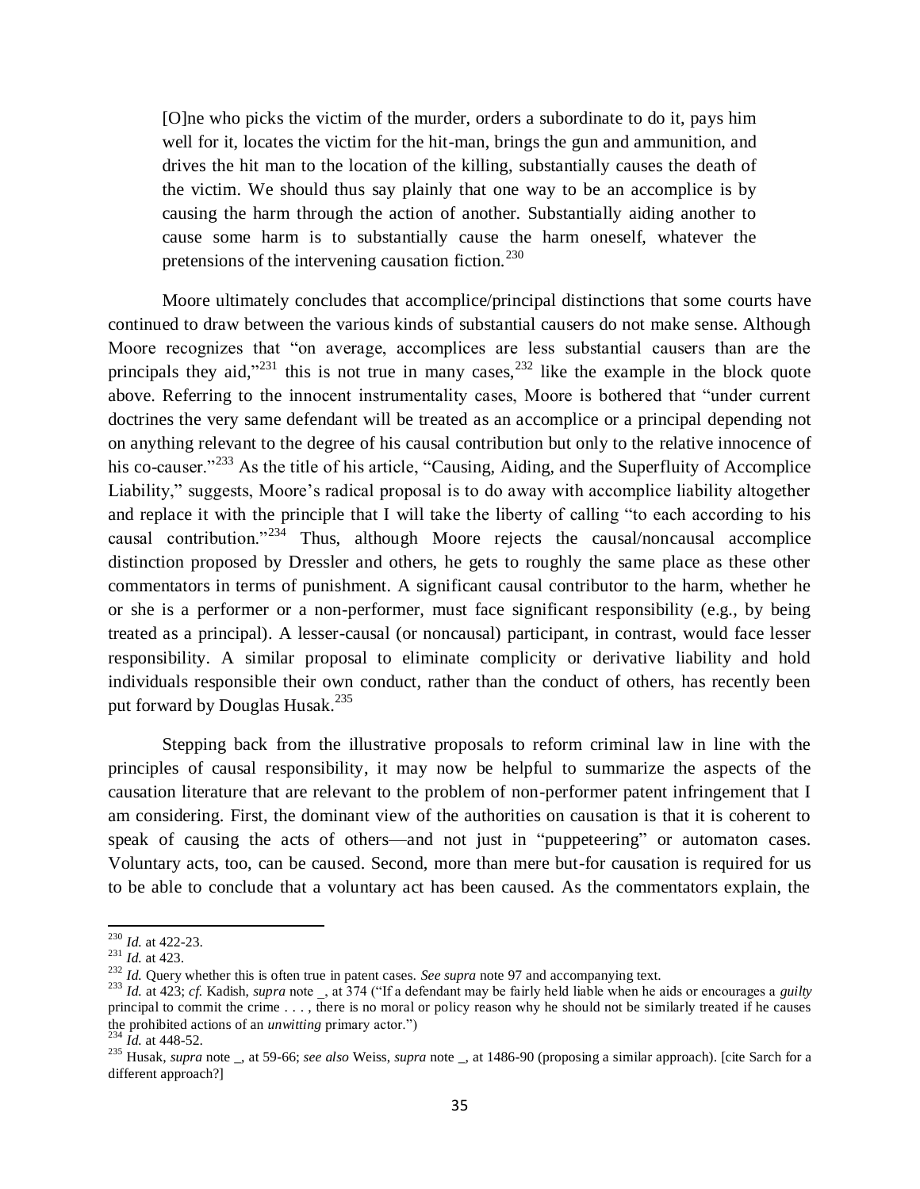> [O]ne who picks the victim of the murder, orders a subordinate to do it, pays him well for it, locates the victim for the hit-man, brings the gun and ammunition, and drives the hit man to the location of the killing, substantially causes the death of the victim. We should thus say plainly that one way to be an accomplice is by causing the harm through the action of another. Substantially aiding another to cause some harm is to substantially cause the harm oneself, whatever the pretensions of the intervening causation fiction.[230]

Moore ultimately concludes that accomplice/principal distinctions that some courts have continued to draw between the various kinds of substantial causers do not make sense. Although Moore recognizes that "on average, accomplices are less substantial causers than are the principals they aid,"[231] this is not true in many cases,[232] like the example in the block quote above. Referring to the innocent instrumentality cases, Moore is bothered that "under current doctrines the very same defendant will be treated as an accomplice or a principal depending not on anything relevant to the degree of his causal contribution but only to the relative innocence of his co-causer."[233] As the title of his article, "Causing, Aiding, and the Superfluity of Accomplice Liability," suggests, Moore's radical proposal is to do away with accomplice liability altogether and replace it with the principle that I will take the liberty of calling "to each according to his causal contribution."[234] Thus, although Moore rejects the causal/noncausal accomplice distinction proposed by Dressler and others, he gets to roughly the same place as these other commentators in terms of punishment. A significant causal contributor to the harm, whether he or she is a performer or a non-performer, must face significant responsibility (e.g., by being treated as a principal). A lesser-causal (or noncausal) participant, in contrast, would face lesser responsibility. A similar proposal to eliminate complicity or derivative liability and hold individuals responsible their own conduct, rather than the conduct of others, has recently been put forward by Douglas Husak.[235]

Stepping back from the illustrative proposals to reform criminal law in line with the principles of causal responsibility, it may now be helpful to summarize the aspects of the causation literature that are relevant to the problem of non-performer patent infringement that I am considering. First, the dominant view of the authorities on causation is that it is coherent to speak of causing the acts of others—and not just in "puppeteering" or automaton cases. Voluntary acts, too, can be caused. Second, more than mere but-for causation is required for us to be able to conclude that a voluntary act has been caused. As the commentators explain, the

---

[230] *Id.* at 422-23.

[231] *Id.* at 423.

[232] *Id.* Query whether this is often true in patent cases. *See supra* note 97 and accompanying text.

[233] *Id.* at 423; *cf.* Kadish, *supra* note _, at 374 ("If a defendant may be fairly held liable when he aids or encourages a *guilty* principal to commit the crime . . . , there is no moral or policy reason why he should not be similarly treated if he causes the prohibited actions of an *unwitting* primary actor.")

[234] *Id.* at 448-52.

[235] Husak, *supra* note _, at 59-66; *see also* Weiss, *supra* note _, at 1486-90 (proposing a similar approach). [cite Sarch for a different approach?]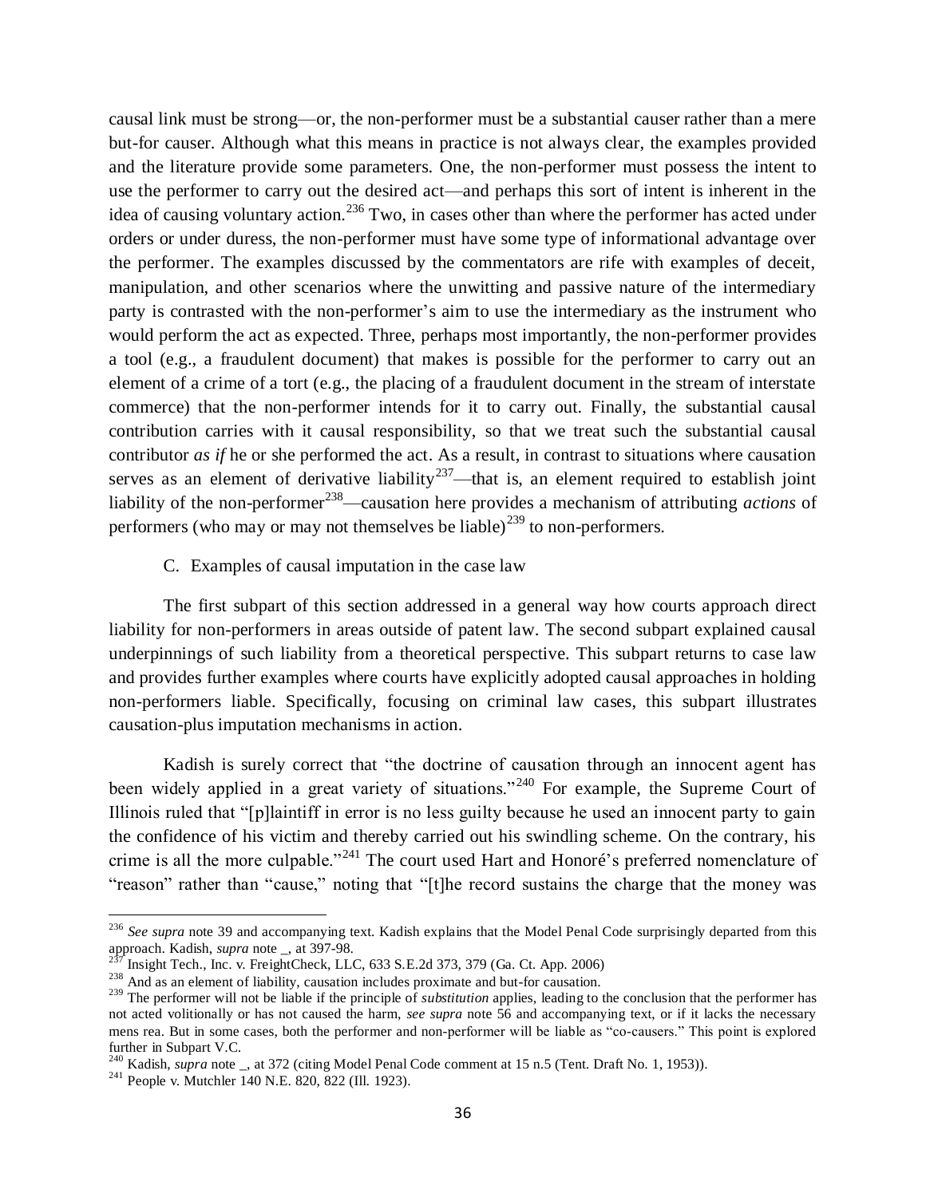causal link must be strong—or, the non-performer must be a substantial causer rather than a mere but-for causer. Although what this means in practice is not always clear, the examples provided and the literature provide some parameters. One, the non-performer must possess the intent to use the performer to carry out the desired act—and perhaps this sort of intent is inherent in the idea of causing voluntary action.[236] Two, in cases other than where the performer has acted under orders or under duress, the non-performer must have some type of informational advantage over the performer. The examples discussed by the commentators are rife with examples of deceit, manipulation, and other scenarios where the unwitting and passive nature of the intermediary party is contrasted with the non-performer's aim to use the intermediary as the instrument who would perform the act as expected. Three, perhaps most importantly, the non-performer provides a tool (e.g., a fraudulent document) that makes is possible for the performer to carry out an element of a crime of a tort (e.g., the placing of a fraudulent document in the stream of interstate commerce) that the non-performer intends for it to carry out. Finally, the substantial causal contribution carries with it causal responsibility, so that we treat such the substantial causal contributor *as if* he or she performed the act. As a result, in contrast to situations where causation serves as an element of derivative liability[237]—that is, an element required to establish joint liability of the non-performer[238]—causation here provides a mechanism of attributing *actions* of performers (who may or may not themselves be liable)[239] to non-performers.

C. Examples of causal imputation in the case law

The first subpart of this section addressed in a general way how courts approach direct liability for non-performers in areas outside of patent law. The second subpart explained causal underpinnings of such liability from a theoretical perspective. This subpart returns to case law and provides further examples where courts have explicitly adopted causal approaches in holding non-performers liable. Specifically, focusing on criminal law cases, this subpart illustrates causation-plus imputation mechanisms in action.

Kadish is surely correct that "the doctrine of causation through an innocent agent has been widely applied in a great variety of situations."[240] For example, the Supreme Court of Illinois ruled that "[p]laintiff in error is no less guilty because he used an innocent party to gain the confidence of his victim and thereby carried out his swindling scheme. On the contrary, his crime is all the more culpable."[241] The court used Hart and Honoré's preferred nomenclature of "reason" rather than "cause," noting that "[t]he record sustains the charge that the money was

---

[236] *See supra* note 39 and accompanying text. Kadish explains that the Model Penal Code surprisingly departed from this approach. Kadish, *supra* note _, at 397-98.

[237] Insight Tech., Inc. v. FreightCheck, LLC, 633 S.E.2d 373, 379 (Ga. Ct. App. 2006)

[238] And as an element of liability, causation includes proximate and but-for causation.

[239] The performer will not be liable if the principle of *substitution* applies, leading to the conclusion that the performer has not acted volitionally or has not caused the harm, *see supra* note 56 and accompanying text, or if it lacks the necessary mens rea. But in some cases, both the performer and non-performer will be liable as "co-causers." This point is explored further in Subpart V.C.

[240] Kadish, *supra* note _, at 372 (citing Model Penal Code comment at 15 n.5 (Tent. Draft No. 1, 1953)).

[241] People v. Mutchler 140 N.E. 820, 822 (Ill. 1923).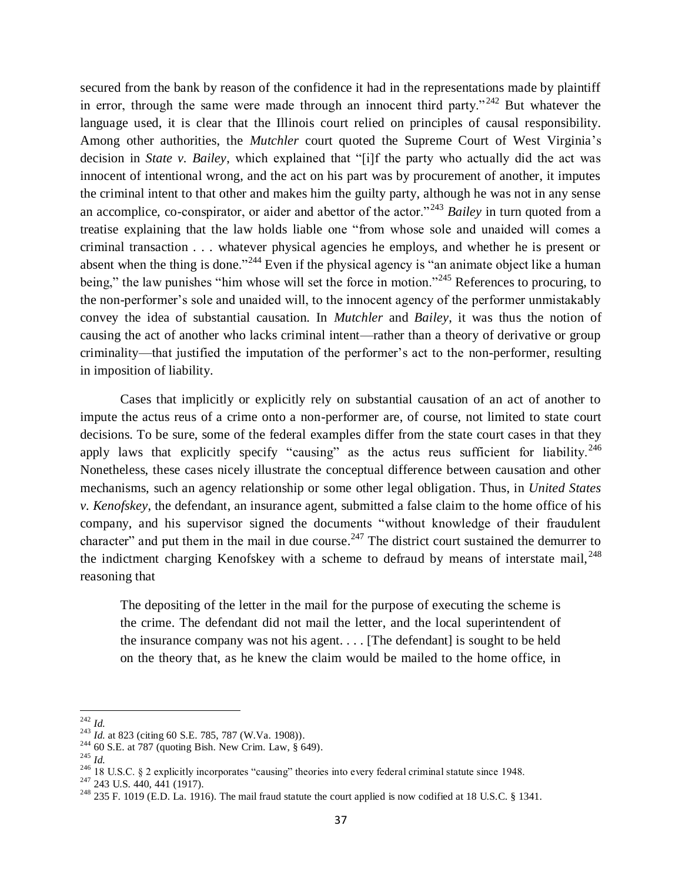secured from the bank by reason of the confidence it had in the representations made by plaintiff in error, through the same were made through an innocent third party."[242] But whatever the language used, it is clear that the Illinois court relied on principles of causal responsibility. Among other authorities, the *Mutchler* court quoted the Supreme Court of West Virginia's decision in *State v. Bailey*, which explained that "[i]f the party who actually did the act was innocent of intentional wrong, and the act on his part was by procurement of another, it imputes the criminal intent to that other and makes him the guilty party, although he was not in any sense an accomplice, co-conspirator, or aider and abettor of the actor."[243] *Bailey* in turn quoted from a treatise explaining that the law holds liable one "from whose sole and unaided will comes a criminal transaction . . . whatever physical agencies he employs, and whether he is present or absent when the thing is done."[244] Even if the physical agency is "an animate object like a human being," the law punishes "him whose will set the force in motion."[245] References to procuring, to the non-performer's sole and unaided will, to the innocent agency of the performer unmistakably convey the idea of substantial causation. In *Mutchler* and *Bailey*, it was thus the notion of causing the act of another who lacks criminal intent—rather than a theory of derivative or group criminality—that justified the imputation of the performer's act to the non-performer, resulting in imposition of liability.

Cases that implicitly or explicitly rely on substantial causation of an act of another to impute the actus reus of a crime onto a non-performer are, of course, not limited to state court decisions. To be sure, some of the federal examples differ from the state court cases in that they apply laws that explicitly specify "causing" as the actus reus sufficient for liability.[246] Nonetheless, these cases nicely illustrate the conceptual difference between causation and other mechanisms, such an agency relationship or some other legal obligation. Thus, in *United States v. Kenofskey*, the defendant, an insurance agent, submitted a false claim to the home office of his company, and his supervisor signed the documents "without knowledge of their fraudulent character" and put them in the mail in due course.[247] The district court sustained the demurrer to the indictment charging Kenofskey with a scheme to defraud by means of interstate mail,[248] reasoning that

> The depositing of the letter in the mail for the purpose of executing the scheme is the crime. The defendant did not mail the letter, and the local superintendent of the insurance company was not his agent. . . . [The defendant] is sought to be held on the theory that, as he knew the claim would be mailed to the home office, in

---

[242] *Id.*

[243] *Id.* at 823 (citing 60 S.E. 785, 787 (W.Va. 1908)).

[244] 60 S.E. at 787 (quoting Bish. New Crim. Law, § 649).

[245] *Id.*

[246] 18 U.S.C. § 2 explicitly incorporates "causing" theories into every federal criminal statute since 1948.

[247] 243 U.S. 440, 441 (1917).

[248] 235 F. 1019 (E.D. La. 1916). The mail fraud statute the court applied is now codified at 18 U.S.C. § 1341.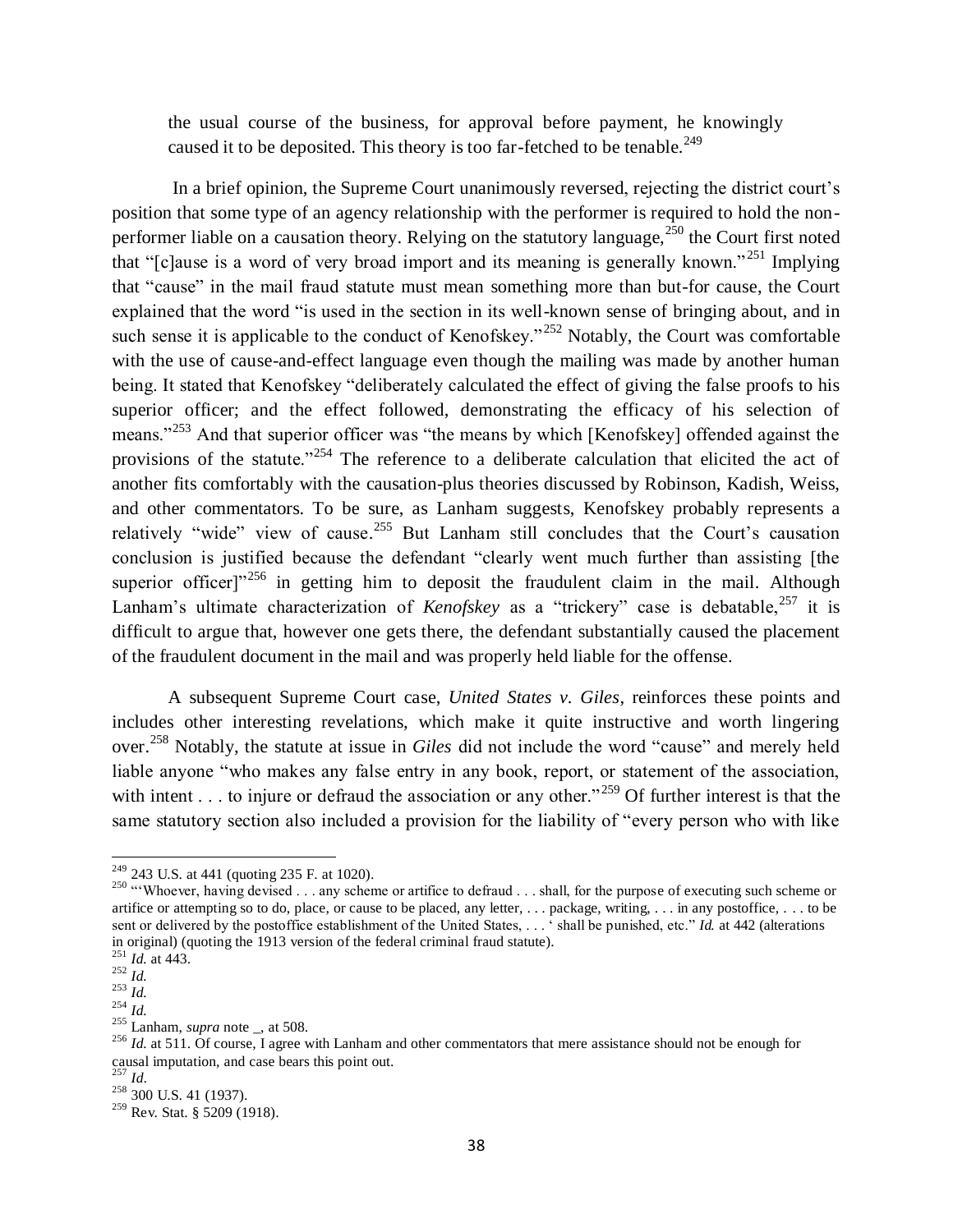> the usual course of the business, for approval before payment, he knowingly caused it to be deposited. This theory is too far-fetched to be tenable.[249]

In a brief opinion, the Supreme Court unanimously reversed, rejecting the district court's position that some type of an agency relationship with the performer is required to hold the non-performer liable on a causation theory. Relying on the statutory language,[250] the Court first noted that "[c]ause is a word of very broad import and its meaning is generally known."[251] Implying that "cause" in the mail fraud statute must mean something more than but-for cause, the Court explained that the word "is used in the section in its well-known sense of bringing about, and in such sense it is applicable to the conduct of Kenofskey."[252] Notably, the Court was comfortable with the use of cause-and-effect language even though the mailing was made by another human being. It stated that Kenofskey "deliberately calculated the effect of giving the false proofs to his superior officer; and the effect followed, demonstrating the efficacy of his selection of means."[253] And that superior officer was "the means by which [Kenofskey] offended against the provisions of the statute."[254] The reference to a deliberate calculation that elicited the act of another fits comfortably with the causation-plus theories discussed by Robinson, Kadish, Weiss, and other commentators. To be sure, as Lanham suggests, Kenofskey probably represents a relatively "wide" view of cause.[255] But Lanham still concludes that the Court's causation conclusion is justified because the defendant "clearly went much further than assisting [the superior officer]"[256] in getting him to deposit the fraudulent claim in the mail. Although Lanham's ultimate characterization of *Kenofskey* as a "trickery" case is debatable,[257] it is difficult to argue that, however one gets there, the defendant substantially caused the placement of the fraudulent document in the mail and was properly held liable for the offense.

A subsequent Supreme Court case, *United States v. Giles*, reinforces these points and includes other interesting revelations, which make it quite instructive and worth lingering over.[258] Notably, the statute at issue in *Giles* did not include the word "cause" and merely held liable anyone "who makes any false entry in any book, report, or statement of the association, with intent . . . to injure or defraud the association or any other."[259] Of further interest is that the same statutory section also included a provision for the liability of "every person who with like

---

[249] 243 U.S. at 441 (quoting 235 F. at 1020).

[250] "'Whoever, having devised . . . any scheme or artifice to defraud . . . shall, for the purpose of executing such scheme or artifice or attempting so to do, place, or cause to be placed, any letter, . . . package, writing, . . . in any postoffice, . . . to be sent or delivered by the postoffice establishment of the United States, . . . ' shall be punished, etc." *Id.* at 442 (alterations in original) (quoting the 1913 version of the federal criminal fraud statute).

[251] *Id.* at 443.

[252] *Id.*

[253] *Id.*

[254] *Id.*

[255] Lanham, *supra* note _, at 508.

[256] *Id.* at 511. Of course, I agree with Lanham and other commentators that mere assistance should not be enough for causal imputation, and case bears this point out.

[257] *Id.*

[258] 300 U.S. 41 (1937).

[259] Rev. Stat. § 5209 (1918).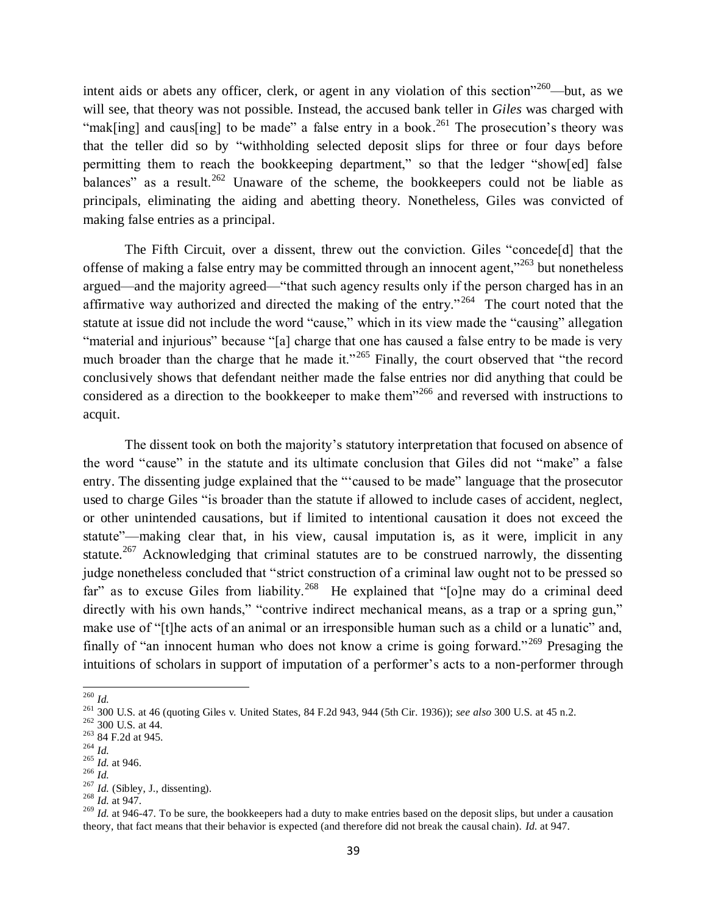intent aids or abets any officer, clerk, or agent in any violation of this section"[260]—but, as we will see, that theory was not possible. Instead, the accused bank teller in *Giles* was charged with "mak[ing] and caus[ing] to be made" a false entry in a book.[261] The prosecution's theory was that the teller did so by "withholding selected deposit slips for three or four days before permitting them to reach the bookkeeping department," so that the ledger "show[ed] false balances" as a result.[262] Unaware of the scheme, the bookkeepers could not be liable as principals, eliminating the aiding and abetting theory. Nonetheless, Giles was convicted of making false entries as a principal.

The Fifth Circuit, over a dissent, threw out the conviction. Giles "concede[d] that the offense of making a false entry may be committed through an innocent agent,"[263] but nonetheless argued—and the majority agreed—"that such agency results only if the person charged has in an affirmative way authorized and directed the making of the entry."[264] The court noted that the statute at issue did not include the word "cause," which in its view made the "causing" allegation "material and injurious" because "[a] charge that one has caused a false entry to be made is very much broader than the charge that he made it."[265] Finally, the court observed that "the record conclusively shows that defendant neither made the false entries nor did anything that could be considered as a direction to the bookkeeper to make them"[266] and reversed with instructions to acquit.

The dissent took on both the majority's statutory interpretation that focused on absence of the word "cause" in the statute and its ultimate conclusion that Giles did not "make" a false entry. The dissenting judge explained that the "'caused to be made" language that the prosecutor used to charge Giles "is broader than the statute if allowed to include cases of accident, neglect, or other unintended causations, but if limited to intentional causation it does not exceed the statute"—making clear that, in his view, causal imputation is, as it were, implicit in any statute.[267] Acknowledging that criminal statutes are to be construed narrowly, the dissenting judge nonetheless concluded that "strict construction of a criminal law ought not to be pressed so far" as to excuse Giles from liability.[268] He explained that "[o]ne may do a criminal deed directly with his own hands," "contrive indirect mechanical means, as a trap or a spring gun," make use of "[t]he acts of an animal or an irresponsible human such as a child or a lunatic" and, finally of "an innocent human who does not know a crime is going forward."[269] Presaging the intuitions of scholars in support of imputation of a performer's acts to a non-performer through

---

[260] *Id.*

[261] 300 U.S. at 46 (quoting Giles v. United States, 84 F.2d 943, 944 (5th Cir. 1936)); *see also* 300 U.S. at 45 n.2.

[262] 300 U.S. at 44.

[263] 84 F.2d at 945.

[264] *Id.*

[265] *Id.* at 946.

[266] *Id.*

[267] *Id.* (Sibley, J., dissenting).

[268] *Id.* at 947.

[269] *Id.* at 946-47. To be sure, the bookkeepers had a duty to make entries based on the deposit slips, but under a causation theory, that fact means that their behavior is expected (and therefore did not break the causal chain). *Id.* at 947.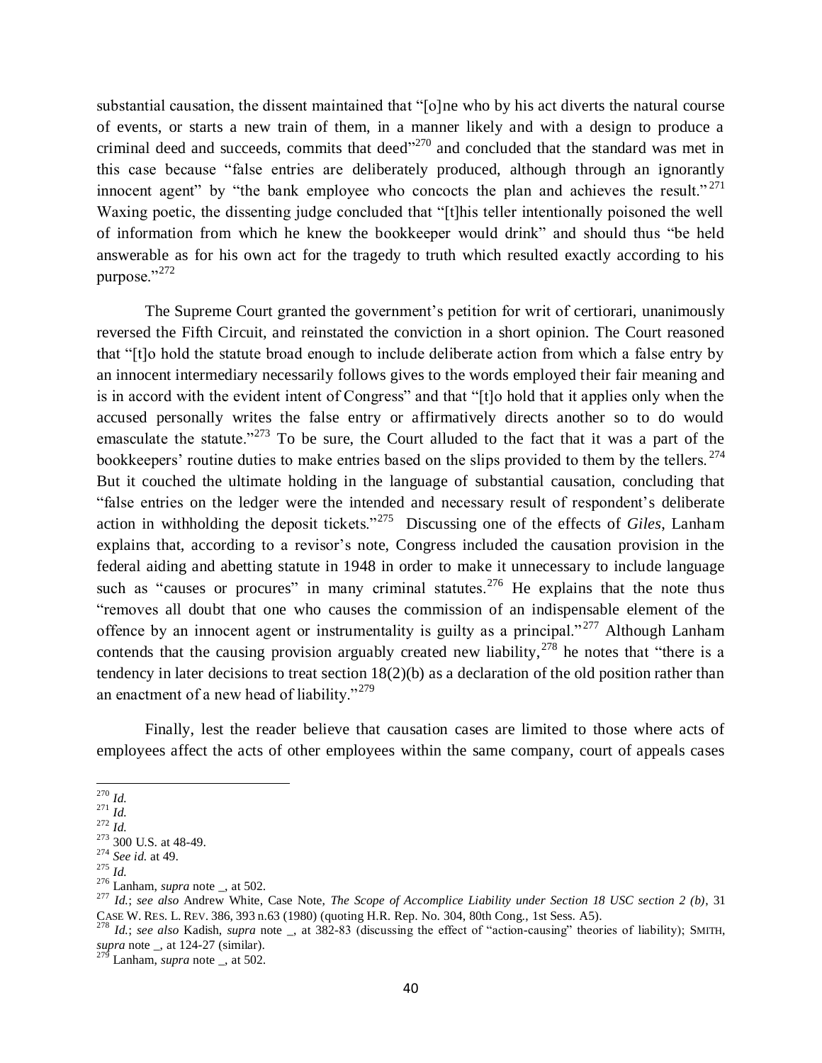substantial causation, the dissent maintained that "[o]ne who by his act diverts the natural course of events, or starts a new train of them, in a manner likely and with a design to produce a criminal deed and succeeds, commits that deed"[270] and concluded that the standard was met in this case because "false entries are deliberately produced, although through an ignorantly innocent agent" by "the bank employee who concocts the plan and achieves the result."[271] Waxing poetic, the dissenting judge concluded that "[t]his teller intentionally poisoned the well of information from which he knew the bookkeeper would drink" and should thus "be held answerable as for his own act for the tragedy to truth which resulted exactly according to his purpose."[272]

The Supreme Court granted the government's petition for writ of certiorari, unanimously reversed the Fifth Circuit, and reinstated the conviction in a short opinion. The Court reasoned that "[t]o hold the statute broad enough to include deliberate action from which a false entry by an innocent intermediary necessarily follows gives to the words employed their fair meaning and is in accord with the evident intent of Congress" and that "[t]o hold that it applies only when the accused personally writes the false entry or affirmatively directs another so to do would emasculate the statute."[273] To be sure, the Court alluded to the fact that it was a part of the bookkeepers' routine duties to make entries based on the slips provided to them by the tellers.[274] But it couched the ultimate holding in the language of substantial causation, concluding that "false entries on the ledger were the intended and necessary result of respondent's deliberate action in withholding the deposit tickets."[275] Discussing one of the effects of *Giles*, Lanham explains that, according to a revisor's note, Congress included the causation provision in the federal aiding and abetting statute in 1948 in order to make it unnecessary to include language such as "causes or procures" in many criminal statutes.[276] He explains that the note thus "removes all doubt that one who causes the commission of an indispensable element of the offence by an innocent agent or instrumentality is guilty as a principal."[277] Although Lanham contends that the causing provision arguably created new liability,[278] he notes that "there is a tendency in later decisions to treat section 18(2)(b) as a declaration of the old position rather than an enactment of a new head of liability."[279]

Finally, lest the reader believe that causation cases are limited to those where acts of employees affect the acts of other employees within the same company, court of appeals cases

---

[270] *Id.*

[271] *Id.*

[272] *Id.*

[273] 300 U.S. at 48-49.

[274] *See id.* at 49.

[275] *Id.*

[276] Lanham, *supra* note _, at 502.

[277] *Id.*; *see also* Andrew White, Case Note, *The Scope of Accomplice Liability under Section 18 USC section 2 (b)*, 31 CASE W. RES. L. REV. 386, 393 n.63 (1980) (quoting H.R. Rep. No. 304, 80th Cong., 1st Sess. A5).

[278] *Id.*; *see also* Kadish, *supra* note _, at 382-83 (discussing the effect of "action-causing" theories of liability); SMITH, *supra* note _, at 124-27 (similar).

[279] Lanham, *supra* note _, at 502.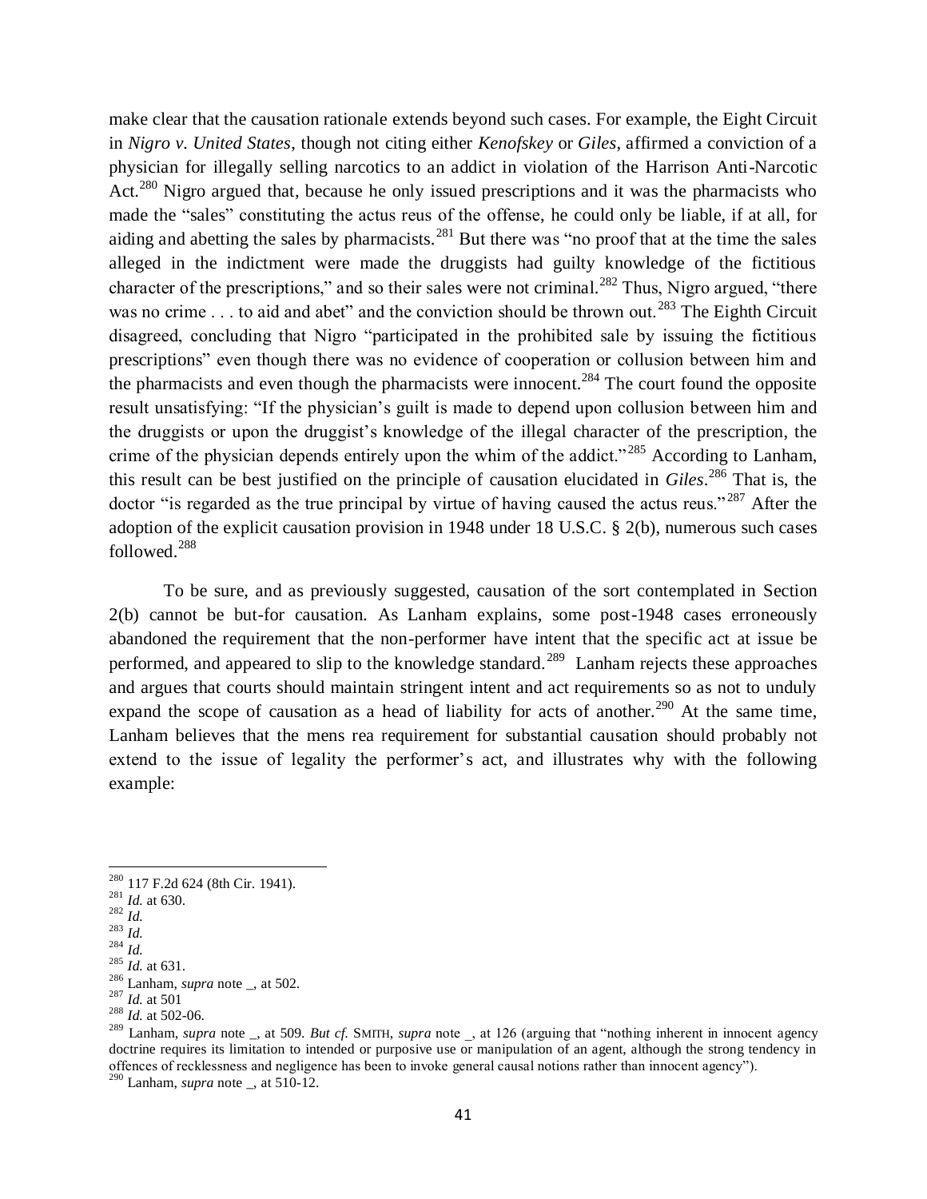make clear that the causation rationale extends beyond such cases. For example, the Eight Circuit in *Nigro v. United States*, though not citing either *Kenofskey* or *Giles*, affirmed a conviction of a physician for illegally selling narcotics to an addict in violation of the Harrison Anti-Narcotic Act.[280] Nigro argued that, because he only issued prescriptions and it was the pharmacists who made the "sales" constituting the actus reus of the offense, he could only be liable, if at all, for aiding and abetting the sales by pharmacists.[281] But there was "no proof that at the time the sales alleged in the indictment were made the druggists had guilty knowledge of the fictitious character of the prescriptions," and so their sales were not criminal.[282] Thus, Nigro argued, "there was no crime . . . to aid and abet" and the conviction should be thrown out.[283] The Eighth Circuit disagreed, concluding that Nigro "participated in the prohibited sale by issuing the fictitious prescriptions" even though there was no evidence of cooperation or collusion between him and the pharmacists and even though the pharmacists were innocent.[284] The court found the opposite result unsatisfying: "If the physician's guilt is made to depend upon collusion between him and the druggists or upon the druggist's knowledge of the illegal character of the prescription, the crime of the physician depends entirely upon the whim of the addict."[285] According to Lanham, this result can be best justified on the principle of causation elucidated in *Giles*.[286] That is, the doctor "is regarded as the true principal by virtue of having caused the actus reus."[287] After the adoption of the explicit causation provision in 1948 under 18 U.S.C. § 2(b), numerous such cases followed.[288]

To be sure, and as previously suggested, causation of the sort contemplated in Section 2(b) cannot be but-for causation. As Lanham explains, some post-1948 cases erroneously abandoned the requirement that the non-performer have intent that the specific act at issue be performed, and appeared to slip to the knowledge standard.[289] Lanham rejects these approaches and argues that courts should maintain stringent intent and act requirements so as not to unduly expand the scope of causation as a head of liability for acts of another.[290] At the same time, Lanham believes that the mens rea requirement for substantial causation should probably not extend to the issue of legality the performer's act, and illustrates why with the following example:

---

[280] 117 F.2d 624 (8th Cir. 1941).
[281] *Id.* at 630.
[282] *Id.*
[283] *Id.*
[284] *Id.*
[285] *Id.* at 631.
[286] Lanham, *supra* note _, at 502.
[287] *Id.* at 501
[288] *Id.* at 502-06.
[289] Lanham, *supra* note _, at 509. *But cf.* SMITH, *supra* note _, at 126 (arguing that "nothing inherent in innocent agency doctrine requires its limitation to intended or purposive use or manipulation of an agent, although the strong tendency in offences of recklessness and negligence has been to invoke general causal notions rather than innocent agency").
[290] Lanham, *supra* note _, at 510-12.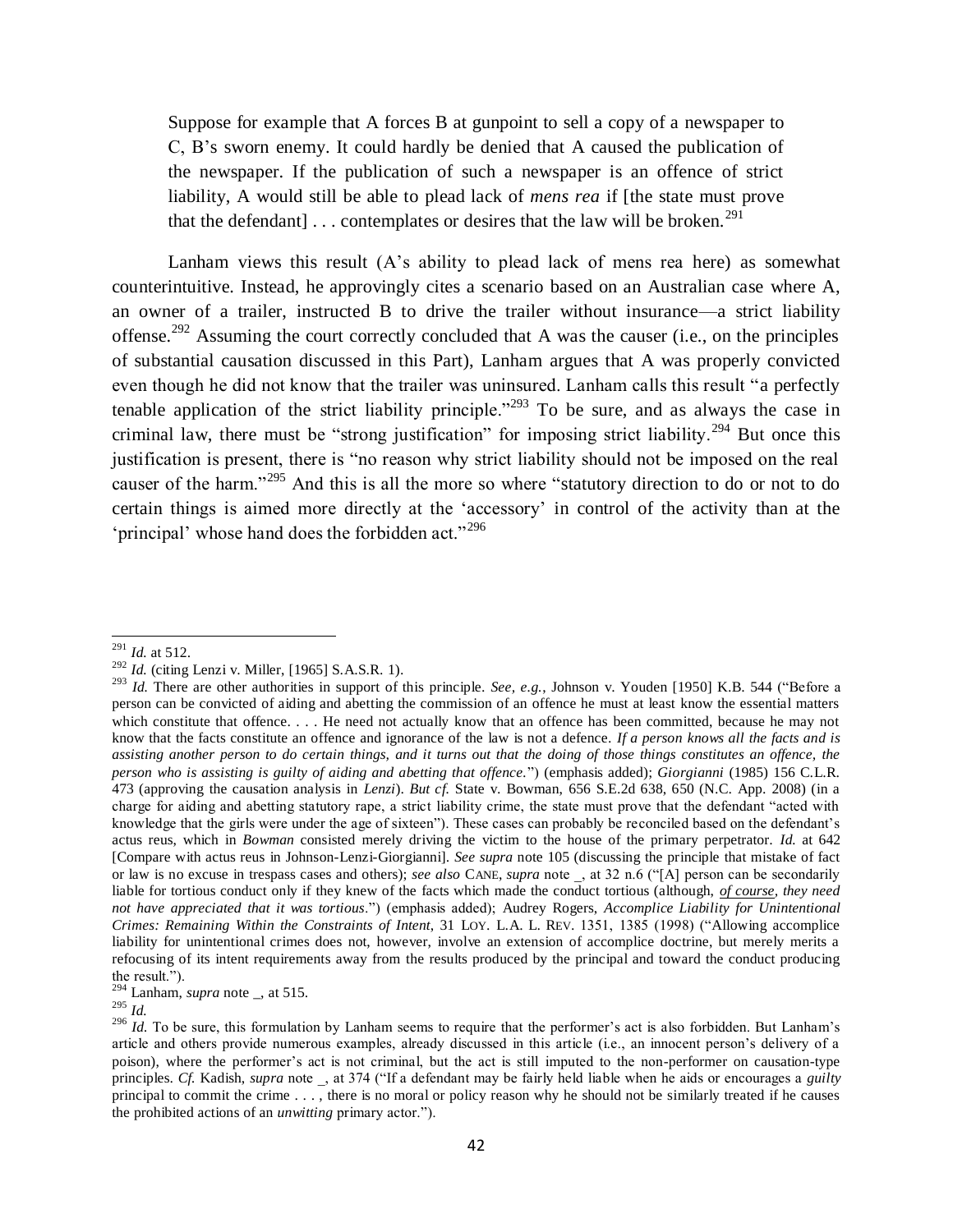> Suppose for example that A forces B at gunpoint to sell a copy of a newspaper to C, B's sworn enemy. It could hardly be denied that A caused the publication of the newspaper. If the publication of such a newspaper is an offence of strict liability, A would still be able to plead lack of *mens rea* if [the state must prove that the defendant] . . . contemplates or desires that the law will be broken.[291]

Lanham views this result (A's ability to plead lack of mens rea here) as somewhat counterintuitive. Instead, he approvingly cites a scenario based on an Australian case where A, an owner of a trailer, instructed B to drive the trailer without insurance—a strict liability offense.[292] Assuming the court correctly concluded that A was the causer (i.e., on the principles of substantial causation discussed in this Part), Lanham argues that A was properly convicted even though he did not know that the trailer was uninsured. Lanham calls this result "a perfectly tenable application of the strict liability principle."[293] To be sure, and as always the case in criminal law, there must be "strong justification" for imposing strict liability.[294] But once this justification is present, there is "no reason why strict liability should not be imposed on the real causer of the harm."[295] And this is all the more so where "statutory direction to do or not to do certain things is aimed more directly at the 'accessory' in control of the activity than at the 'principal' whose hand does the forbidden act."[296]

---

[291] *Id.* at 512.

[292] *Id.* (citing Lenzi v. Miller, [1965] S.A.S.R. 1).

[293] *Id.* There are other authorities in support of this principle. *See, e.g.*, Johnson v. Youden [1950] K.B. 544 ("Before a person can be convicted of aiding and abetting the commission of an offence he must at least know the essential matters which constitute that offence. . . . He need not actually know that an offence has been committed, because he may not know that the facts constitute an offence and ignorance of the law is not a defence. *If a person knows all the facts and is assisting another person to do certain things, and it turns out that the doing of those things constitutes an offence, the person who is assisting is guilty of aiding and abetting that offence.*") (emphasis added); *Giorgianni* (1985) 156 C.L.R. 473 (approving the causation analysis in *Lenzi*). *But cf.* State v. Bowman, 656 S.E.2d 638, 650 (N.C. App. 2008) (in a charge for aiding and abetting statutory rape, a strict liability crime, the state must prove that the defendant "acted with knowledge that the girls were under the age of sixteen"). These cases can probably be reconciled based on the defendant's actus reus, which in *Bowman* consisted merely driving the victim to the house of the primary perpetrator. *Id.* at 642 [Compare with actus reus in Johnson-Lenzi-Giorgianni]. *See supra* note 105 (discussing the principle that mistake of fact or law is no excuse in trespass cases and others); *see also* CANE, *supra* note _, at 32 n.6 ("[A] person can be secondarily liable for tortious conduct only if they knew of the facts which made the conduct tortious (although, ***of course***, *they need not have appreciated that it was tortious*.") (emphasis added); Audrey Rogers, *Accomplice Liability for Unintentional Crimes: Remaining Within the Constraints of Intent*, 31 LOY. L.A. L. REV. 1351, 1385 (1998) ("Allowing accomplice liability for unintentional crimes does not, however, involve an extension of accomplice doctrine, but merely merits a refocusing of its intent requirements away from the results produced by the principal and toward the conduct producing the result.").

[294] Lanham, *supra* note _, at 515.

[295] *Id.*

[296] *Id.* To be sure, this formulation by Lanham seems to require that the performer's act is also forbidden. But Lanham's article and others provide numerous examples, already discussed in this article (i.e., an innocent person's delivery of a poison), where the performer's act is not criminal, but the act is still imputed to the non-performer on causation-type principles. *Cf.* Kadish, *supra* note _, at 374 ("If a defendant may be fairly held liable when he aids or encourages a *guilty* principal to commit the crime . . . , there is no moral or policy reason why he should not be similarly treated if he causes the prohibited actions of an *unwitting* primary actor.").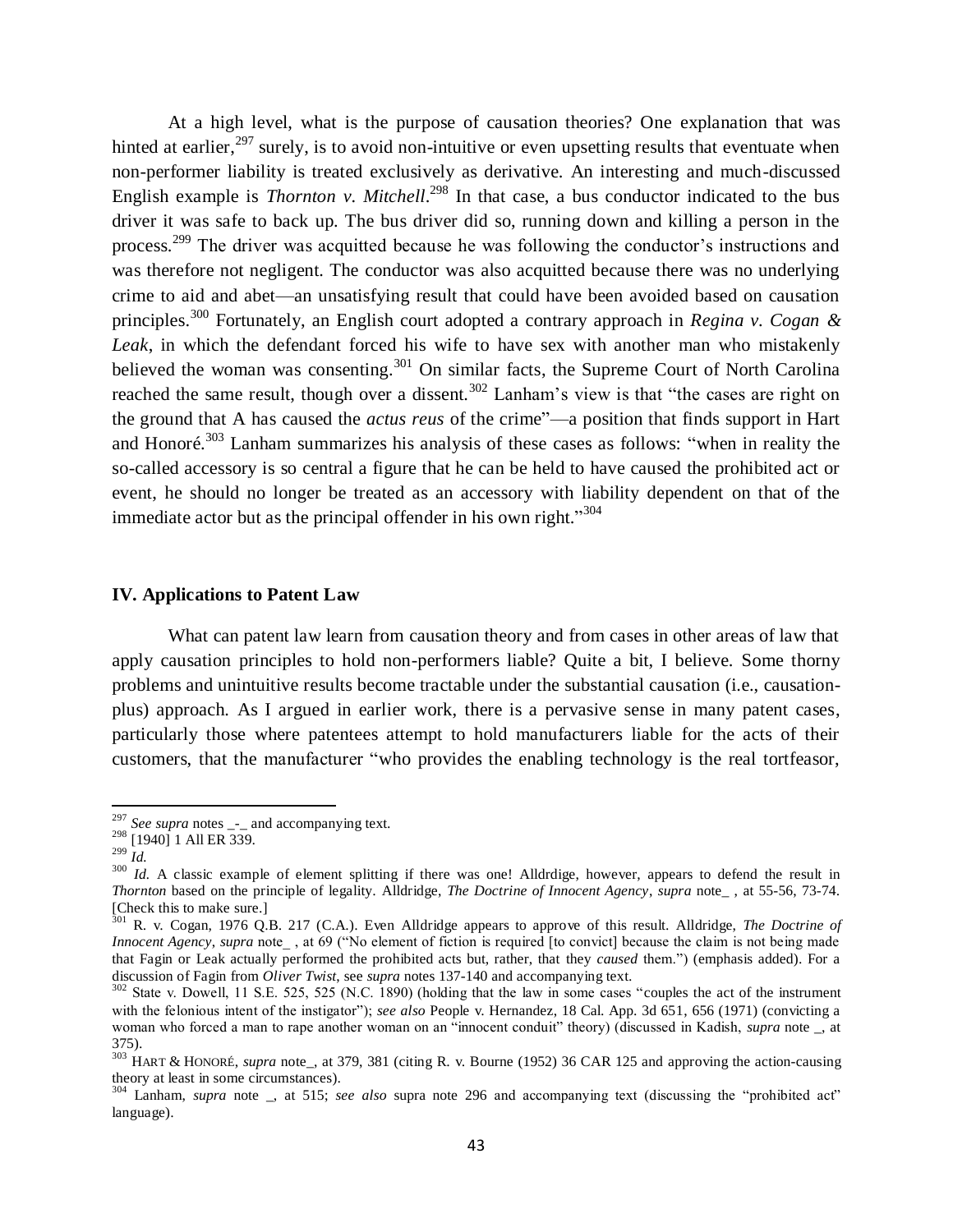At a high level, what is the purpose of causation theories? One explanation that was hinted at earlier,[297] surely, is to avoid non-intuitive or even upsetting results that eventuate when non-performer liability is treated exclusively as derivative. An interesting and much-discussed English example is *Thornton v. Mitchell*.[298] In that case, a bus conductor indicated to the bus driver it was safe to back up. The bus driver did so, running down and killing a person in the process.[299] The driver was acquitted because he was following the conductor's instructions and was therefore not negligent. The conductor was also acquitted because there was no underlying crime to aid and abet—an unsatisfying result that could have been avoided based on causation principles.[300] Fortunately, an English court adopted a contrary approach in *Regina v. Cogan & Leak*, in which the defendant forced his wife to have sex with another man who mistakenly believed the woman was consenting.[301] On similar facts, the Supreme Court of North Carolina reached the same result, though over a dissent.[302] Lanham's view is that "the cases are right on the ground that A has caused the *actus reus* of the crime"—a position that finds support in Hart and Honoré.[303] Lanham summarizes his analysis of these cases as follows: "when in reality the so-called accessory is so central a figure that he can be held to have caused the prohibited act or event, he should no longer be treated as an accessory with liability dependent on that of the immediate actor but as the principal offender in his own right."[304]

## IV. Applications to Patent Law

What can patent law learn from causation theory and from cases in other areas of law that apply causation principles to hold non-performers liable? Quite a bit, I believe. Some thorny problems and unintuitive results become tractable under the substantial causation (i.e., causation-plus) approach. As I argued in earlier work, there is a pervasive sense in many patent cases, particularly those where patentees attempt to hold manufacturers liable for the acts of their customers, that the manufacturer "who provides the enabling technology is the real tortfeasor,

---

[297] *See supra* notes _-_ and accompanying text.

[298] [1940] 1 All ER 339.

[299] *Id.*

[300] *Id.* A classic example of element splitting if there was one! Alldrdige, however, appears to defend the result in *Thornton* based on the principle of legality. Alldridge, *The Doctrine of Innocent Agency*, *supra* note_ , at 55-56, 73-74. [Check this to make sure.]

[301] R. v. Cogan, 1976 Q.B. 217 (C.A.). Even Alldridge appears to approve of this result. Alldridge, *The Doctrine of Innocent Agency*, *supra* note_ , at 69 ("No element of fiction is required [to convict] because the claim is not being made that Fagin or Leak actually performed the prohibited acts but, rather, that they *caused* them.") (emphasis added). For a discussion of Fagin from *Oliver Twist*, see *supra* notes 137-140 and accompanying text.

[302] State v. Dowell, 11 S.E. 525, 525 (N.C. 1890) (holding that the law in some cases "couples the act of the instrument with the felonious intent of the instigator"); *see also* People v. Hernandez, 18 Cal. App. 3d 651, 656 (1971) (convicting a woman who forced a man to rape another woman on an "innocent conduit" theory) (discussed in Kadish, *supra* note _, at 375).

[303] HART & HONORÉ, *supra* note_, at 379, 381 (citing R. v. Bourne (1952) 36 CAR 125 and approving the action-causing theory at least in some circumstances).

[304] Lanham, *supra* note _, at 515; *see also* supra note 296 and accompanying text (discussing the "prohibited act" language).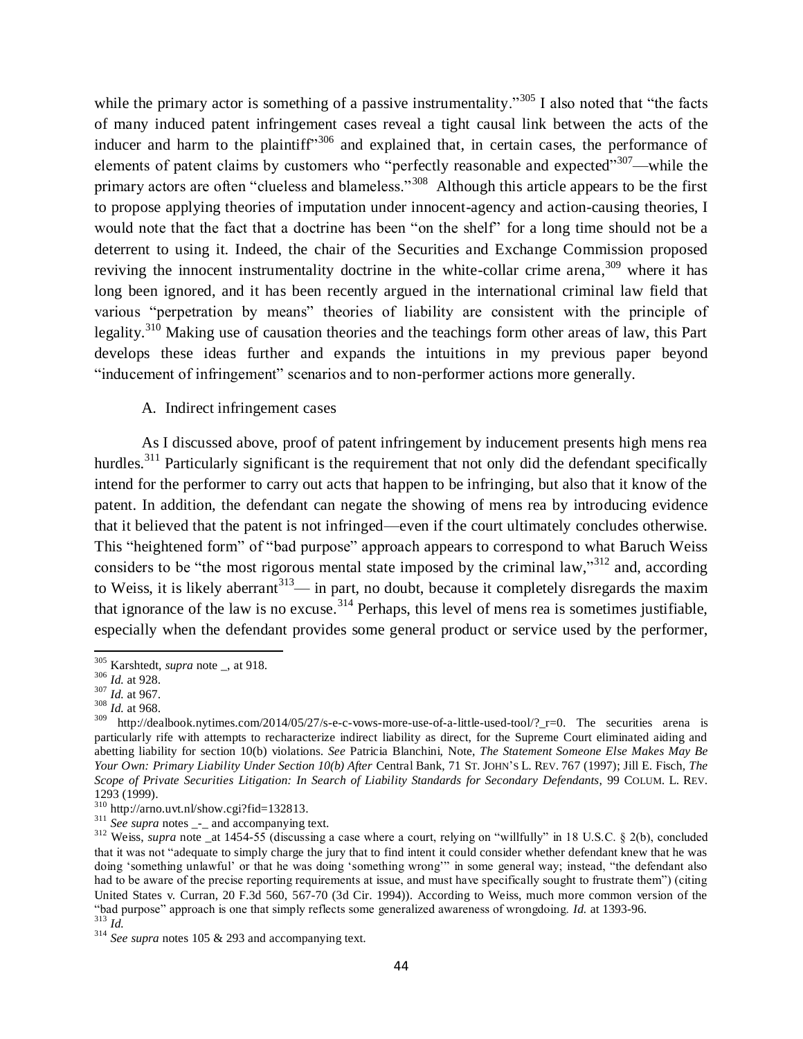while the primary actor is something of a passive instrumentality."[305] I also noted that "the facts of many induced patent infringement cases reveal a tight causal link between the acts of the inducer and harm to the plaintiff"[306] and explained that, in certain cases, the performance of elements of patent claims by customers who "perfectly reasonable and expected"[307]—while the primary actors are often "clueless and blameless."[308] Although this article appears to be the first to propose applying theories of imputation under innocent-agency and action-causing theories, I would note that the fact that a doctrine has been "on the shelf" for a long time should not be a deterrent to using it. Indeed, the chair of the Securities and Exchange Commission proposed reviving the innocent instrumentality doctrine in the white-collar crime arena,[309] where it has long been ignored, and it has been recently argued in the international criminal law field that various "perpetration by means" theories of liability are consistent with the principle of legality.[310] Making use of causation theories and the teachings form other areas of law, this Part develops these ideas further and expands the intuitions in my previous paper beyond "inducement of infringement" scenarios and to non-performer actions more generally.

A. Indirect infringement cases

As I discussed above, proof of patent infringement by inducement presents high mens rea hurdles.[311] Particularly significant is the requirement that not only did the defendant specifically intend for the performer to carry out acts that happen to be infringing, but also that it know of the patent. In addition, the defendant can negate the showing of mens rea by introducing evidence that it believed that the patent is not infringed—even if the court ultimately concludes otherwise. This "heightened form" of "bad purpose" approach appears to correspond to what Baruch Weiss considers to be "the most rigorous mental state imposed by the criminal law,"[312] and, according to Weiss, it is likely aberrant[313]— in part, no doubt, because it completely disregards the maxim that ignorance of the law is no excuse.[314] Perhaps, this level of mens rea is sometimes justifiable, especially when the defendant provides some general product or service used by the performer,

---

[305] Karshtedt, *supra* note _, at 918.

[306] *Id.* at 928.

[307] *Id.* at 967.

[308] *Id.* at 968.

[309] http://dealbook.nytimes.com/2014/05/27/s-e-c-vows-more-use-of-a-little-used-tool/?_r=0. The securities arena is particularly rife with attempts to recharacterize indirect liability as direct, for the Supreme Court eliminated aiding and abetting liability for section 10(b) violations. *See* Patricia Blanchini, Note, *The Statement Someone Else Makes May Be Your Own: Primary Liability Under Section 10(b) After* Central Bank, 71 ST. JOHN'S L. REV. 767 (1997); Jill E. Fisch, *The Scope of Private Securities Litigation: In Search of Liability Standards for Secondary Defendants*, 99 COLUM. L. REV. 1293 (1999).

[310] http://arno.uvt.nl/show.cgi?fid=132813.

[311] *See supra* notes _-_ and accompanying text.

[312] Weiss, *supra* note _at 1454-55 (discussing a case where a court, relying on "willfully" in 18 U.S.C. § 2(b), concluded that it was not "adequate to simply charge the jury that to find intent it could consider whether defendant knew that he was doing 'something unlawful' or that he was doing 'something wrong'" in some general way; instead, "the defendant also had to be aware of the precise reporting requirements at issue, and must have specifically sought to frustrate them") (citing United States v. Curran, 20 F.3d 560, 567-70 (3d Cir. 1994)). According to Weiss, much more common version of the "bad purpose" approach is one that simply reflects some generalized awareness of wrongdoing. *Id.* at 1393-96.

[313] *Id.*

[314] *See supra* notes 105 & 293 and accompanying text.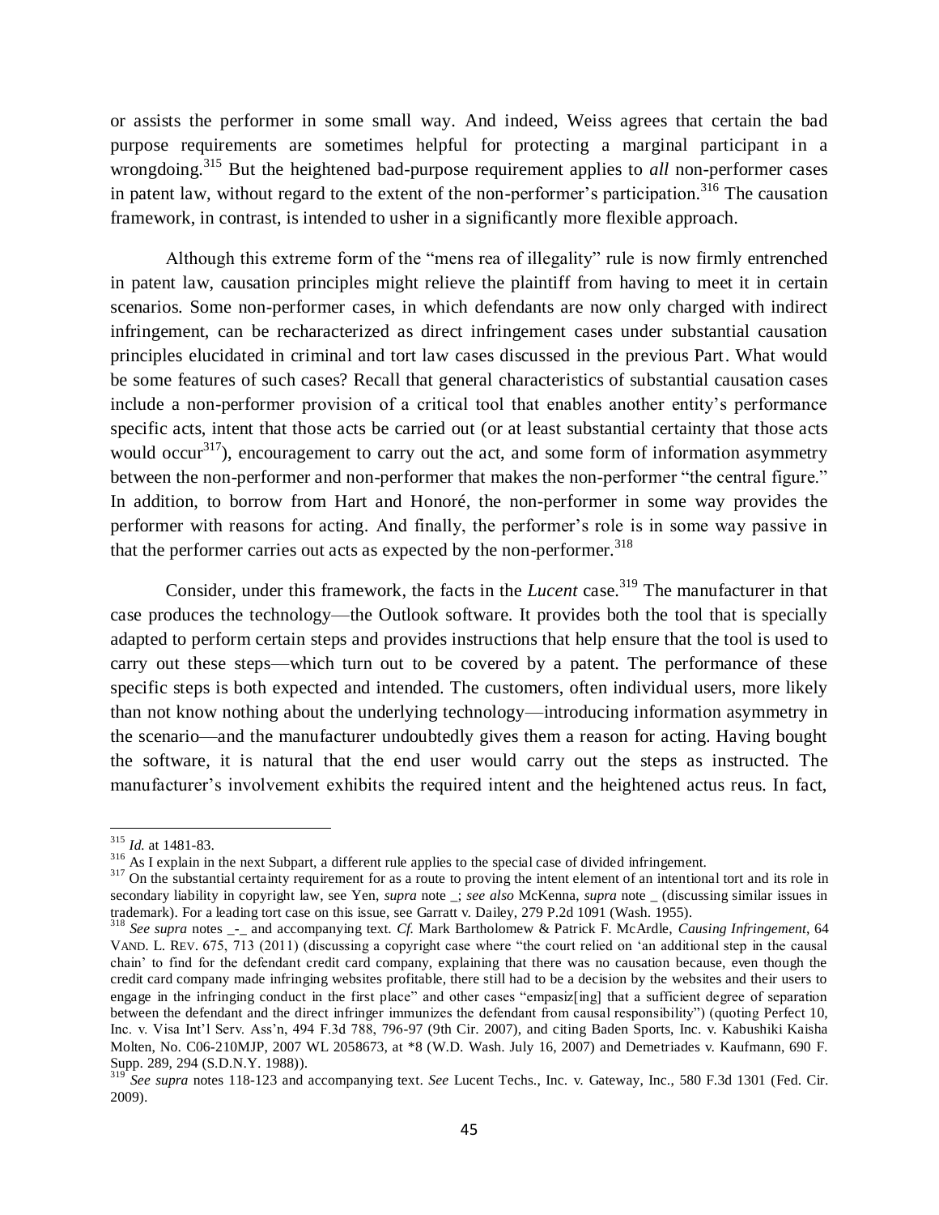or assists the performer in some small way. And indeed, Weiss agrees that certain the bad purpose requirements are sometimes helpful for protecting a marginal participant in a wrongdoing.[315] But the heightened bad-purpose requirement applies to *all* non-performer cases in patent law, without regard to the extent of the non-performer's participation.[316] The causation framework, in contrast, is intended to usher in a significantly more flexible approach.

Although this extreme form of the "mens rea of illegality" rule is now firmly entrenched in patent law, causation principles might relieve the plaintiff from having to meet it in certain scenarios. Some non-performer cases, in which defendants are now only charged with indirect infringement, can be recharacterized as direct infringement cases under substantial causation principles elucidated in criminal and tort law cases discussed in the previous Part. What would be some features of such cases? Recall that general characteristics of substantial causation cases include a non-performer provision of a critical tool that enables another entity's performance specific acts, intent that those acts be carried out (or at least substantial certainty that those acts would occur[317]), encouragement to carry out the act, and some form of information asymmetry between the non-performer and non-performer that makes the non-performer "the central figure." In addition, to borrow from Hart and Honoré, the non-performer in some way provides the performer with reasons for acting. And finally, the performer's role is in some way passive in that the performer carries out acts as expected by the non-performer.[318]

Consider, under this framework, the facts in the *Lucent* case.[319] The manufacturer in that case produces the technology—the Outlook software. It provides both the tool that is specially adapted to perform certain steps and provides instructions that help ensure that the tool is used to carry out these steps—which turn out to be covered by a patent. The performance of these specific steps is both expected and intended. The customers, often individual users, more likely than not know nothing about the underlying technology—introducing information asymmetry in the scenario—and the manufacturer undoubtedly gives them a reason for acting. Having bought the software, it is natural that the end user would carry out the steps as instructed. The manufacturer's involvement exhibits the required intent and the heightened actus reus. In fact,

---

[315] *Id.* at 1481-83.

[316] As I explain in the next Subpart, a different rule applies to the special case of divided infringement.

[317] On the substantial certainty requirement for as a route to proving the intent element of an intentional tort and its role in secondary liability in copyright law, see Yen, *supra* note _; *see also* McKenna, *supra* note _ (discussing similar issues in trademark). For a leading tort case on this issue, see Garratt v. Dailey, 279 P.2d 1091 (Wash. 1955).

[318] *See supra* notes _-_ and accompanying text. *Cf.* Mark Bartholomew & Patrick F. McArdle, *Causing Infringement*, 64 VAND. L. REV. 675, 713 (2011) (discussing a copyright case where "the court relied on 'an additional step in the causal chain' to find for the defendant credit card company, explaining that there was no causation because, even though the credit card company made infringing websites profitable, there still had to be a decision by the websites and their users to engage in the infringing conduct in the first place" and other cases "empasiz[ing] that a sufficient degree of separation between the defendant and the direct infringer immunizes the defendant from causal responsibility") (quoting Perfect 10, Inc. v. Visa Int'l Serv. Ass'n, 494 F.3d 788, 796-97 (9th Cir. 2007), and citing Baden Sports, Inc. v. Kabushiki Kaisha Molten, No. C06-210MJP, 2007 WL 2058673, at *8 (W.D. Wash. July 16, 2007) and Demetriades v. Kaufmann, 690 F. Supp. 289, 294 (S.D.N.Y. 1988)).

[319] *See supra* notes 118-123 and accompanying text. *See* Lucent Techs., Inc. v. Gateway, Inc., 580 F.3d 1301 (Fed. Cir. 2009).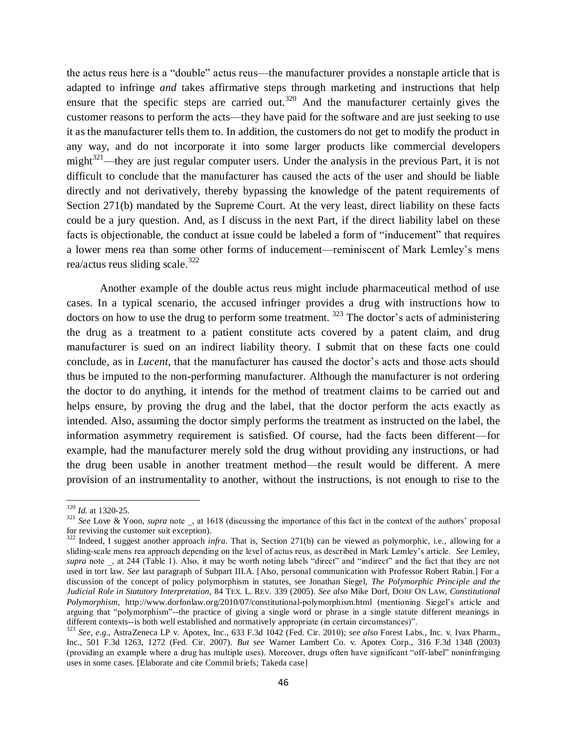the actus reus here is a "double" actus reus—the manufacturer provides a nonstaple article that is adapted to infringe *and* takes affirmative steps through marketing and instructions that help ensure that the specific steps are carried out.[320] And the manufacturer certainly gives the customer reasons to perform the acts—they have paid for the software and are just seeking to use it as the manufacturer tells them to. In addition, the customers do not get to modify the product in any way, and do not incorporate it into some larger products like commercial developers might[321]—they are just regular computer users. Under the analysis in the previous Part, it is not difficult to conclude that the manufacturer has caused the acts of the user and should be liable directly and not derivatively, thereby bypassing the knowledge of the patent requirements of Section 271(b) mandated by the Supreme Court. At the very least, direct liability on these facts could be a jury question. And, as I discuss in the next Part, if the direct liability label on these facts is objectionable, the conduct at issue could be labeled a form of "inducement" that requires a lower mens rea than some other forms of inducement—reminiscent of Mark Lemley's mens rea/actus reus sliding scale.[322]

Another example of the double actus reus might include pharmaceutical method of use cases. In a typical scenario, the accused infringer provides a drug with instructions how to doctors on how to use the drug to perform some treatment. [323] The doctor's acts of administering the drug as a treatment to a patient constitute acts covered by a patent claim, and drug manufacturer is sued on an indirect liability theory. I submit that on these facts one could conclude, as in *Lucent*, that the manufacturer has caused the doctor's acts and those acts should thus be imputed to the non-performing manufacturer. Although the manufacturer is not ordering the doctor to do anything, it intends for the method of treatment claims to be carried out and helps ensure, by proving the drug and the label, that the doctor perform the acts exactly as intended. Also, assuming the doctor simply performs the treatment as instructed on the label, the information asymmetry requirement is satisfied. Of course, had the facts been different—for example, had the manufacturer merely sold the drug without providing any instructions, or had the drug been usable in another treatment method—the result would be different. A mere provision of an instrumentality to another, without the instructions, is not enough to rise to the

---

[320] *Id.* at 1320-25.

[321] *See* Love & Yoon, *supra* note _, at 1618 (discussing the importance of this fact in the context of the authors' proposal for reviving the customer suit exception).

[322] Indeed, I suggest another approach *infra*. That is, Section 271(b) can be viewed as polymorphic, i.e., allowing for a sliding-scale mens rea approach depending on the level of actus reus, as described in Mark Lemley's article. *See* Lemley, *supra* note _, at 244 (Table 1). Also, it may be worth noting labels "direct" and "indirect" and the fact that they are not used in tort law. *See* last paragraph of Subpart III.A. [Also, personal communication with Professor Robert Rabin.] For a discussion of the concept of policy polymorphism in statutes, see Jonathan Siegel, *The Polymorphic Principle and the Judicial Role in Statutory Interpretation*, 84 TEX. L. REV. 339 (2005). *See also* Mike Dorf, DORF ON LAW, *Constitutional Polymorphism*, http://www.dorfonlaw.org/2010/07/constitutional-polymorphism.html (mentioning Siegel's article and arguing that "polymorphism"--the practice of giving a single word or phrase in a single statute different meanings in different contexts--is both well established and normatively appropriate (in certain circumstances)".

[323] *See, e.g.*, AstraZeneca LP v. Apotex, Inc., 633 F.3d 1042 (Fed. Cir. 2010); *see also* Forest Labs., Inc. v. Ivax Pharm., Inc., 501 F.3d 1263, 1272 (Fed. Cir. 2007). *But see* Warner Lambert Co. v. Apotex Corp., 316 F.3d 1348 (2003) (providing an example where a drug has multiple uses). Moreover, drugs often have significant "off-label" noninfringing uses in some cases. [Elaborate and cite Commil briefs; Takeda case]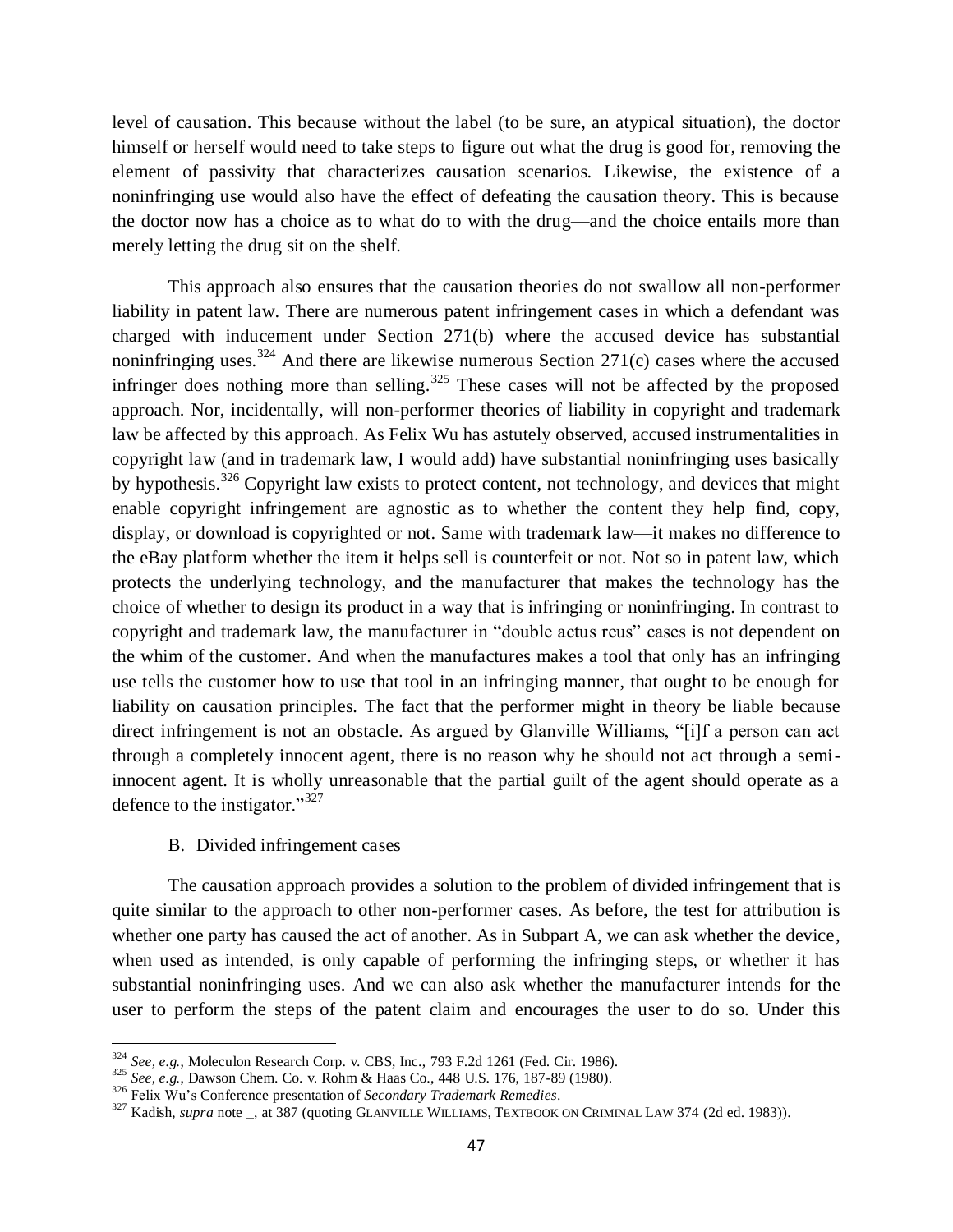level of causation. This because without the label (to be sure, an atypical situation), the doctor himself or herself would need to take steps to figure out what the drug is good for, removing the element of passivity that characterizes causation scenarios. Likewise, the existence of a noninfringing use would also have the effect of defeating the causation theory. This is because the doctor now has a choice as to what do to with the drug—and the choice entails more than merely letting the drug sit on the shelf.

This approach also ensures that the causation theories do not swallow all non-performer liability in patent law. There are numerous patent infringement cases in which a defendant was charged with inducement under Section 271(b) where the accused device has substantial noninfringing uses.[324] And there are likewise numerous Section 271(c) cases where the accused infringer does nothing more than selling.[325] These cases will not be affected by the proposed approach. Nor, incidentally, will non-performer theories of liability in copyright and trademark law be affected by this approach. As Felix Wu has astutely observed, accused instrumentalities in copyright law (and in trademark law, I would add) have substantial noninfringing uses basically by hypothesis.[326] Copyright law exists to protect content, not technology, and devices that might enable copyright infringement are agnostic as to whether the content they help find, copy, display, or download is copyrighted or not. Same with trademark law—it makes no difference to the eBay platform whether the item it helps sell is counterfeit or not. Not so in patent law, which protects the underlying technology, and the manufacturer that makes the technology has the choice of whether to design its product in a way that is infringing or noninfringing. In contrast to copyright and trademark law, the manufacturer in "double actus reus" cases is not dependent on the whim of the customer. And when the manufactures makes a tool that only has an infringing use tells the customer how to use that tool in an infringing manner, that ought to be enough for liability on causation principles. The fact that the performer might in theory be liable because direct infringement is not an obstacle. As argued by Glanville Williams, "[i]f a person can act through a completely innocent agent, there is no reason why he should not act through a semi-innocent agent. It is wholly unreasonable that the partial guilt of the agent should operate as a defence to the instigator."[327]

B. Divided infringement cases

The causation approach provides a solution to the problem of divided infringement that is quite similar to the approach to other non-performer cases. As before, the test for attribution is whether one party has caused the act of another. As in Subpart A, we can ask whether the device, when used as intended, is only capable of performing the infringing steps, or whether it has substantial noninfringing uses. And we can also ask whether the manufacturer intends for the user to perform the steps of the patent claim and encourages the user to do so. Under this

---

[324] *See, e.g.*, Moleculon Research Corp. v. CBS, Inc., 793 F.2d 1261 (Fed. Cir. 1986).

[325] *See, e.g.*, Dawson Chem. Co. v. Rohm & Haas Co., 448 U.S. 176, 187-89 (1980).

[326] Felix Wu's Conference presentation of *Secondary Trademark Remedies*.

[327] Kadish, *supra* note _, at 387 (quoting GLANVILLE WILLIAMS, TEXTBOOK ON CRIMINAL LAW 374 (2d ed. 1983)).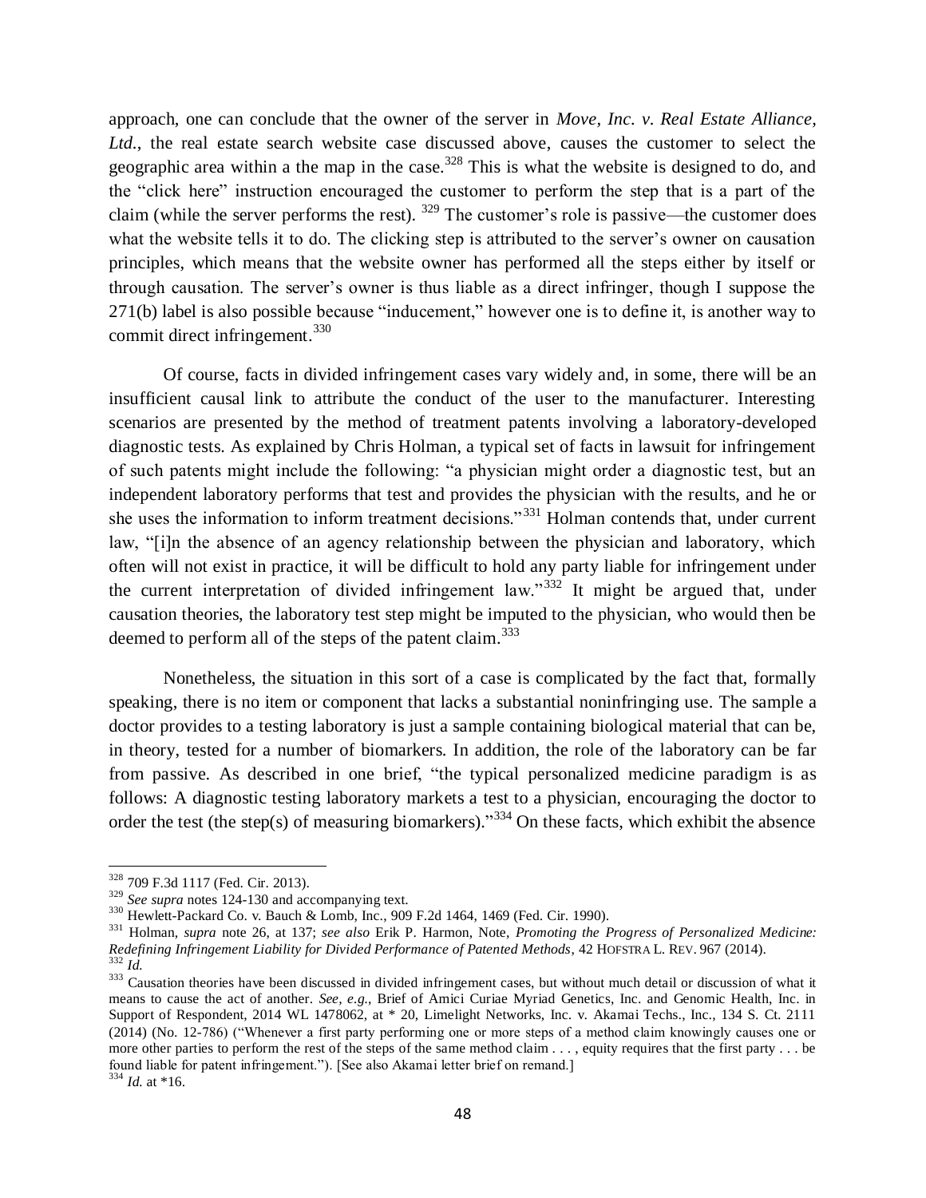approach, one can conclude that the owner of the server in *Move, Inc. v. Real Estate Alliance, Ltd.*, the real estate search website case discussed above, causes the customer to select the geographic area within a the map in the case.[328] This is what the website is designed to do, and the "click here" instruction encouraged the customer to perform the step that is a part of the claim (while the server performs the rest). [329] The customer's role is passive—the customer does what the website tells it to do. The clicking step is attributed to the server's owner on causation principles, which means that the website owner has performed all the steps either by itself or through causation. The server's owner is thus liable as a direct infringer, though I suppose the 271(b) label is also possible because "inducement," however one is to define it, is another way to commit direct infringement.[330]

Of course, facts in divided infringement cases vary widely and, in some, there will be an insufficient causal link to attribute the conduct of the user to the manufacturer. Interesting scenarios are presented by the method of treatment patents involving a laboratory-developed diagnostic tests. As explained by Chris Holman, a typical set of facts in lawsuit for infringement of such patents might include the following: "a physician might order a diagnostic test, but an independent laboratory performs that test and provides the physician with the results, and he or she uses the information to inform treatment decisions."[331] Holman contends that, under current law, "[i]n the absence of an agency relationship between the physician and laboratory, which often will not exist in practice, it will be difficult to hold any party liable for infringement under the current interpretation of divided infringement law."[332] It might be argued that, under causation theories, the laboratory test step might be imputed to the physician, who would then be deemed to perform all of the steps of the patent claim.[333]

Nonetheless, the situation in this sort of a case is complicated by the fact that, formally speaking, there is no item or component that lacks a substantial noninfringing use. The sample a doctor provides to a testing laboratory is just a sample containing biological material that can be, in theory, tested for a number of biomarkers. In addition, the role of the laboratory can be far from passive. As described in one brief, "the typical personalized medicine paradigm is as follows: A diagnostic testing laboratory markets a test to a physician, encouraging the doctor to order the test (the step(s) of measuring biomarkers)."[334] On these facts, which exhibit the absence

---

[328] 709 F.3d 1117 (Fed. Cir. 2013).

[329] *See supra* notes 124-130 and accompanying text.

[330] Hewlett-Packard Co. v. Bauch & Lomb, Inc., 909 F.2d 1464, 1469 (Fed. Cir. 1990).

[331] Holman, *supra* note 26, at 137; *see also* Erik P. Harmon, Note, *Promoting the Progress of Personalized Medicine: Redefining Infringement Liability for Divided Performance of Patented Methods*, 42 HOFSTRA L. REV. 967 (2014).

[332] *Id.*

[333] Causation theories have been discussed in divided infringement cases, but without much detail or discussion of what it means to cause the act of another. *See, e.g.*, Brief of Amici Curiae Myriad Genetics, Inc. and Genomic Health, Inc. in Support of Respondent, 2014 WL 1478062, at * 20, Limelight Networks, Inc. v. Akamai Techs., Inc., 134 S. Ct. 2111 (2014) (No. 12-786) ("Whenever a first party performing one or more steps of a method claim knowingly causes one or more other parties to perform the rest of the steps of the same method claim . . . , equity requires that the first party . . . be found liable for patent infringement."). [See also Akamai letter brief on remand.]

[334] *Id.* at *16.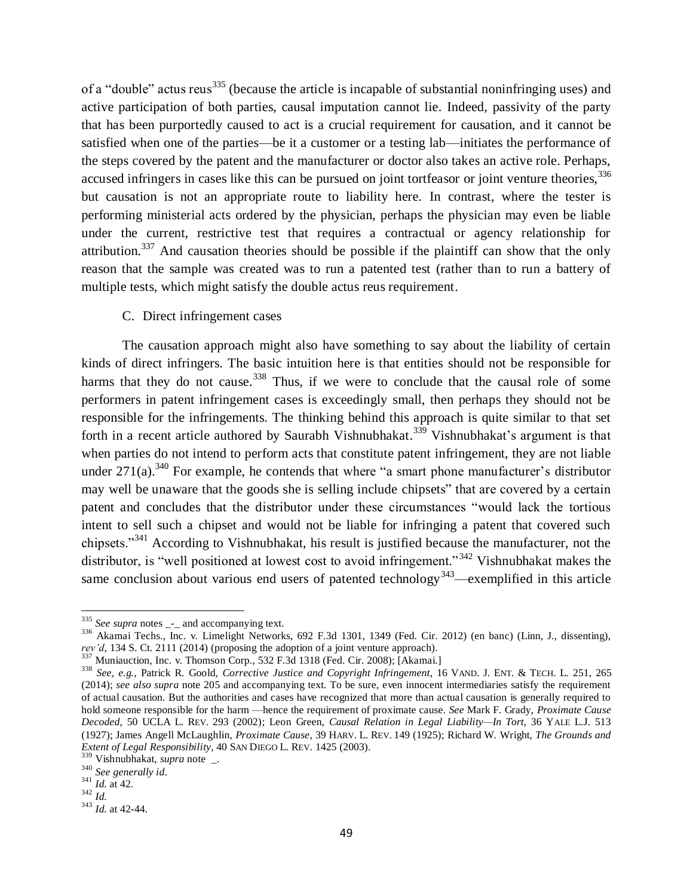of a "double" actus reus[335] (because the article is incapable of substantial noninfringing uses) and active participation of both parties, causal imputation cannot lie. Indeed, passivity of the party that has been purportedly caused to act is a crucial requirement for causation, and it cannot be satisfied when one of the parties—be it a customer or a testing lab—initiates the performance of the steps covered by the patent and the manufacturer or doctor also takes an active role. Perhaps, accused infringers in cases like this can be pursued on joint tortfeasor or joint venture theories,[336] but causation is not an appropriate route to liability here. In contrast, where the tester is performing ministerial acts ordered by the physician, perhaps the physician may even be liable under the current, restrictive test that requires a contractual or agency relationship for attribution.[337] And causation theories should be possible if the plaintiff can show that the only reason that the sample was created was to run a patented test (rather than to run a battery of multiple tests, which might satisfy the double actus reus requirement.

C. Direct infringement cases

The causation approach might also have something to say about the liability of certain kinds of direct infringers. The basic intuition here is that entities should not be responsible for harms that they do not cause.[338] Thus, if we were to conclude that the causal role of some performers in patent infringement cases is exceedingly small, then perhaps they should not be responsible for the infringements. The thinking behind this approach is quite similar to that set forth in a recent article authored by Saurabh Vishnubhakat.[339] Vishnubhakat's argument is that when parties do not intend to perform acts that constitute patent infringement, they are not liable under 271(a).[340] For example, he contends that where "a smart phone manufacturer's distributor may well be unaware that the goods she is selling include chipsets" that are covered by a certain patent and concludes that the distributor under these circumstances "would lack the tortious intent to sell such a chipset and would not be liable for infringing a patent that covered such chipsets."[341] According to Vishnubhakat, his result is justified because the manufacturer, not the distributor, is "well positioned at lowest cost to avoid infringement."[342] Vishnubhakat makes the same conclusion about various end users of patented technology[343]—exemplified in this article

---

[335] *See supra* notes _-_ and accompanying text.

[336] Akamai Techs., Inc. v. Limelight Networks, 692 F.3d 1301, 1349 (Fed. Cir. 2012) (en banc) (Linn, J., dissenting), *rev'd*, 134 S. Ct. 2111 (2014) (proposing the adoption of a joint venture approach).

[337] Muniauction, Inc. v. Thomson Corp., 532 F.3d 1318 (Fed. Cir. 2008); [Akamai.]

[338] *See, e.g.*, Patrick R. Goold, *Corrective Justice and Copyright Infringement*, 16 VAND. J. ENT. & TECH. L. 251, 265 (2014); *see also supra* note 205 and accompanying text. To be sure, even innocent intermediaries satisfy the requirement of actual causation. But the authorities and cases have recognized that more than actual causation is generally required to hold someone responsible for the harm —hence the requirement of proximate cause. *See* Mark F. Grady, *Proximate Cause Decoded*, 50 UCLA L. REV. 293 (2002); Leon Green, *Causal Relation in Legal Liability—In Tort*, 36 YALE L.J. 513 (1927); James Angell McLaughlin, *Proximate Cause*, 39 HARV. L. REV. 149 (1925); Richard W. Wright, *The Grounds and Extent of Legal Responsibility*, 40 SAN DIEGO L. REV. 1425 (2003).

[339] Vishnubhakat, *supra* note _.

[340] *See generally id*.

[341] *Id.* at 42.

[342] *Id.*

[343] *Id.* at 42-44.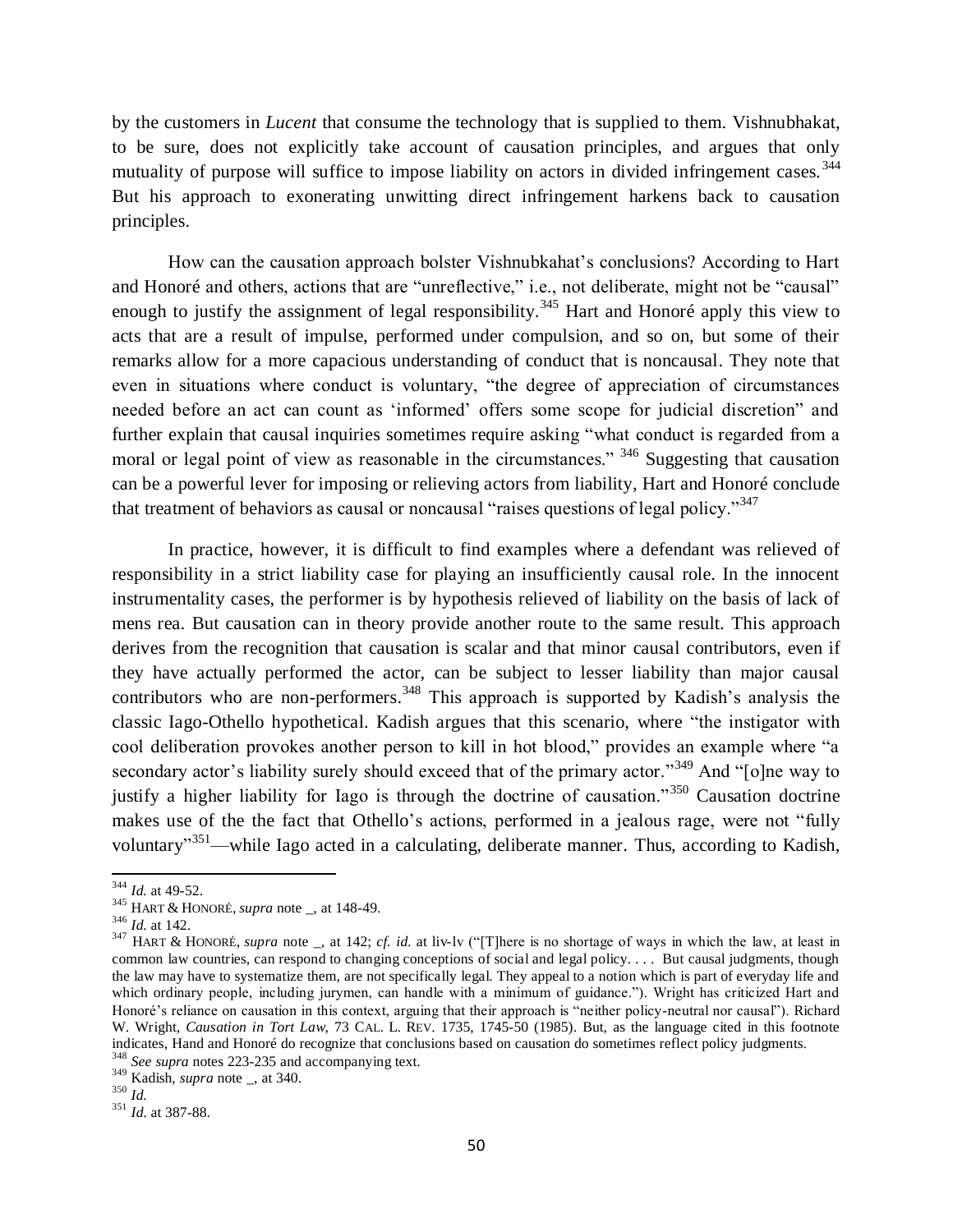by the customers in *Lucent* that consume the technology that is supplied to them. Vishnubhakat, to be sure, does not explicitly take account of causation principles, and argues that only mutuality of purpose will suffice to impose liability on actors in divided infringement cases.[344] But his approach to exonerating unwitting direct infringement harkens back to causation principles.

How can the causation approach bolster Vishnubkahat's conclusions? According to Hart and Honoré and others, actions that are "unreflective," i.e., not deliberate, might not be "causal" enough to justify the assignment of legal responsibility.[345] Hart and Honoré apply this view to acts that are a result of impulse, performed under compulsion, and so on, but some of their remarks allow for a more capacious understanding of conduct that is noncausal. They note that even in situations where conduct is voluntary, "the degree of appreciation of circumstances needed before an act can count as 'informed' offers some scope for judicial discretion" and further explain that causal inquiries sometimes require asking "what conduct is regarded from a moral or legal point of view as reasonable in the circumstances." [346] Suggesting that causation can be a powerful lever for imposing or relieving actors from liability, Hart and Honoré conclude that treatment of behaviors as causal or noncausal "raises questions of legal policy."[347]

In practice, however, it is difficult to find examples where a defendant was relieved of responsibility in a strict liability case for playing an insufficiently causal role. In the innocent instrumentality cases, the performer is by hypothesis relieved of liability on the basis of lack of mens rea. But causation can in theory provide another route to the same result. This approach derives from the recognition that causation is scalar and that minor causal contributors, even if they have actually performed the actor, can be subject to lesser liability than major causal contributors who are non-performers.[348] This approach is supported by Kadish's analysis the classic Iago-Othello hypothetical. Kadish argues that this scenario, where "the instigator with cool deliberation provokes another person to kill in hot blood," provides an example where "a secondary actor's liability surely should exceed that of the primary actor."[349] And "[o]ne way to justify a higher liability for Iago is through the doctrine of causation."[350] Causation doctrine makes use of the the fact that Othello's actions, performed in a jealous rage, were not "fully voluntary"[351]—while Iago acted in a calculating, deliberate manner. Thus, according to Kadish,

---

[344] *Id.* at 49-52.

[345] HART & HONORÉ, *supra* note _, at 148-49.

[346] *Id.* at 142.

[347] HART & HONORÉ, *supra* note _, at 142; *cf. id.* at liv-lv ("[T]here is no shortage of ways in which the law, at least in common law countries, can respond to changing conceptions of social and legal policy. . . . But causal judgments, though the law may have to systematize them, are not specifically legal. They appeal to a notion which is part of everyday life and which ordinary people, including jurymen, can handle with a minimum of guidance."). Wright has criticized Hart and Honoré's reliance on causation in this context, arguing that their approach is "neither policy-neutral nor causal"). Richard W. Wright, *Causation in Tort Law*, 73 CAL. L. REV. 1735, 1745-50 (1985). But, as the language cited in this footnote indicates, Hand and Honoré do recognize that conclusions based on causation do sometimes reflect policy judgments.

[348] *See supra* notes 223-235 and accompanying text.

[349] Kadish, *supra* note _, at 340.

[350] *Id.*

[351] *Id.* at 387-88.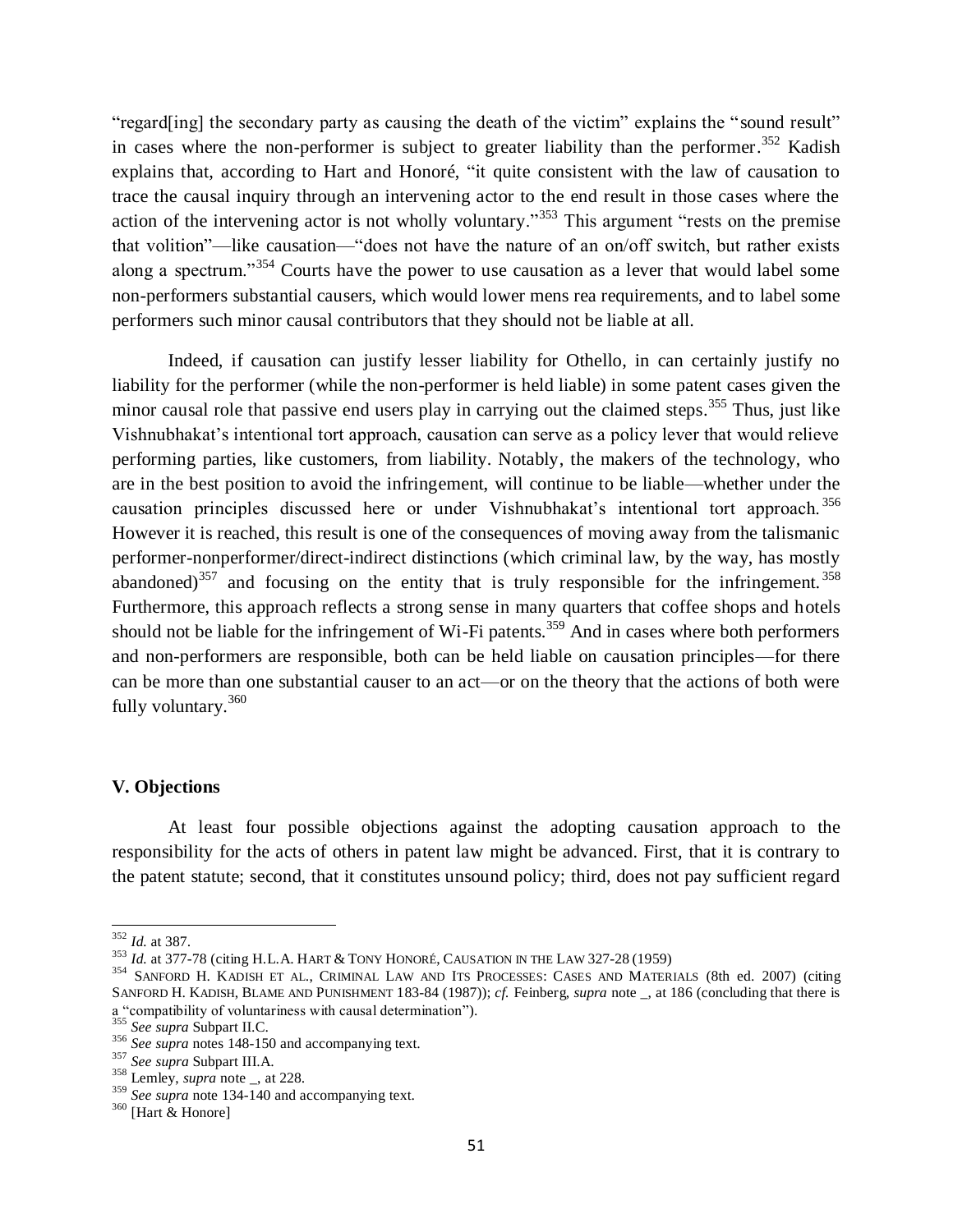"regard[ing] the secondary party as causing the death of the victim" explains the "sound result" in cases where the non-performer is subject to greater liability than the performer.[352] Kadish explains that, according to Hart and Honoré, "it quite consistent with the law of causation to trace the causal inquiry through an intervening actor to the end result in those cases where the action of the intervening actor is not wholly voluntary."[353] This argument "rests on the premise that volition"—like causation—"does not have the nature of an on/off switch, but rather exists along a spectrum."[354] Courts have the power to use causation as a lever that would label some non-performers substantial causers, which would lower mens rea requirements, and to label some performers such minor causal contributors that they should not be liable at all.

Indeed, if causation can justify lesser liability for Othello, in can certainly justify no liability for the performer (while the non-performer is held liable) in some patent cases given the minor causal role that passive end users play in carrying out the claimed steps.[355] Thus, just like Vishnubhakat's intentional tort approach, causation can serve as a policy lever that would relieve performing parties, like customers, from liability. Notably, the makers of the technology, who are in the best position to avoid the infringement, will continue to be liable—whether under the causation principles discussed here or under Vishnubhakat's intentional tort approach.[356] However it is reached, this result is one of the consequences of moving away from the talismanic performer-nonperformer/direct-indirect distinctions (which criminal law, by the way, has mostly abandoned)[357] and focusing on the entity that is truly responsible for the infringement.[358] Furthermore, this approach reflects a strong sense in many quarters that coffee shops and hotels should not be liable for the infringement of Wi-Fi patents.[359] And in cases where both performers and non-performers are responsible, both can be held liable on causation principles—for there can be more than one substantial causer to an act—or on the theory that the actions of both were fully voluntary.[360]

## V. Objections

At least four possible objections against the adopting causation approach to the responsibility for the acts of others in patent law might be advanced. First, that it is contrary to the patent statute; second, that it constitutes unsound policy; third, does not pay sufficient regard

---

[352] *Id.* at 387.

[353] *Id.* at 377-78 (citing H.L.A. HART & TONY HONORÉ, CAUSATION IN THE LAW 327-28 (1959)

[354] SANFORD H. KADISH ET AL., CRIMINAL LAW AND ITS PROCESSES: CASES AND MATERIALS (8th ed. 2007) (citing SANFORD H. KADISH, BLAME AND PUNISHMENT 183-84 (1987)); *cf.* Feinberg, *supra* note _, at 186 (concluding that there is a "compatibility of voluntariness with causal determination").

[355] *See supra* Subpart II.C.

[356] *See supra* notes 148-150 and accompanying text.

[357] *See supra* Subpart III.A.

[358] Lemley, *supra* note _, at 228.

[359] *See supra* note 134-140 and accompanying text.

[360] [Hart & Honore]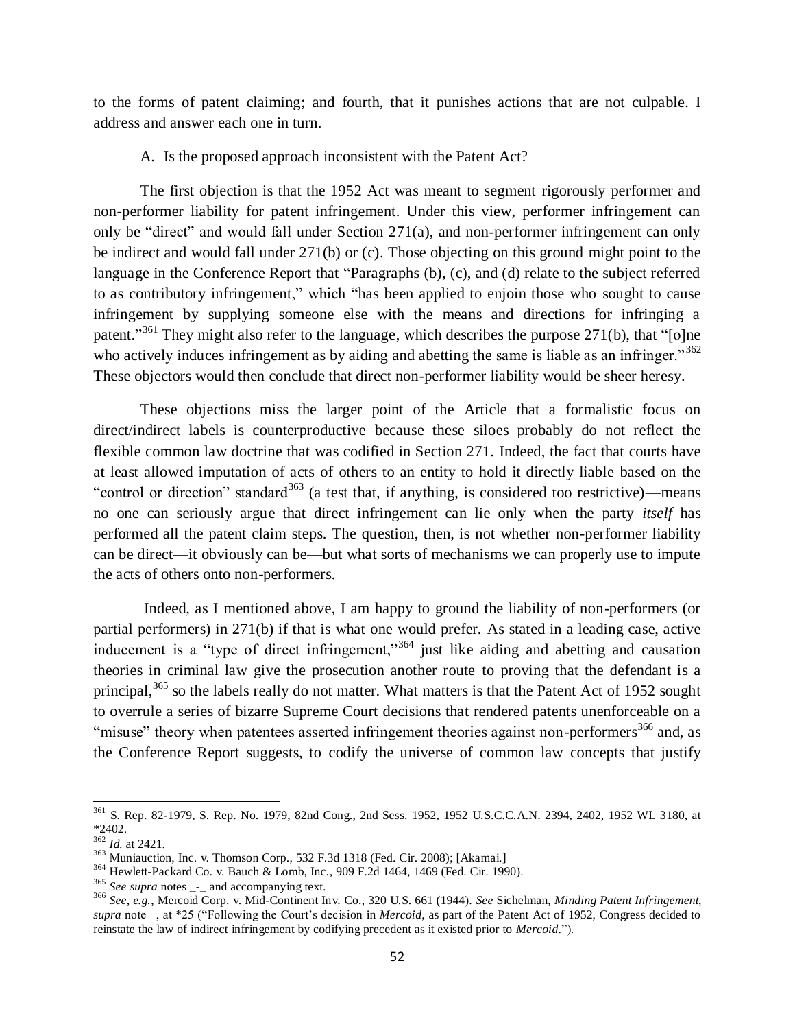to the forms of patent claiming; and fourth, that it punishes actions that are not culpable. I address and answer each one in turn.

### A. Is the proposed approach inconsistent with the Patent Act?

The first objection is that the 1952 Act was meant to segment rigorously performer and non-performer liability for patent infringement. Under this view, performer infringement can only be "direct" and would fall under Section 271(a), and non-performer infringement can only be indirect and would fall under 271(b) or (c). Those objecting on this ground might point to the language in the Conference Report that "Paragraphs (b), (c), and (d) relate to the subject referred to as contributory infringement," which "has been applied to enjoin those who sought to cause infringement by supplying someone else with the means and directions for infringing a patent."[361] They might also refer to the language, which describes the purpose 271(b), that "[o]ne who actively induces infringement as by aiding and abetting the same is liable as an infringer."[362] These objectors would then conclude that direct non-performer liability would be sheer heresy.

These objections miss the larger point of the Article that a formalistic focus on direct/indirect labels is counterproductive because these siloes probably do not reflect the flexible common law doctrine that was codified in Section 271. Indeed, the fact that courts have at least allowed imputation of acts of others to an entity to hold it directly liable based on the "control or direction" standard[363] (a test that, if anything, is considered too restrictive)—means no one can seriously argue that direct infringement can lie only when the party *itself* has performed all the patent claim steps. The question, then, is not whether non-performer liability can be direct—it obviously can be—but what sorts of mechanisms we can properly use to impute the acts of others onto non-performers.

Indeed, as I mentioned above, I am happy to ground the liability of non-performers (or partial performers) in 271(b) if that is what one would prefer. As stated in a leading case, active inducement is a "type of direct infringement,"[364] just like aiding and abetting and causation theories in criminal law give the prosecution another route to proving that the defendant is a principal,[365] so the labels really do not matter. What matters is that the Patent Act of 1952 sought to overrule a series of bizarre Supreme Court decisions that rendered patents unenforceable on a "misuse" theory when patentees asserted infringement theories against non-performers[366] and, as the Conference Report suggests, to codify the universe of common law concepts that justify

---

[361] S. Rep. 82-1979, S. Rep. No. 1979, 82nd Cong., 2nd Sess. 1952, 1952 U.S.C.C.A.N. 2394, 2402, 1952 WL 3180, at *2402.

[362] *Id.* at 2421.

[363] Muniauction, Inc. v. Thomson Corp., 532 F.3d 1318 (Fed. Cir. 2008); [Akamai.]

[364] Hewlett-Packard Co. v. Bauch & Lomb, Inc., 909 F.2d 1464, 1469 (Fed. Cir. 1990).

[365] *See supra* notes _-_ and accompanying text.

[366] *See, e.g.*, Mercoid Corp. v. Mid-Continent Inv. Co., 320 U.S. 661 (1944). *See* Sichelman, *Minding Patent Infringement*, *supra* note _, at *25 ("Following the Court's decision in *Mercoid*, as part of the Patent Act of 1952, Congress decided to reinstate the law of indirect infringement by codifying precedent as it existed prior to *Mercoid*.").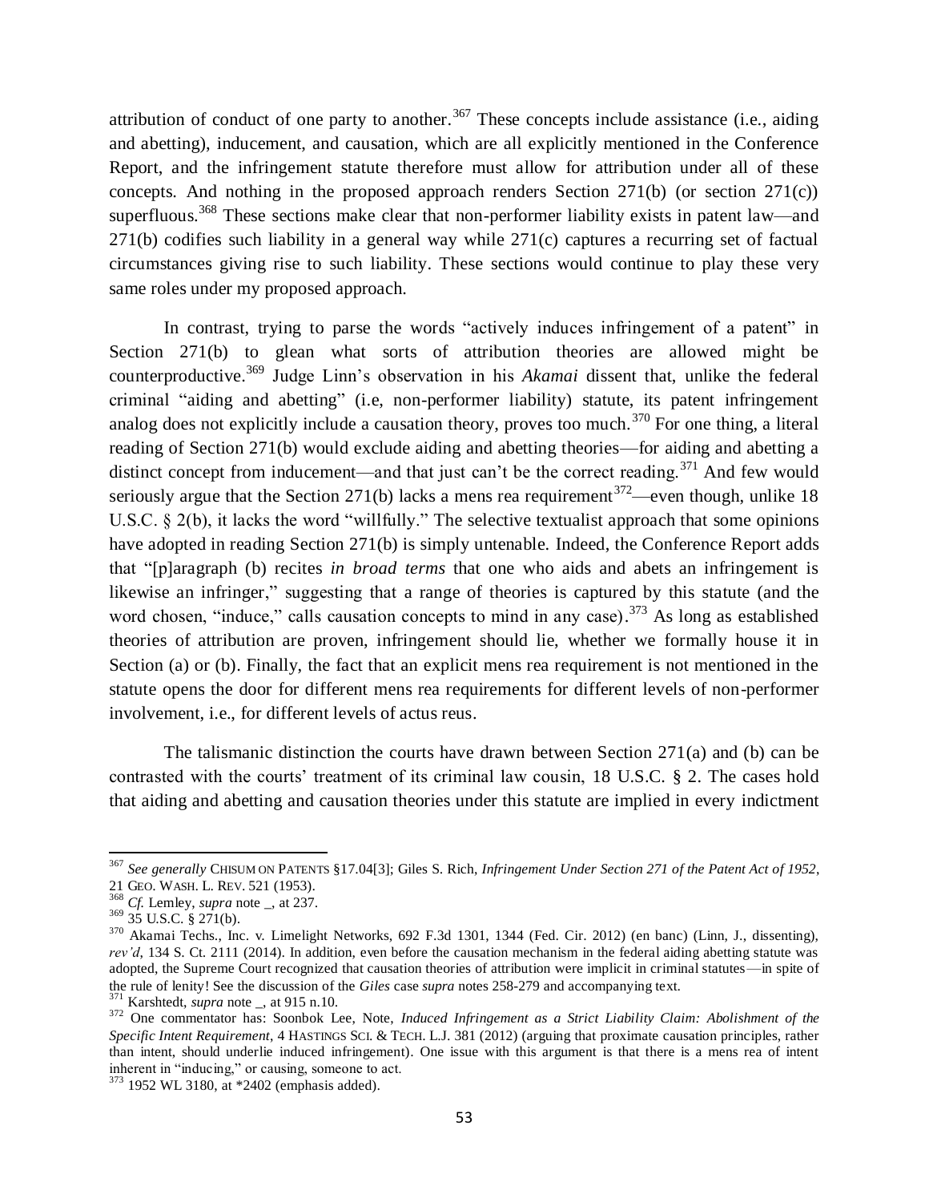attribution of conduct of one party to another.[367] These concepts include assistance (i.e., aiding and abetting), inducement, and causation, which are all explicitly mentioned in the Conference Report, and the infringement statute therefore must allow for attribution under all of these concepts. And nothing in the proposed approach renders Section 271(b) (or section 271(c)) superfluous.[368] These sections make clear that non-performer liability exists in patent law—and 271(b) codifies such liability in a general way while 271(c) captures a recurring set of factual circumstances giving rise to such liability. These sections would continue to play these very same roles under my proposed approach.

In contrast, trying to parse the words "actively induces infringement of a patent" in Section 271(b) to glean what sorts of attribution theories are allowed might be counterproductive.[369] Judge Linn's observation in his *Akamai* dissent that, unlike the federal criminal "aiding and abetting" (i.e, non-performer liability) statute, its patent infringement analog does not explicitly include a causation theory, proves too much.[370] For one thing, a literal reading of Section 271(b) would exclude aiding and abetting theories—for aiding and abetting a distinct concept from inducement—and that just can't be the correct reading.[371] And few would seriously argue that the Section 271(b) lacks a mens rea requirement[372]—even though, unlike 18 U.S.C. § 2(b), it lacks the word "willfully." The selective textualist approach that some opinions have adopted in reading Section 271(b) is simply untenable. Indeed, the Conference Report adds that "[p]aragraph (b) recites *in broad terms* that one who aids and abets an infringement is likewise an infringer," suggesting that a range of theories is captured by this statute (and the word chosen, "induce," calls causation concepts to mind in any case).[373] As long as established theories of attribution are proven, infringement should lie, whether we formally house it in Section (a) or (b). Finally, the fact that an explicit mens rea requirement is not mentioned in the statute opens the door for different mens rea requirements for different levels of non-performer involvement, i.e., for different levels of actus reus.

The talismanic distinction the courts have drawn between Section 271(a) and (b) can be contrasted with the courts' treatment of its criminal law cousin, 18 U.S.C. § 2. The cases hold that aiding and abetting and causation theories under this statute are implied in every indictment

---

[367] *See generally* CHISUM ON PATENTS §17.04[3]; Giles S. Rich, *Infringement Under Section 271 of the Patent Act of 1952*, 21 GEO. WASH. L. REV. 521 (1953).

[368] *Cf.* Lemley, *supra* note _, at 237.

[369] 35 U.S.C. § 271(b).

[370] Akamai Techs., Inc. v. Limelight Networks, 692 F.3d 1301, 1344 (Fed. Cir. 2012) (en banc) (Linn, J., dissenting), *rev'd*, 134 S. Ct. 2111 (2014). In addition, even before the causation mechanism in the federal aiding abetting statute was adopted, the Supreme Court recognized that causation theories of attribution were implicit in criminal statutes—in spite of the rule of lenity! See the discussion of the *Giles* case *supra* notes 258-279 and accompanying text.

[371] Karshtedt, *supra* note _, at 915 n.10.

[372] One commentator has: Soonbok Lee, Note, *Induced Infringement as a Strict Liability Claim: Abolishment of the Specific Intent Requirement*, 4 HASTINGS SCI. & TECH. L.J. 381 (2012) (arguing that proximate causation principles, rather than intent, should underlie induced infringement). One issue with this argument is that there is a mens rea of intent inherent in "inducing," or causing, someone to act.

[373] 1952 WL 3180, at *2402 (emphasis added).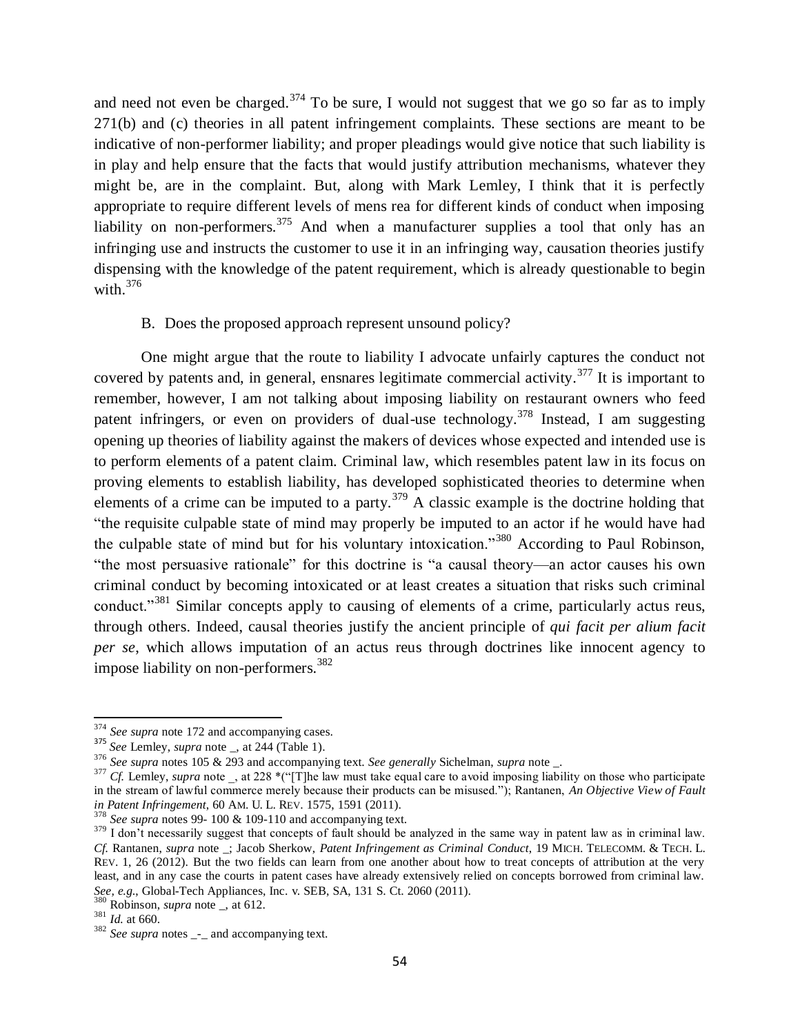and need not even be charged.[374] To be sure, I would not suggest that we go so far as to imply 271(b) and (c) theories in all patent infringement complaints. These sections are meant to be indicative of non-performer liability; and proper pleadings would give notice that such liability is in play and help ensure that the facts that would justify attribution mechanisms, whatever they might be, are in the complaint. But, along with Mark Lemley, I think that it is perfectly appropriate to require different levels of mens rea for different kinds of conduct when imposing liability on non-performers.[375] And when a manufacturer supplies a tool that only has an infringing use and instructs the customer to use it in an infringing way, causation theories justify dispensing with the knowledge of the patent requirement, which is already questionable to begin with.[376]

B. Does the proposed approach represent unsound policy?

One might argue that the route to liability I advocate unfairly captures the conduct not covered by patents and, in general, ensnares legitimate commercial activity.[377] It is important to remember, however, I am not talking about imposing liability on restaurant owners who feed patent infringers, or even on providers of dual-use technology.[378] Instead, I am suggesting opening up theories of liability against the makers of devices whose expected and intended use is to perform elements of a patent claim. Criminal law, which resembles patent law in its focus on proving elements to establish liability, has developed sophisticated theories to determine when elements of a crime can be imputed to a party.[379] A classic example is the doctrine holding that "the requisite culpable state of mind may properly be imputed to an actor if he would have had the culpable state of mind but for his voluntary intoxication."[380] According to Paul Robinson, "the most persuasive rationale" for this doctrine is "a causal theory—an actor causes his own criminal conduct by becoming intoxicated or at least creates a situation that risks such criminal conduct."[381] Similar concepts apply to causing of elements of a crime, particularly actus reus, through others. Indeed, causal theories justify the ancient principle of *qui facit per alium facit per se*, which allows imputation of an actus reus through doctrines like innocent agency to impose liability on non-performers.[382]

---

[374] *See supra* note 172 and accompanying cases.

[375] *See* Lemley, *supra* note _, at 244 (Table 1).

[376] *See supra* notes 105 & 293 and accompanying text. *See generally* Sichelman, *supra* note _.

[377] *Cf.* Lemley, *supra* note _, at 228 *("[T]he law must take equal care to avoid imposing liability on those who participate in the stream of lawful commerce merely because their products can be misused."); Rantanen, *An Objective View of Fault in Patent Infringement*, 60 AM. U. L. REV. 1575, 1591 (2011).

[378] *See supra* notes 99- 100 & 109-110 and accompanying text.

[379] I don't necessarily suggest that concepts of fault should be analyzed in the same way in patent law as in criminal law. *Cf.* Rantanen, *supra* note _; Jacob Sherkow, *Patent Infringement as Criminal Conduct*, 19 MICH. TELECOMM. & TECH. L. REV. 1, 26 (2012). But the two fields can learn from one another about how to treat concepts of attribution at the very least, and in any case the courts in patent cases have already extensively relied on concepts borrowed from criminal law. *See, e.g.*, Global-Tech Appliances, Inc. v. SEB, SA, 131 S. Ct. 2060 (2011).

[380] Robinson, *supra* note _, at 612.

[381] *Id.* at 660.

[382] *See supra* notes _-_ and accompanying text.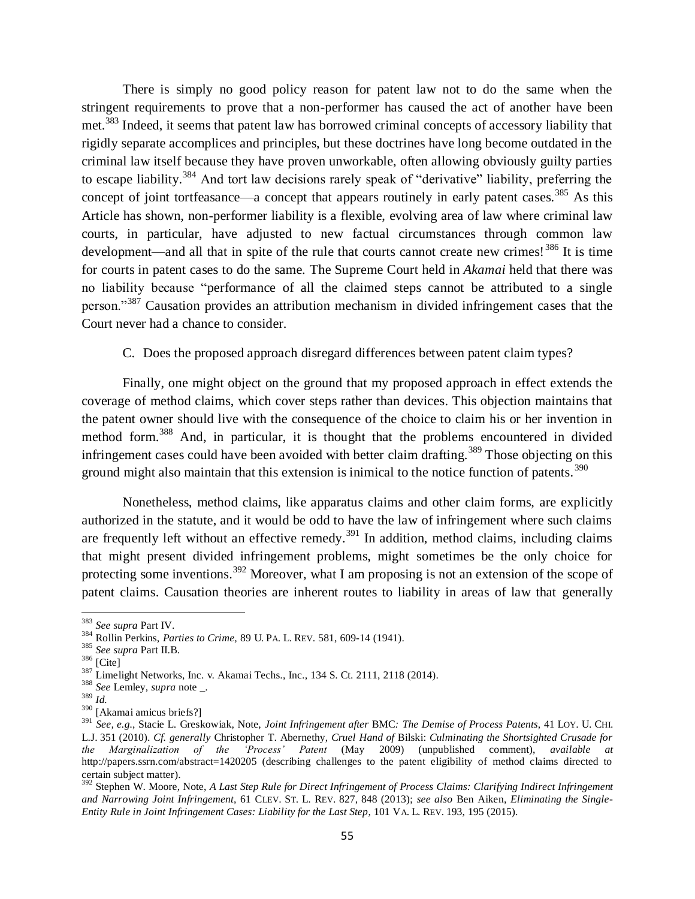There is simply no good policy reason for patent law not to do the same when the stringent requirements to prove that a non-performer has caused the act of another have been met.[383] Indeed, it seems that patent law has borrowed criminal concepts of accessory liability that rigidly separate accomplices and principles, but these doctrines have long become outdated in the criminal law itself because they have proven unworkable, often allowing obviously guilty parties to escape liability.[384] And tort law decisions rarely speak of "derivative" liability, preferring the concept of joint tortfeasance—a concept that appears routinely in early patent cases.[385] As this Article has shown, non-performer liability is a flexible, evolving area of law where criminal law courts, in particular, have adjusted to new factual circumstances through common law development—and all that in spite of the rule that courts cannot create new crimes![386] It is time for courts in patent cases to do the same. The Supreme Court held in *Akamai* held that there was no liability because "performance of all the claimed steps cannot be attributed to a single person."[387] Causation provides an attribution mechanism in divided infringement cases that the Court never had a chance to consider.

C. Does the proposed approach disregard differences between patent claim types?

Finally, one might object on the ground that my proposed approach in effect extends the coverage of method claims, which cover steps rather than devices. This objection maintains that the patent owner should live with the consequence of the choice to claim his or her invention in method form.[388] And, in particular, it is thought that the problems encountered in divided infringement cases could have been avoided with better claim drafting.[389] Those objecting on this ground might also maintain that this extension is inimical to the notice function of patents.[390]

Nonetheless, method claims, like apparatus claims and other claim forms, are explicitly authorized in the statute, and it would be odd to have the law of infringement where such claims are frequently left without an effective remedy.[391] In addition, method claims, including claims that might present divided infringement problems, might sometimes be the only choice for protecting some inventions.[392] Moreover, what I am proposing is not an extension of the scope of patent claims. Causation theories are inherent routes to liability in areas of law that generally

---

[383] *See supra* Part IV.

[384] Rollin Perkins, *Parties to Crime,* 89 U. PA. L. REV. 581, 609-14 (1941).

[385] *See supra* Part II.B.

[386] [Cite]

[387] Limelight Networks, Inc. v. Akamai Techs., Inc., 134 S. Ct. 2111, 2118 (2014).

[388] *See* Lemley, *supra* note _.

[389] *Id.*

[390] [Akamai amicus briefs?]

[391] *See, e.g.*, Stacie L. Greskowiak, Note, *Joint Infringement after* BMC*: The Demise of Process Patents*, 41 LOY. U. CHI. L.J. 351 (2010). *Cf. generally* Christopher T. Abernethy, *Cruel Hand of* Bilski: *Culminating the Shortsighted Crusade for the Marginalization of the 'Process' Patent* (May 2009) (unpublished comment), *available at* http://papers.ssrn.com/abstract=1420205 (describing challenges to the patent eligibility of method claims directed to certain subject matter).

[392] Stephen W. Moore, Note, *A Last Step Rule for Direct Infringement of Process Claims: Clarifying Indirect Infringement and Narrowing Joint Infringement*, 61 CLEV. ST. L. REV. 827, 848 (2013); *see also* Ben Aiken, *Eliminating the Single-Entity Rule in Joint Infringement Cases: Liability for the Last Step*, 101 VA. L. REV. 193, 195 (2015).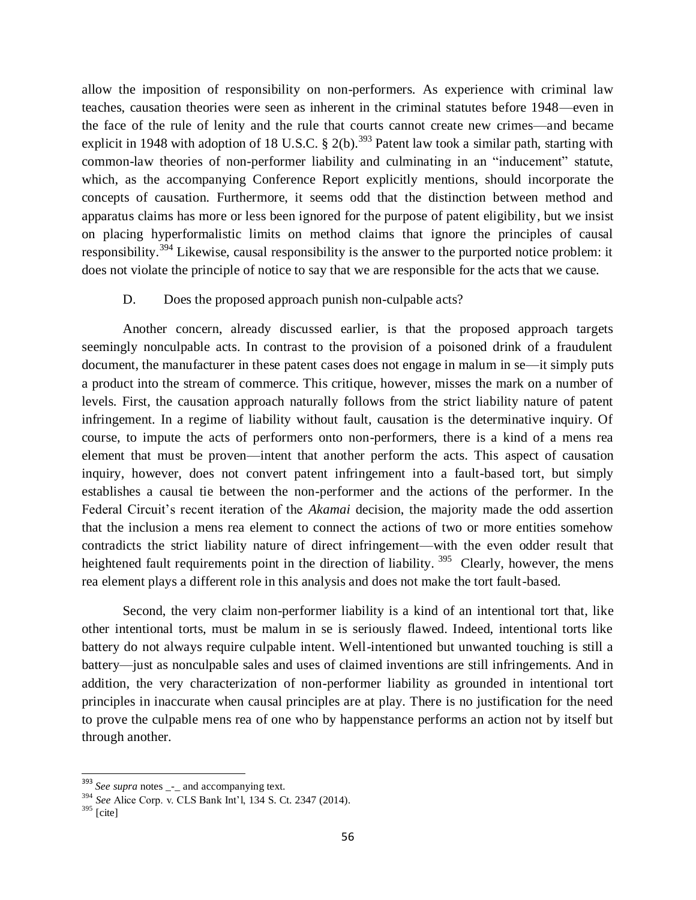allow the imposition of responsibility on non-performers. As experience with criminal law teaches, causation theories were seen as inherent in the criminal statutes before 1948—even in the face of the rule of lenity and the rule that courts cannot create new crimes—and became explicit in 1948 with adoption of 18 U.S.C. § 2(b).[393] Patent law took a similar path, starting with common-law theories of non-performer liability and culminating in an "inducement" statute, which, as the accompanying Conference Report explicitly mentions, should incorporate the concepts of causation. Furthermore, it seems odd that the distinction between method and apparatus claims has more or less been ignored for the purpose of patent eligibility, but we insist on placing hyperformalistic limits on method claims that ignore the principles of causal responsibility.[394] Likewise, causal responsibility is the answer to the purported notice problem: it does not violate the principle of notice to say that we are responsible for the acts that we cause.

D. Does the proposed approach punish non-culpable acts?

Another concern, already discussed earlier, is that the proposed approach targets seemingly nonculpable acts. In contrast to the provision of a poisoned drink of a fraudulent document, the manufacturer in these patent cases does not engage in malum in se—it simply puts a product into the stream of commerce. This critique, however, misses the mark on a number of levels. First, the causation approach naturally follows from the strict liability nature of patent infringement. In a regime of liability without fault, causation is the determinative inquiry. Of course, to impute the acts of performers onto non-performers, there is a kind of a mens rea element that must be proven—intent that another perform the acts. This aspect of causation inquiry, however, does not convert patent infringement into a fault-based tort, but simply establishes a causal tie between the non-performer and the actions of the performer. In the Federal Circuit's recent iteration of the *Akamai* decision, the majority made the odd assertion that the inclusion a mens rea element to connect the actions of two or more entities somehow contradicts the strict liability nature of direct infringement—with the even odder result that heightened fault requirements point in the direction of liability.[395] Clearly, however, the mens rea element plays a different role in this analysis and does not make the tort fault-based.

Second, the very claim non-performer liability is a kind of an intentional tort that, like other intentional torts, must be malum in se is seriously flawed. Indeed, intentional torts like battery do not always require culpable intent. Well-intentioned but unwanted touching is still a battery—just as nonculpable sales and uses of claimed inventions are still infringements. And in addition, the very characterization of non-performer liability as grounded in intentional tort principles in inaccurate when causal principles are at play. There is no justification for the need to prove the culpable mens rea of one who by happenstance performs an action not by itself but through another.

---

[393] *See supra* notes _-_ and accompanying text.

[394] *See* Alice Corp. v. CLS Bank Int'l, 134 S. Ct. 2347 (2014).

[395] [cite]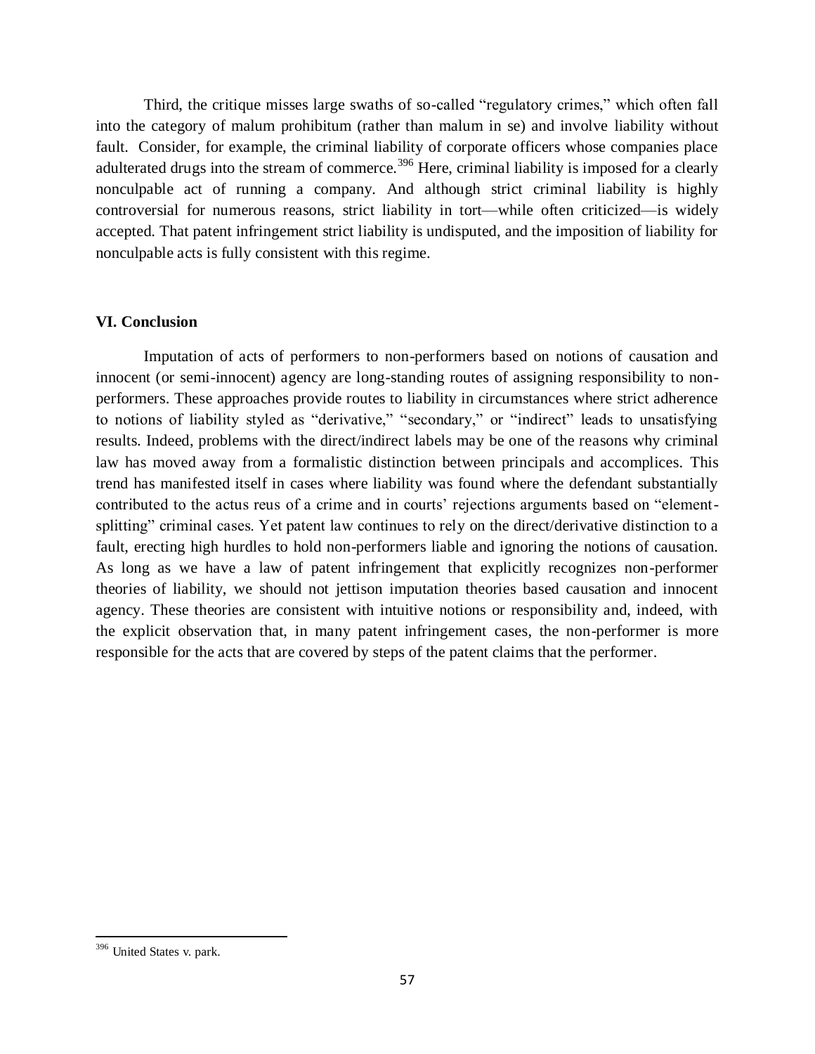Third, the critique misses large swaths of so-called "regulatory crimes," which often fall into the category of malum prohibitum (rather than malum in se) and involve liability without fault. Consider, for example, the criminal liability of corporate officers whose companies place adulterated drugs into the stream of commerce.[396] Here, criminal liability is imposed for a clearly nonculpable act of running a company. And although strict criminal liability is highly controversial for numerous reasons, strict liability in tort—while often criticized—is widely accepted. That patent infringement strict liability is undisputed, and the imposition of liability for nonculpable acts is fully consistent with this regime.

## VI. Conclusion

Imputation of acts of performers to non-performers based on notions of causation and innocent (or semi-innocent) agency are long-standing routes of assigning responsibility to non-performers. These approaches provide routes to liability in circumstances where strict adherence to notions of liability styled as "derivative," "secondary," or "indirect" leads to unsatisfying results. Indeed, problems with the direct/indirect labels may be one of the reasons why criminal law has moved away from a formalistic distinction between principals and accomplices. This trend has manifested itself in cases where liability was found where the defendant substantially contributed to the actus reus of a crime and in courts' rejections arguments based on "element-splitting" criminal cases. Yet patent law continues to rely on the direct/derivative distinction to a fault, erecting high hurdles to hold non-performers liable and ignoring the notions of causation. As long as we have a law of patent infringement that explicitly recognizes non-performer theories of liability, we should not jettison imputation theories based causation and innocent agency. These theories are consistent with intuitive notions or responsibility and, indeed, with the explicit observation that, in many patent infringement cases, the non-performer is more responsible for the acts that are covered by steps of the patent claims that the performer.

---

[396] United States v. park.